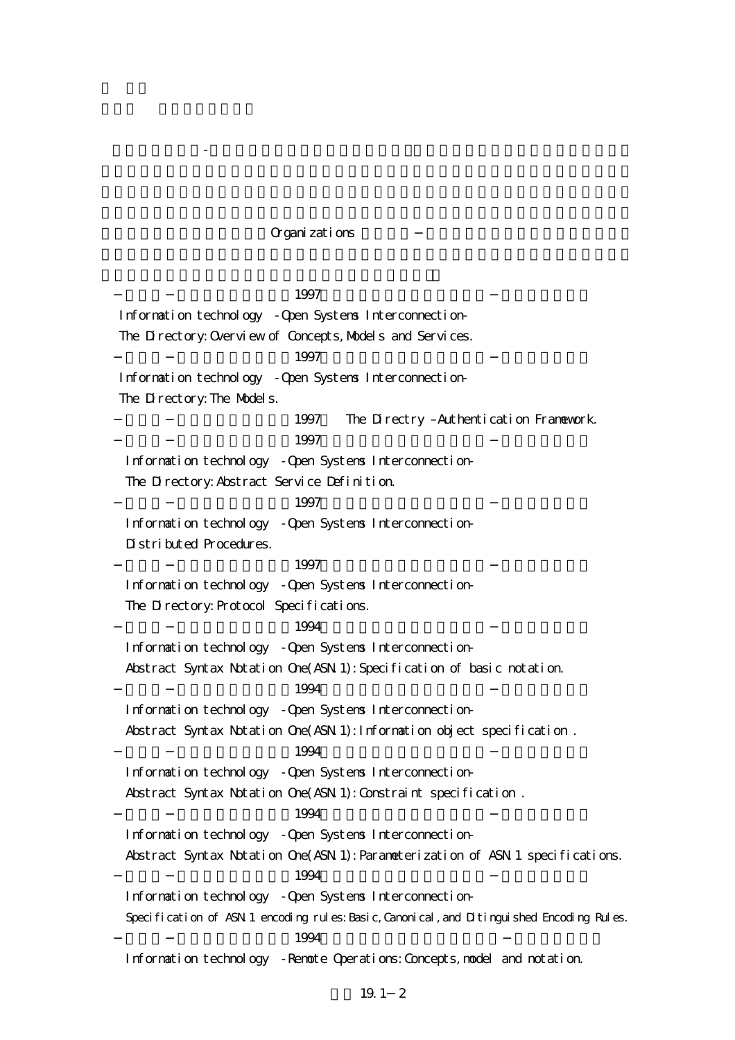Organizations －

－ － 1997 －

Information technology -Open Systems Interconnection-
The Directory:Overview of Concepts,Models and Services.

－ － 1997 －

Information technology -Open Systems Interconnection-
The Directory:The Models.

－ － 1997 The Directry –Authentication Framework.

－ － 1997 －

Information technology -Open Systems Interconnection-
The Directory:Abstract Service Definition.

－ － 1997 －

Information technology -Open Systems Interconnection-
Distributed Procedures.

－ － 1997 －

Information technology -Open Systems Interconnection-
The Directory:Protocol Specifications.

－ － 1994 －

Information technology -Open Systems Interconnection-
Abstract Syntax Notation One(ASN.1):Specification of basic notation.

－ － 1994 －

Information technology -Open Systems Interconnection-
Abstract Syntax Notation One(ASN.1):Information object specification .

－ － 1994 －

Information technology -Open Systems Interconnection-
Abstract Syntax Notation One(ASN.1):Constraint specification .

－ － 1994 －

Information technology -Open Systems Interconnection-
Abstract Syntax Notation One(ASN.1):Parameterization of ASN.1 specifications.

－ － 1994 －

Information technology -Open Systems Interconnection-
Specification of ASN.1 encoding rules:Basic,Canonical,and Ditinguished Encoding Rules.

－ － 1994 －

Information technology -Remote Operations:Concepts,model and notation.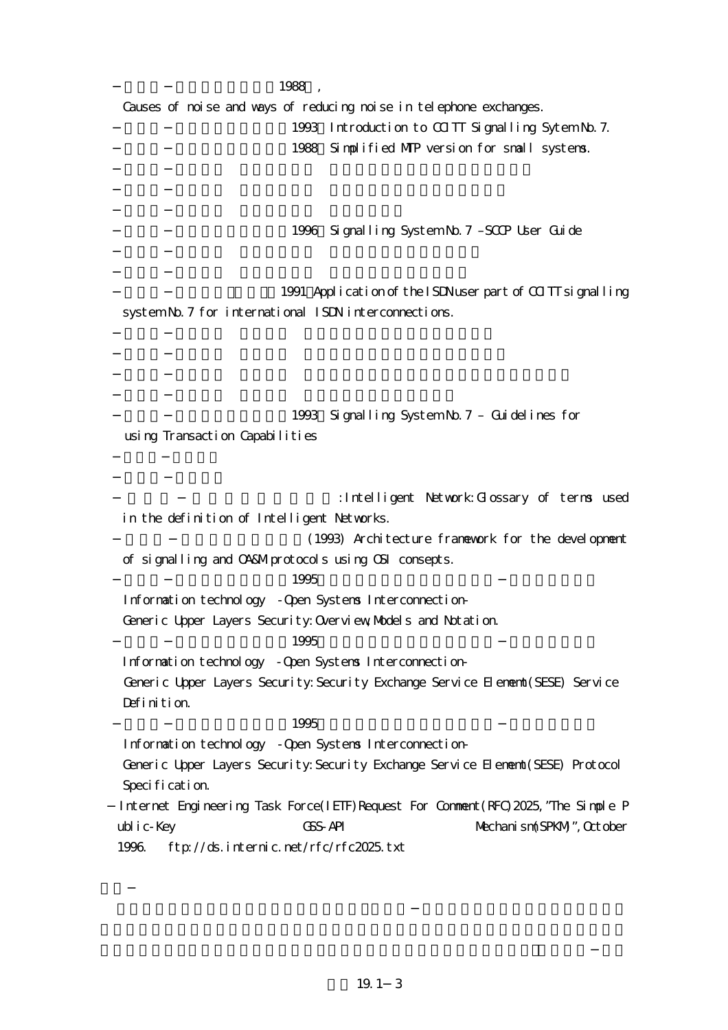− − 1988 ,

Causes of noise and ways of reducing noise in telephone exchanges.

− − 1993 Introduction to CCITT Signalling Sytem No.7.

− − 1988 Simplified MTP version for small systems.

− −

− −

− −

− − 1996 Signalling System No.7 –SCCP User Guide

− −

− −

− − 1991 Application of the ISDN user part of CCITT signalling system No.7 for international ISDN interconnections.

− −

− −

− −

− −

− − 1993 Signalling System No.7 – Guidelines for using Transaction Capabilities

− −

− −

− − :Intelligent Network:Glossary of terms used in the definition of Intelligent Networks.

− − (1993) Architecture framework for the development of signalling and OA&M protocols using OSI consepts.

− − 1995 −

Information technology -Open Systems Interconnection-

Generic Upper Layers Security:Overview,Models and Notation.

− − 1995 −

Information technology -Open Systems Interconnection-

Generic Upper Layers Security:Security Exchange Service Element(SESE) Service Definition.

− − 1995 −

Information technology -Open Systems Interconnection-

Generic Upper Layers Security:Security Exchange Service Element(SESE) Protocol Specification.

− Internet Engineering Task Force(IETF) Request For Comment(RFC) 2025, "The Simple Public-Key GSS-API Mechanism(SPKM)", October 1996. ftp://ds.internic.net/rfc/rfc2025.txt

−

−

−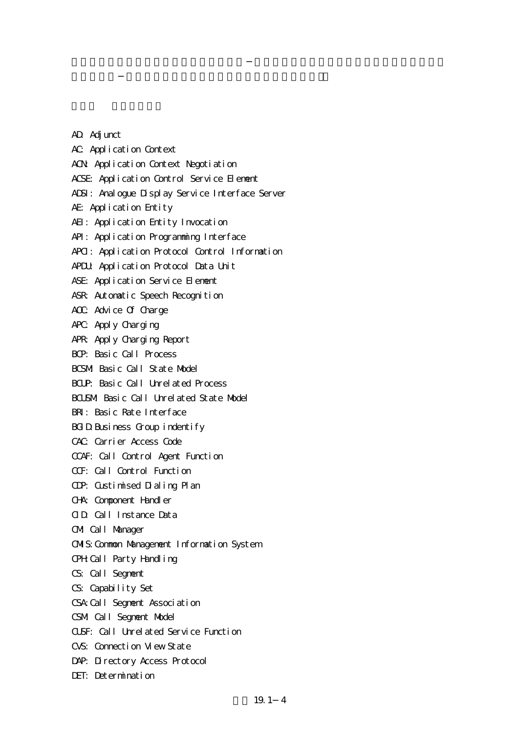AD: Adjunct

AC: Application Context

ACN: Application Context Negotiation

ACSE: Application Control Service Element

ADSI: Analogue Display Service Interface Server

AE: Application Entity

AEI: Application Entity Invocation

API: Application Programming Interface

APCI: Application Protocol Control Information

APDU: Application Protocol Data Unit

ASE: Application Service Element

ASR: Automatic Speech Recognition

AOC: Advice Of Charge

APC: Apply Charging

APR: Apply Charging Report

BCP: Basic Call Process

BCSM: Basic Call State Model

BCUP: Basic Call Unrelated Process

BCUSM: Basic Call Unrelated State Model

BRI: Basic Rate Interface

BGID:Business Group indentify

CAC: Carrier Access Code

CCAF: Call Control Agent Function

CCF: Call Control Function

CDP: Custimised Dialing Plan

CHA: Component Handler

CID: Call Instance Data

CM: Call Manager

CMIS:Common Management Information System

CPH:Call Party Handling

CS: Call Segment

CS: Capability Set

CSA:Call Segment Association

CSM: Call Segment Model

CUSF: Call Unrelated Service Function

CVS: Connection View State

DAP: Directory Access Protocol

DET: Determination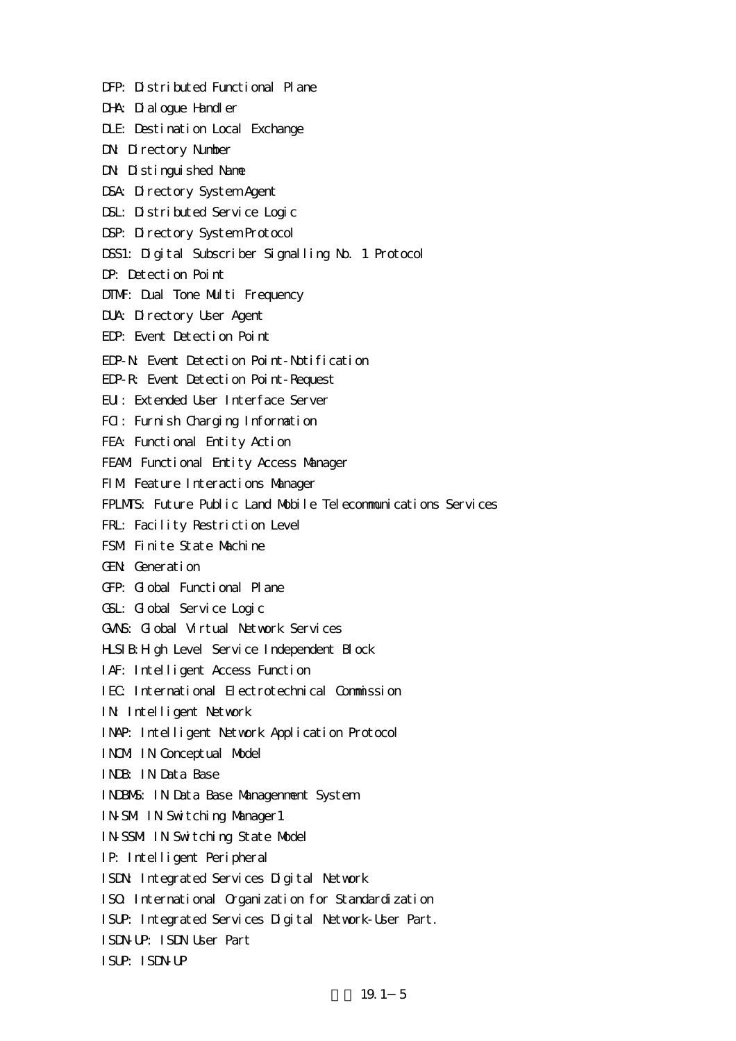DFP: Distributed Functional Plane

DHA: Dialogue Handler

DLE: Destination Local Exchange

DN: Directory Number

DN: Distinguished Name

DSA: Directory System Agent

DSL: Distributed Service Logic

DSP: Directory System Protocol

DSS1: Digital Subscriber Signalling No. 1 Protocol

DP: Detection Point

DTMF: Dual Tone Multi Frequency

DUA: Directory User Agent

EDP: Event Detection Point

EDP-N: Event Detection Point-Notification

EDP-R: Event Detection Point-Request

EUI: Extended User Interface Server

FCI: Furnish Charging Information

FEA: Functional Entity Action

FEAM: Functional Entity Access Manager

FIM: Feature Interactions Manager

FPLMTS: Future Public Land Mobile Telecommunications Services

FRL: Facility Restriction Level

FSM: Finite State Machine

GEN: Generation

GFP: Global Functional Plane

GSL: Global Service Logic

GVNS: Global Virtual Network Services

HLSIB: High Level Service Independent Block

IAF: Intelligent Access Function

IEC: International Electrotechnical Commission

IN: Intelligent Network

INAP: Intelligent Network Application Protocol

INCM: IN Conceptual Model

INDB: IN Data Base

INDBMS: IN Data Base Managenment System

IN-SM: IN Switching Manager1

IN-SSM: IN Switching State Model

IP: Intelligent Peripheral

ISDN: Integrated Services Digital Network

ISO: International Organization for Standardization

ISUP: Integrated Services Digital Network-User Part.

ISDN-UP: ISDN User Part

ISUP: ISDN-UP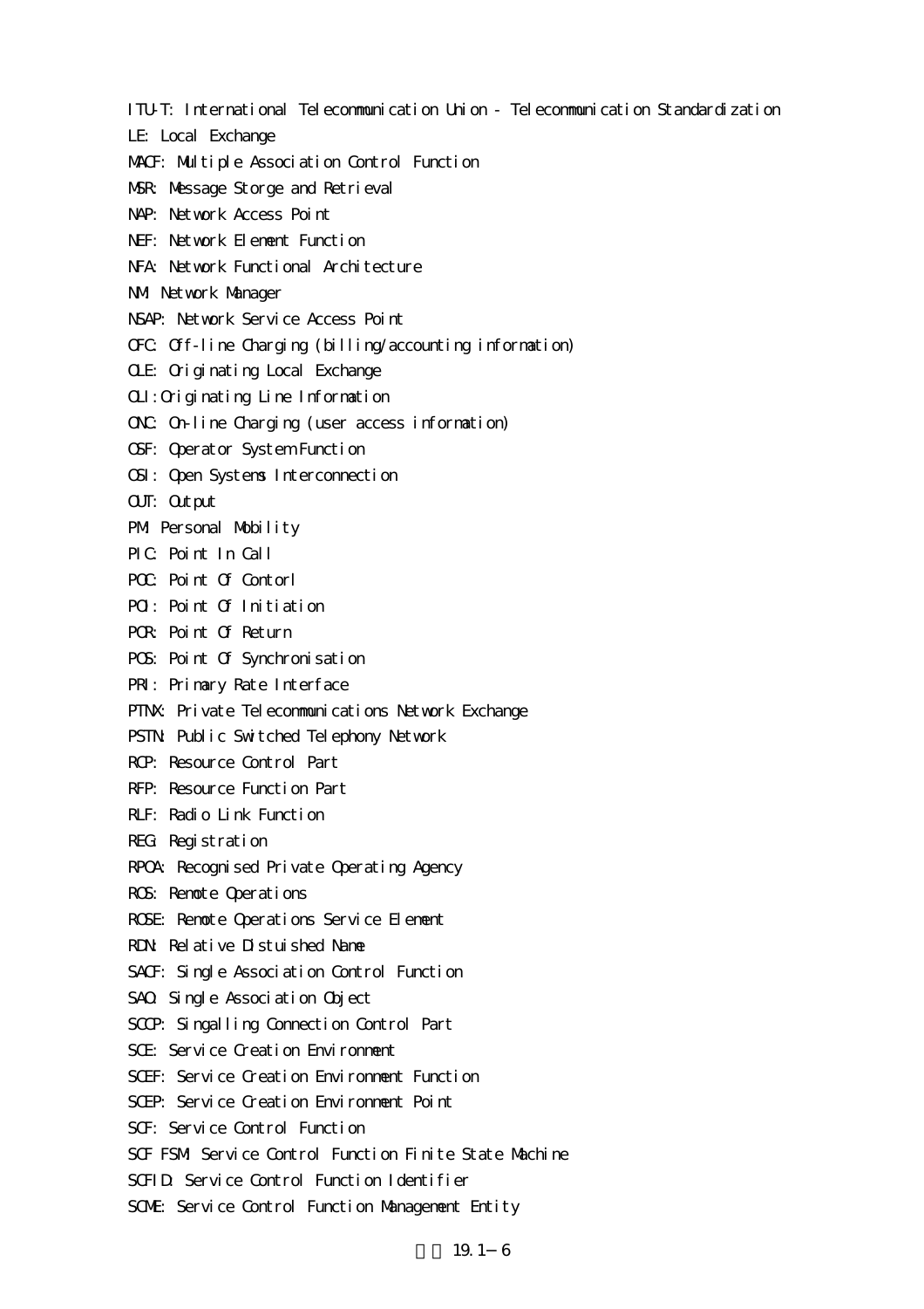ITU-T: International Telecommunication Union - Telecommunication Standardization

LE: Local Exchange

MACF: Multiple Association Control Function

MSR: Message Storge and Retrieval

NAP: Network Access Point

NEF: Network Element Function

NFA: Network Functional Architecture

NM: Network Manager

NSAP: Network Service Access Point

OFC: Off-line Charging (billing/accounting information)

OLE: Originating Local Exchange

OLI:Originating Line Information

ONC: On-line Charging (user access information)

OSF: Operator System Function

OSI: Open Systems Interconnection

OUT: Output

PM: Personal Mobility

PIC: Point In Call

POC: Point Of Contorl

POI: Point Of Initiation

POR: Point Of Return

POS: Point Of Synchronisation

PRI: Primary Rate Interface

PTNX: Private Telecommunications Network Exchange

PSTN: Public Switched Telephony Network

RCP: Resource Control Part

RFP: Resource Function Part

RLF: Radio Link Function

REG: Registration

RPOA: Recognised Private Operating Agency

ROS: Remote Operations

ROSE: Remote Operations Service Element

RDN: Relative Distuished Name

SACF: Single Association Control Function

SAO: Single Association Object

SCCP: Singalling Connection Control Part

SCE: Service Creation Environment

SCEF: Service Creation Environment Function

SCEP: Service Creation Environment Point

SCF: Service Control Function

SCF FSM: Service Control Function Finite State Machine

SCFID: Service Control Function Identifier

SCME: Service Control Function Management Entity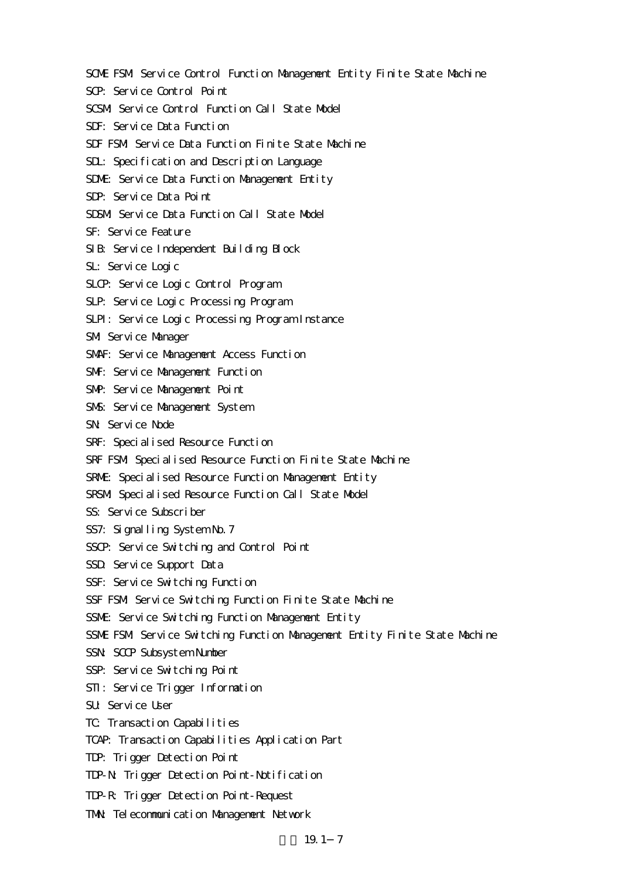SCME FSM: Service Control Function Management Entity Finite State Machine

SCP: Service Control Point

SCSM: Service Control Function Call State Model

SDF: Service Data Function

SDF FSM: Service Data Function Finite State Machine

SDL: Specification and Description Language

SDME: Service Data Function Management Entity

SDP: Service Data Point

SDSM: Service Data Function Call State Model

SF: Service Feature

SIB: Service Independent Building Block

SL: Service Logic

SLCP: Service Logic Control Program

SLP: Service Logic Processing Program

SLPI: Service Logic Processing Program Instance

SM: Service Manager

SMAF: Service Management Access Function

SMF: Service Management Function

SMP: Service Management Point

SMS: Service Management System

SN: Service Node

SRF: Specialised Resource Function

SRF FSM: Specialised Resource Function Finite State Machine

SRME: Specialised Resource Function Management Entity

SRSM: Specialised Resource Function Call State Model

SS: Service Subscriber

SS7: Signalling System No.7

SSCP: Service Switching and Control Point

SSD: Service Support Data

SSF: Service Switching Function

SSF FSM: Service Switching Function Finite State Machine

SSME: Service Switching Function Management Entity

SSME FSM: Service Switching Function Management Entity Finite State Machine

SSN: SCCP Subsystem Number

SSP: Service Switching Point

STI: Service Trigger Information

SU: Service User

TC: Transaction Capabilities

TCAP: Transaction Capabilities Application Part

TDP: Trigger Detection Point

TDP-N: Trigger Detection Point-Notification

TDP-R: Trigger Detection Point-Request

TMN: Telecommunication Management Network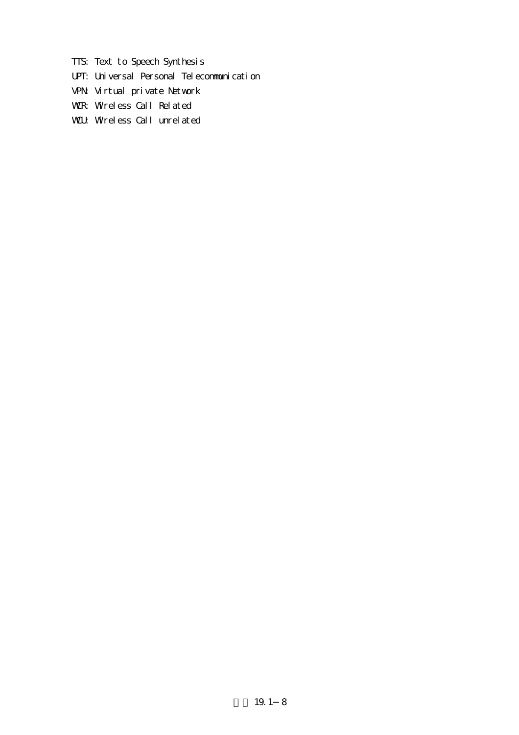TTS: Text to Speech Synthesis

UPT: Universal Personal Telecommunication

VPN: Virtual private Network

WCR: Wireless Call Related

WCU: Wireless Call unrelated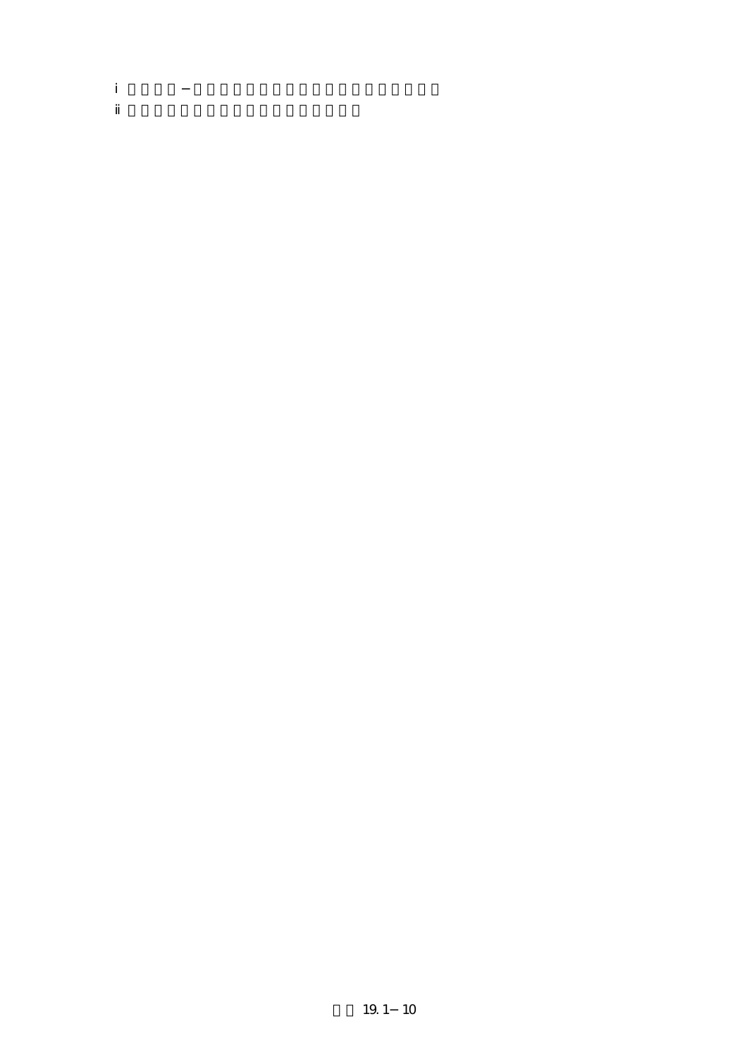i 　　　　－　　　　　　　　　　　　　　　　　　　　　

ii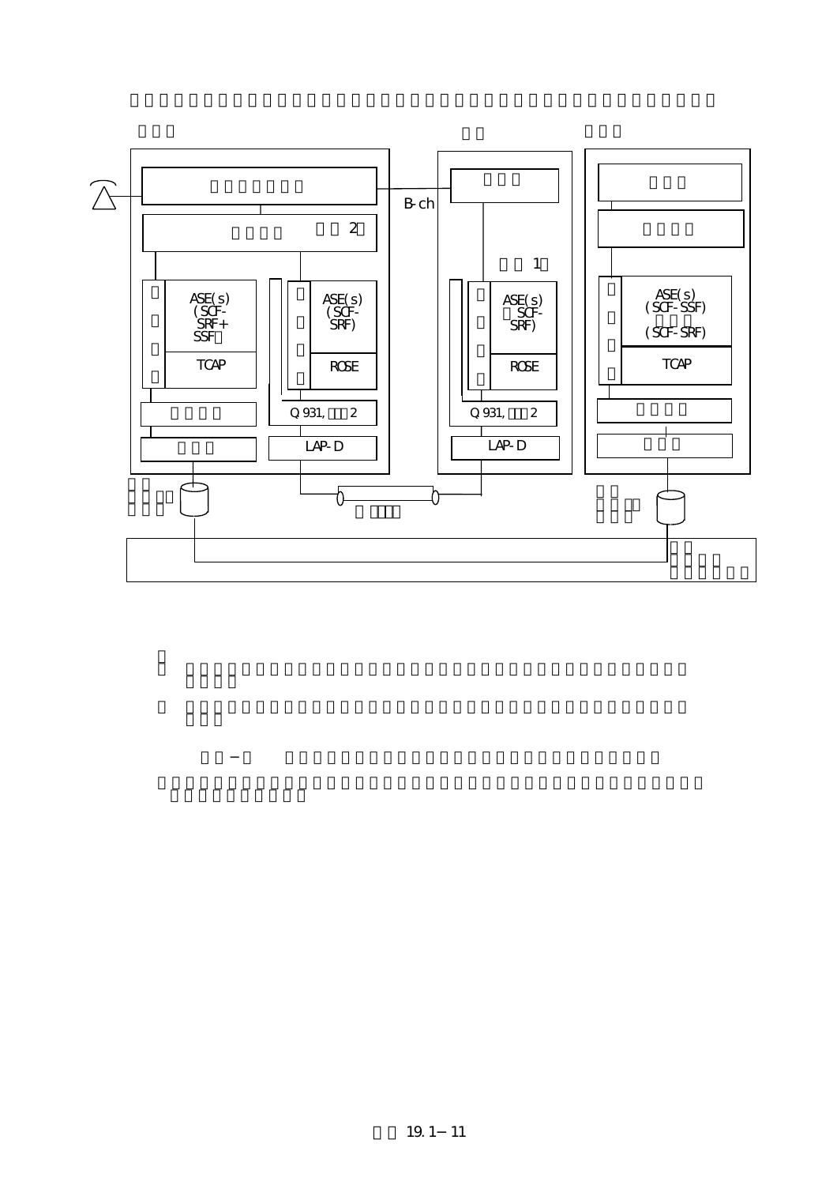B-ch

2

1

ASE(s) (SCF-SRF+SSF)

TCAP

ASE(s) (SCF-SRF)

ROSE

Q.931, 2

LAP-D

ASE(s) (SCF-SRF)

ROSE

Q.931, 2

LAP-D

ASE(s) (SCF-SSF) (SCF-SRF)

TCAP

−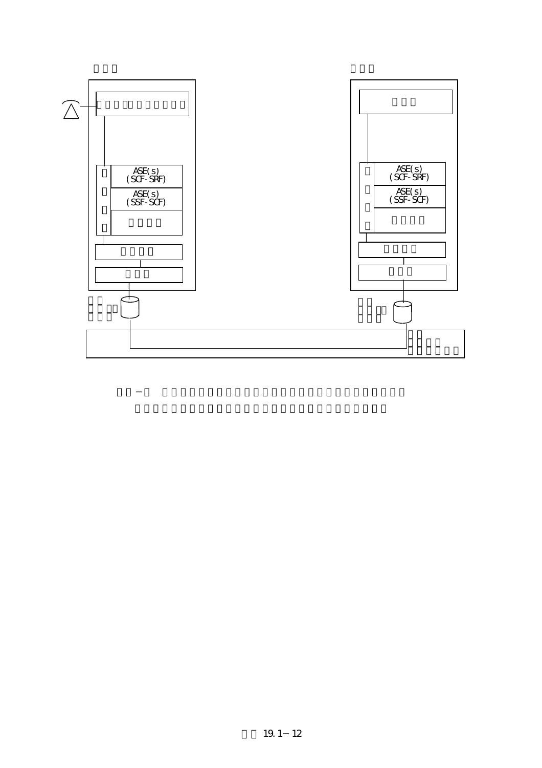ASE(s)
(SCF-SRF)

ASE(s)
(SSF-SCF)

ASE(s)
(SCF-SRF)

ASE(s)
(SSF-SCF)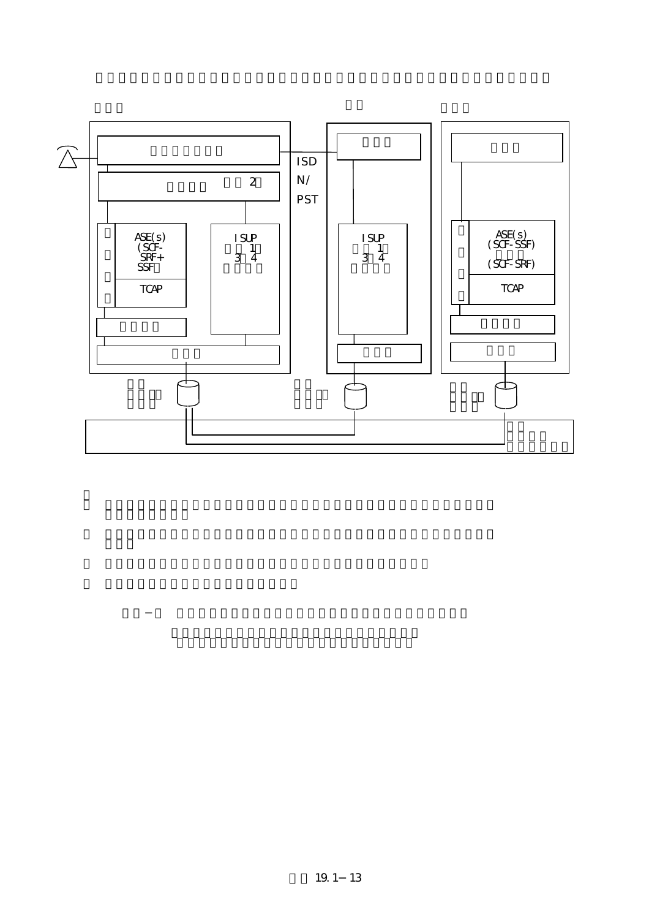ISDN/PST

2

ASE(s)
(SCF-
SRF+
SSF)

TCAP

ISUP
1
3 4

ISUP
1
3 4

ASE(s)
(SCF-SSF)
(SCF-SRF)

TCAP

−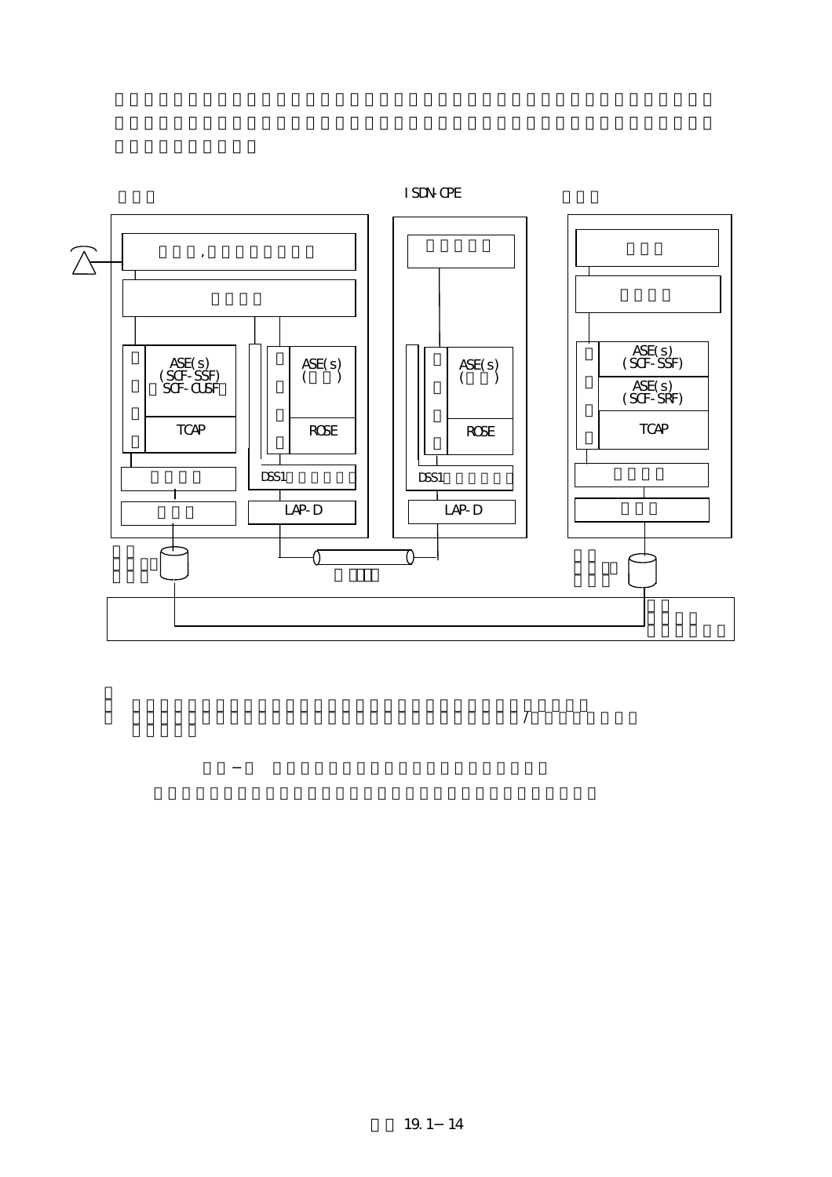ISDN-CPE

ASE(s)
(SCF-SSF)
SCF-CUSF

TCAP

ASE(s)

ROSE

DSS1

LAP-D

ASE(s)

ROSE

DSS1

LAP-D

ASE(s)
(SCF-SSF)

ASE(s)
(SCF-SRF)

TCAP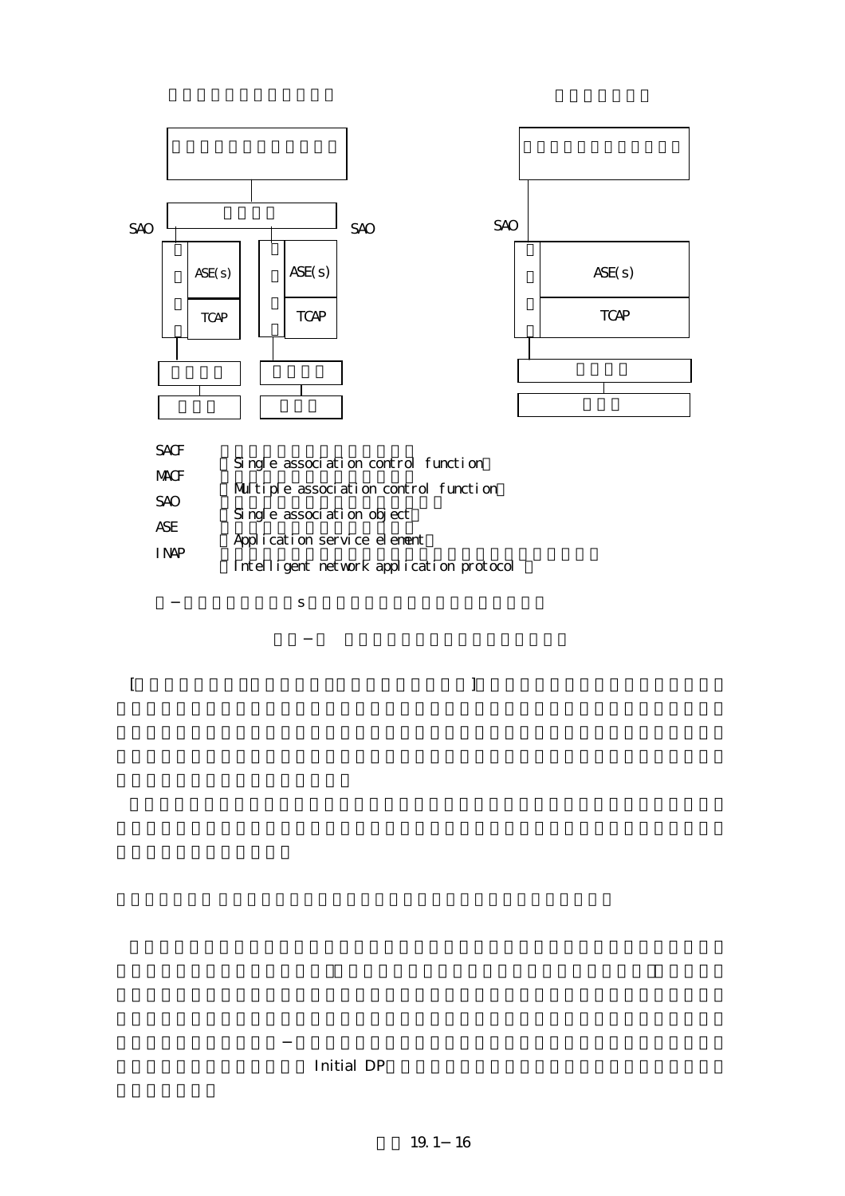SACF
（Single association control function）

MACF
（Multiple association control function）

SAO
（Single association object）

ASE
（Application service element）

INAP
（Intelligent network application protocol ）

s

[ ]

Initial DP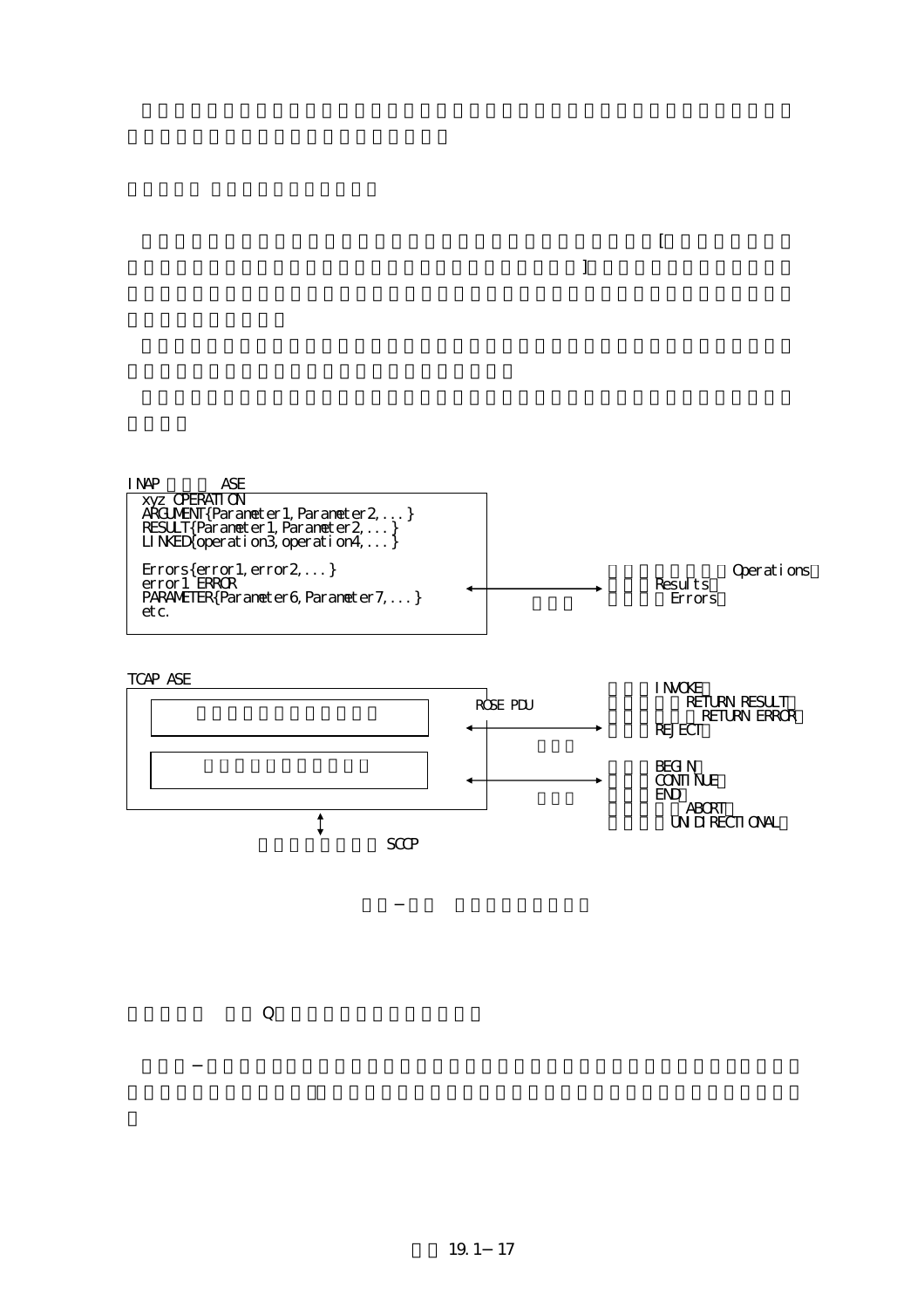[

]

INAP ASE

```
xyz OPERATION
ARGUMENT{Parameter1, Parameter2, ...}
RESULT{Parameter1, Parameter2, ...}
LINKED{operation3, operation4, ...}

Errors{error1, error2, ...}
error1 ERROR
PARAMETER{Parameter6, Parameter7, ...}
etc.
```

Operations
Results
Errors

TCAP ASE

ROSE PDU

INVOKE
RETURN RESULT
RETURN ERROR
REJECT

BEGIN
CONTINUE
END
ABORT
UNIDIRECTIONAL

SCCP

−

Q

−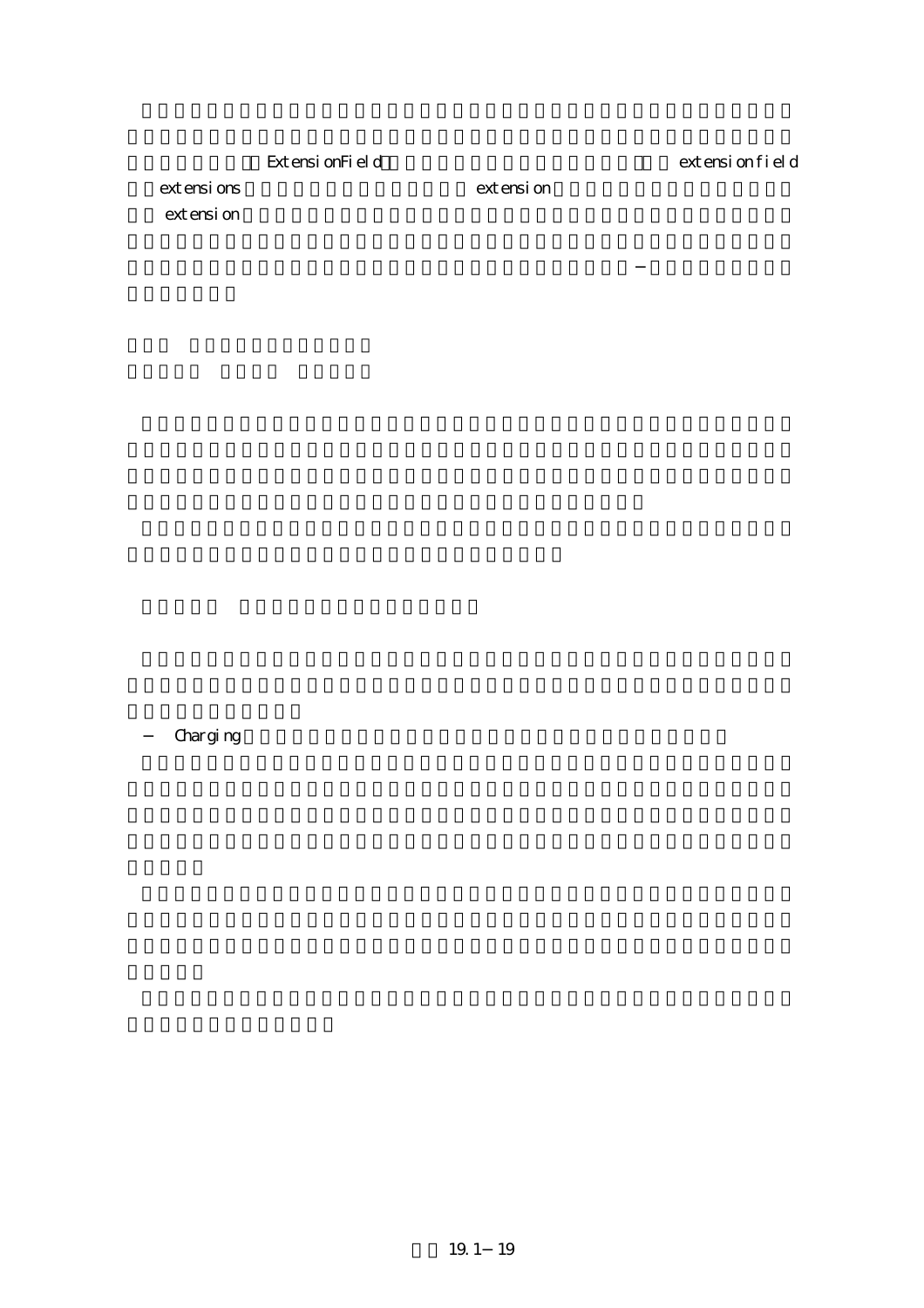ExtensionField extensionfield

extensions extension

extension

−

− Charging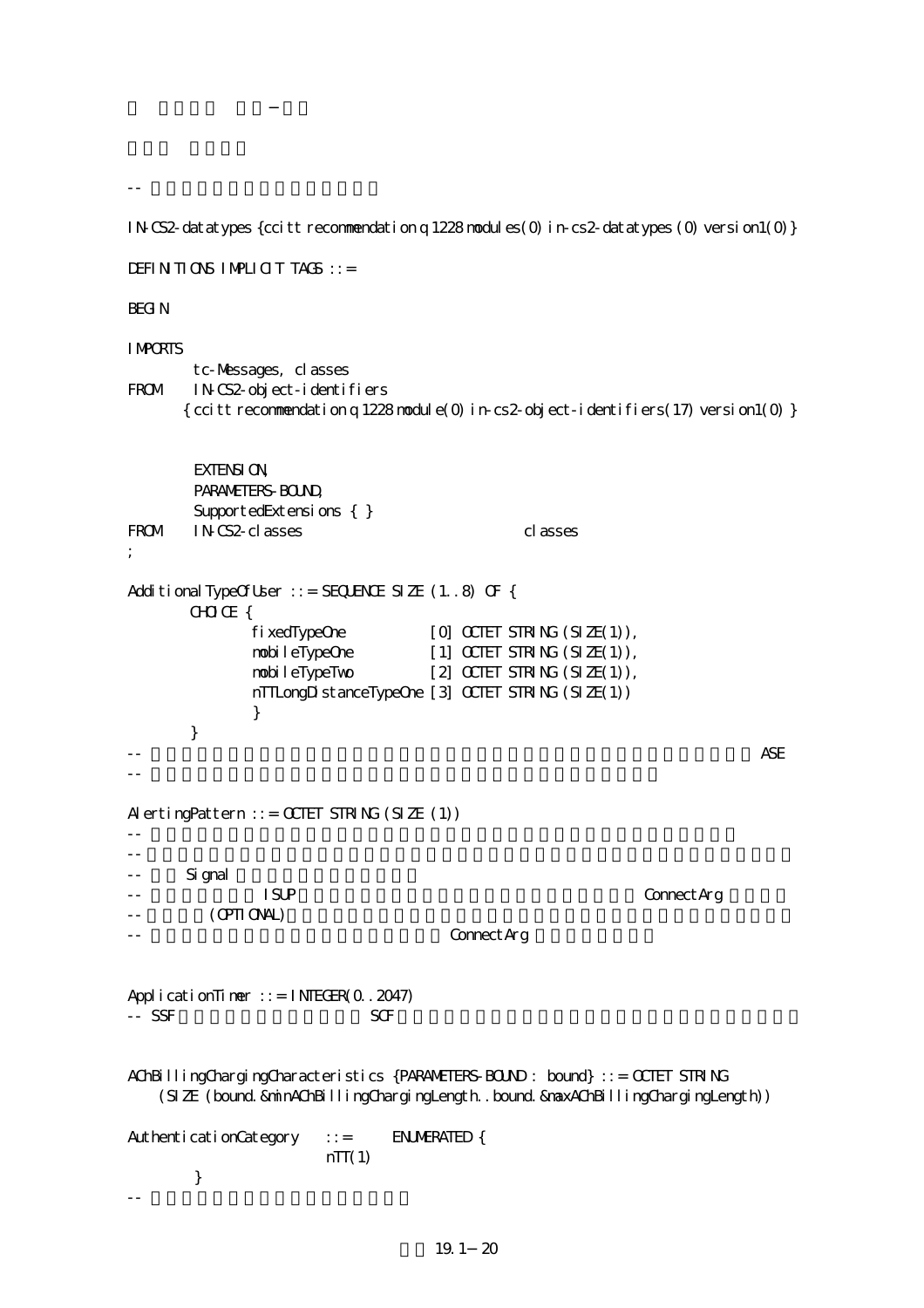```
IN-CS2-datatypes {ccitt recommendation q 1228 modules(0) in-cs2-datatypes (0) version1(0)}

DEFINITIONS IMPLICIT TAGS ::=

BEGIN

IMPORTS
        tc-Messages, classes
FROM    IN-CS2-object-identifiers
       { ccitt recommendation q 1228 module(0) in-cs2-object-identifiers(17) version1(0) }


        EXTENSION,
        PARAMETERS-BOUND,
        SupportedExtensions { }
FROM    IN-CS2-classes                           classes
;

AdditionalTypeOfUser ::= SEQUENCE SIZE (1..8) OF {
        CHOICE {
                fixedTypeOne            [0] OCTET STRING (SIZE(1)),
                mobileTypeOne           [1] OCTET STRING (SIZE(1)),
                mobileTypeTwo           [2] OCTET STRING (SIZE(1)),
                nTTLongDistanceTypeOne [3] OCTET STRING (SIZE(1))
                }
        }
--                                                                         ASE
--

AlertingPattern ::= OCTET STRING (SIZE (1))
--
--
--      Signal
--                ISUP                                              ConnectArg
--          (OPTIONAL)
--                                          ConnectArg


ApplicationTimer ::= INTEGER(0..2047)
-- SSF                        SCF


AChBillingChargingCharacteristics {PARAMETERS-BOUND : bound} ::= OCTET STRING
    (SIZE (bound.&minAChBillingChargingLength..bound.&maxAChBillingChargingLength))

AuthenticationCategory    ::=       ENUMERATED {
                        nTT(1)
        }
--
```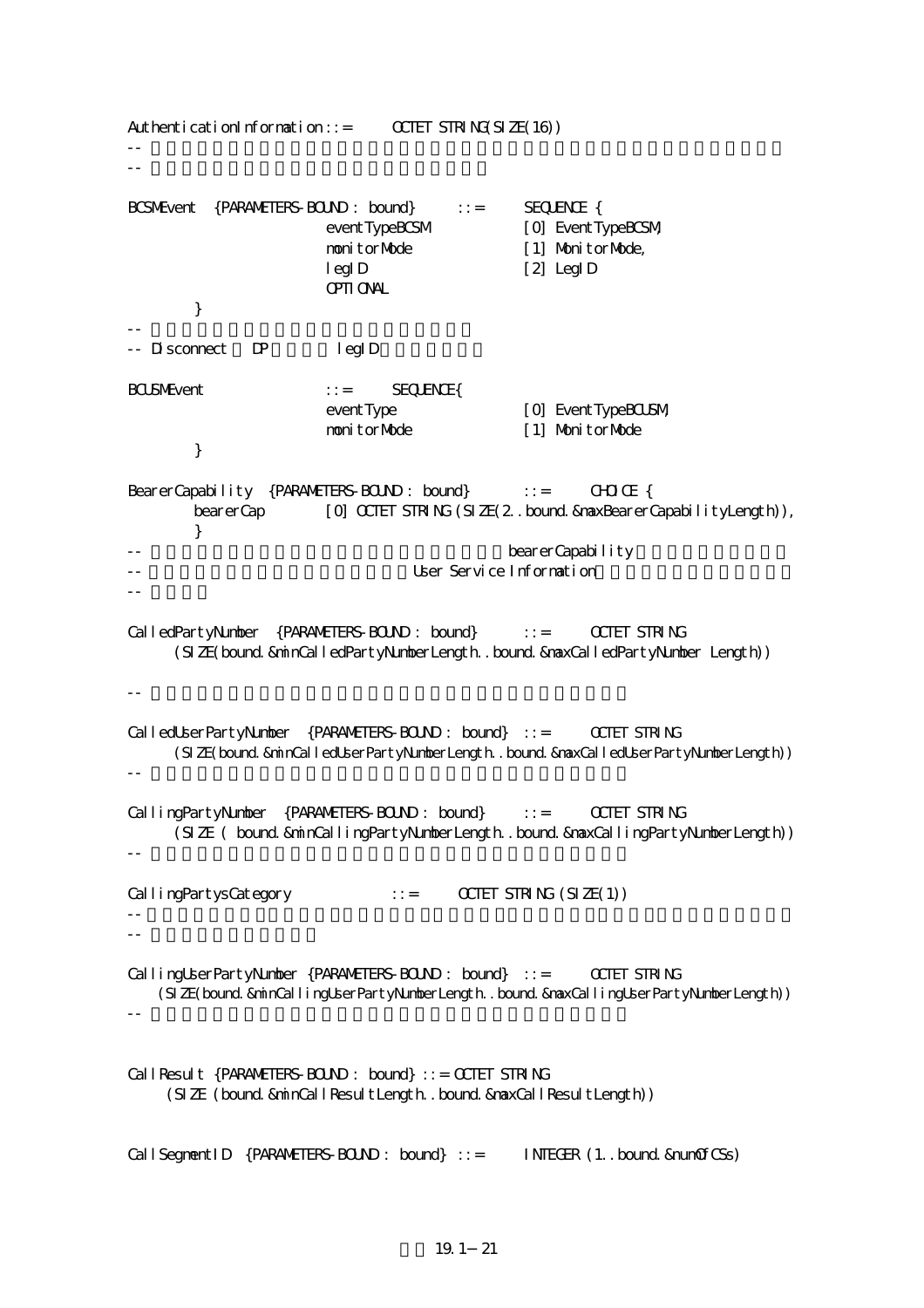```
AuthenticationInformation ::=      OCTET STRING(SIZE(16))
--
--

BCSMEvent  {PARAMETERS-BOUND : bound}      ::=      SEQUENCE {
                    eventTypeBCSM           [0] EventTypeBCSM,
                    monitorMode             [1] MonitorMode,
                    legID                   [2] LegID
                    OPTIONAL
        }
--
-- Disconnect  DP         legID

BCUSMEvent              ::=      SEQUENCE{
                    eventType               [0] EventTypeBCUSM,
                    monitorMode             [1] MonitorMode
        }

BearerCapability  {PARAMETERS-BOUND : bound}        ::=      CHOICE {
        bearerCap       [0] OCTET STRING (SIZE(2..bound.&maxBearerCapabilityLength)),
        }
--                                                  bearerCapability
--                                   User Service Information
--

CalledPartyNumber  {PARAMETERS-BOUND : bound}       ::=      OCTET STRING
      (SIZE(bound.&minCalledPartyNumberLength..bound.&maxCalledPartyNumber Length))

--

CalledUserPartyNumber  {PARAMETERS-BOUND : bound}  ::=      OCTET STRING
      (SIZE(bound.&minCalledUserPartyNumberLength..bound.&maxCalledUserPartyNumberLength))
--

CallingPartyNumber  {PARAMETERS-BOUND : bound}      ::=      OCTET STRING
      (SIZE ( bound.&minCallingPartyNumberLength..bound.&maxCallingPartyNumberLength))
--

CallingPartysCategory             ::=      OCTET STRING (SIZE(1))
--
--

CallingUserPartyNumber {PARAMETERS-BOUND : bound}  ::=      OCTET STRING
    (SIZE(bound.&minCallingUserPartyNumberLength..bound.&maxCallingUserPartyNumberLength))
--


CallResult {PARAMETERS-BOUND : bound} ::= OCTET STRING
     (SIZE (bound.&minCallResultLength..bound.&maxCallResultLength))


CallSegmentID  {PARAMETERS-BOUND : bound} ::=      INTEGER (1..bound.&numOfCSs)
```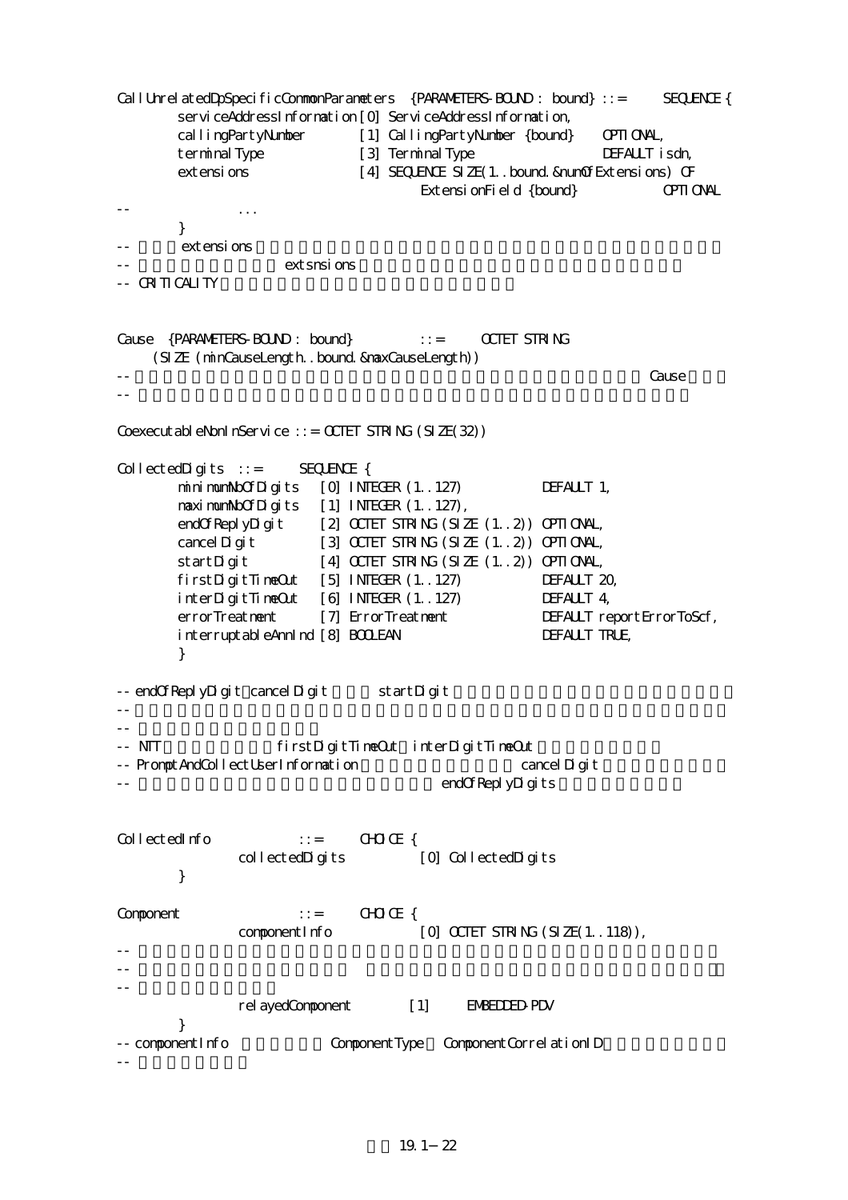```
CallUnrelatedDpSpecificCommonParameters  {PARAMETERS-BOUND : bound} ::=     SEQUENCE {
        serviceAddressInformation [0] ServiceAddressInformation,
        callingPartyNumber        [1] CallingPartyNumber {bound}     OPTIONAL,
        terminalType              [3] TerminalType                   DEFAULT isdn,
        extensions                [4] SEQUENCE SIZE(1..bound.&numOfExtensions) OF
                                         ExtensionField {bound}             OPTIONAL
--              ...
        }
--      extensions
--                      extsnsions
-- CRITICALITY


Cause  {PARAMETERS-BOUND : bound}          ::=     OCTET STRING
     (SIZE (minCauseLength..bound.&maxCauseLength))
--                                                                              Cause
--

CoexecutableNonInService ::= OCTET STRING (SIZE(32))

CollectedDigits  ::=     SEQUENCE {
        minimumNbOfDigits   [0] INTEGER (1..127)           DEFAULT 1,
        maximumNbOfDigits   [1] INTEGER (1..127),
        endOfReplyDigit     [2] OCTET STRING (SIZE (1..2)) OPTIONAL,
        cancelDigit         [3] OCTET STRING (SIZE (1..2)) OPTIONAL,
        startDigit          [4] OCTET STRING (SIZE (1..2)) OPTIONAL,
        firstDigitTimeOut   [5] INTEGER (1..127)           DEFAULT 20,
        interDigitTimeOut   [6] INTEGER (1..127)           DEFAULT 4,
        errorTreatment      [7] ErrorTreatment             DEFAULT reportErrorToScf,
        interruptableAnnInd [8] BOOLEAN                    DEFAULT TRUE,
        }

-- endOfReplyDigit cancelDigit       startDigit
--
--
-- NTT                  firstDigitTimeOut interDigitTimeOut
-- PromptAndCollectUserInformation                           cancelDigit
--                                               endOfReplyDigits


CollectedInfo            ::=     CHOICE {
                collectedDigits          [0] CollectedDigits
        }

Component                ::=     CHOICE {
                componentInfo            [0] OCTET STRING (SIZE(1..118)),
--
--
--
                relayedComponent        [1]     EMBEDDED-PDV
        }
-- componentInfo              ComponentType   ComponentCorrelationID
--
```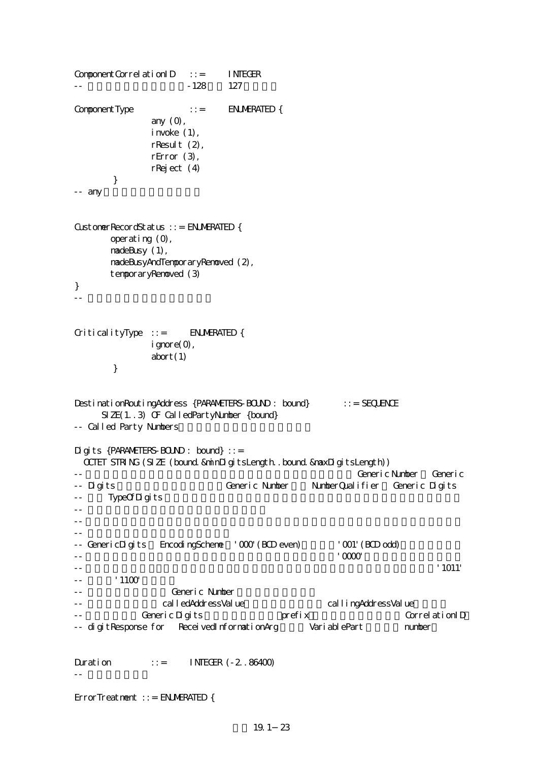```
ComponentCorrelationID   ::=     INTEGER
--                        -128    127

ComponentType            ::=     ENUMERATED {
                 any (0),
                 invoke (1),
                 rResult (2),
                 rError (3),
                 rReject (4)
         }
-- any


CustomerRecordStatus ::= ENUMERATED {
        operating (0),
        madeBusy (1),
        madeBusyAndTemporaryRemoved (2),
        temporaryRemoved (3)
}
--


CriticalityType  ::=     ENUMERATED {
                 ignore(0),
                 abort(1)
         }


DestinationRoutingAddress {PARAMETERS-BOUND : bound}        ::= SEQUENCE
      SIZE(1..3) OF CalledPartyNumber {bound}
-- Called Party Numbers

Digits {PARAMETERS-BOUND : bound} ::=
  OCTET STRING (SIZE (bound.&minDigitsLength..bound.&maxDigitsLength))
--                                                              Generic Number   Generic
-- Digits                          Generic Number    NumberQualifier   Generic Digits
--       TypeOfDigits
--
--
--
-- GenericDigits   EncodingScheme   '000'(BCD even)          '001'(BCD odd)
--                                                           '0000'
--                                                                              '1011'
--        '1100'
--                         Generic Number
--                      calledAddressValue                 callingAddressValue
--               Generic Digits                  prefix                          CorrelationID
-- digitResponse for   ReceivedInformationArg          VariablePart            number


Duration          ::=     INTEGER (-2..86400)
--

ErrorTreatment ::= ENUMERATED {
```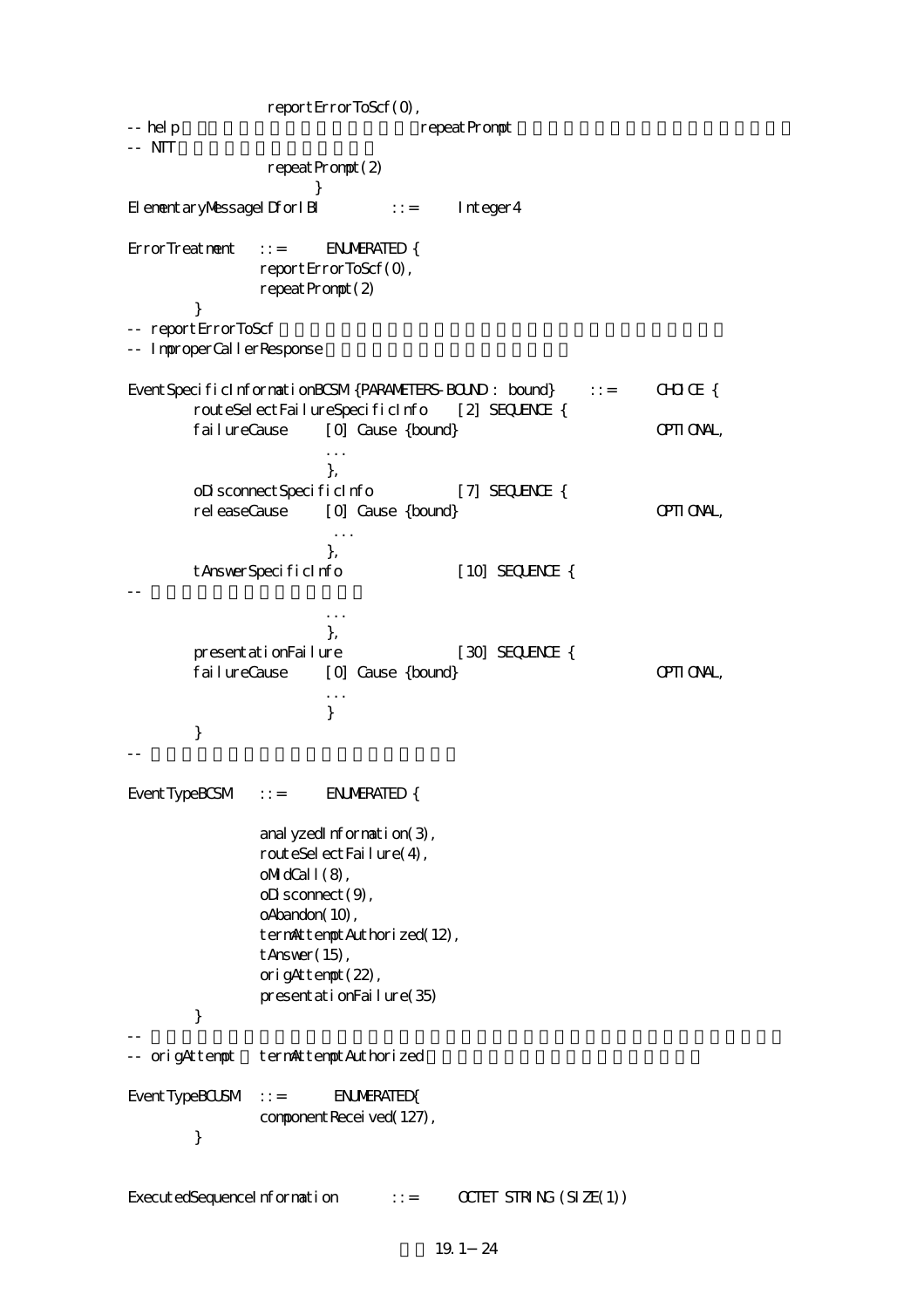```
                reportErrorToScf(0),
-- help                                  repeatPrompt
-- NTT
                repeatPrompt(2)
                    }
ElementaryMessageIDforIBI         ::=     Integer4

ErrorTreatment   ::=     ENUMERATED {
               reportErrorToScf(0),
               repeatPrompt(2)
        }
-- reportErrorToScf
-- ImproperCallerResponse

EventSpecificInformationBCSM {PARAMETERS-BOUND : bound}     ::=     CHOICE {
        routeSelectFailureSpecificInfo    [2] SEQUENCE {
        failureCause      [0] Cause {bound}                         OPTIONAL,
                          ...
                          },
        oDisconnectSpecificInfo          [7] SEQUENCE {
        releaseCause      [0] Cause {bound}                         OPTIONAL,
                           ...
                          },
        tAnswerSpecificInfo              [10] SEQUENCE {
--
                          ...
                          },
        presentationFailure              [30] SEQUENCE {
        failureCause      [0] Cause {bound}                         OPTIONAL,
                          ...
                          }
        }
--

EventTypeBCSM   ::=     ENUMERATED {

               analyzedInformation(3),
               routeSelectFailure(4),
               oMidCall(8),
               oDisconnect(9),
               oAbandon(10),
               termAttemptAuthorized(12),
               tAnswer(15),
               origAttempt(22),
               presentationFailure(35)
        }
--
-- origAttempt  termAttemptAuthorized

EventTypeBCUSM   ::=      ENUMERATED{
               componentReceived(127),
        }


ExecutedSequenceInformation       ::=     OCTET STRING (SIZE(1))
```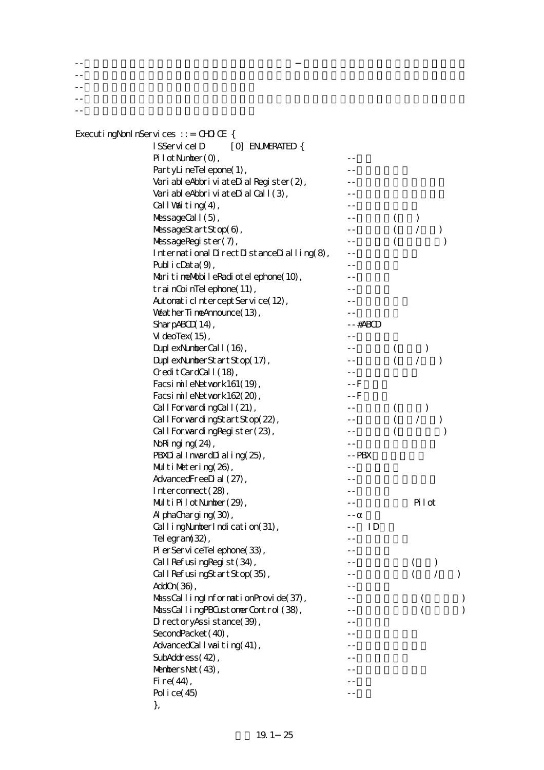```
--                                        −
--
--
--
--

ExecutingNonInServices ::= CHOICE {
        ISServiceID     [0] ENUMERATED {
        PilotNumber(0),                              --
        PartyLineTelepone(1),                        --
        VariableAbbriviateDialRegister(2),           --
        VariableAbbriviateDialCall(3),               --
        CallWaiting(4),                              --
        MessageCall(5),                              --          (    )
        MessageStartStop(6),                         --          (   /   )
        MessageRegister(7),                          --          (          )
        InternationalDirectDistanceDialling(8),      --
        PublicData(9),                               --
        MaritimeMobileRadiotelephone(10),            --
        trainCoinTelephone(11),                      --
        AutomaticInterceptService(12),               --
        WeatherTimeAnnounce(13),                     --
        SharpABCD(14),                               --#ABCD
        VideoTex(15),                                --
        DuplexNumberCall(16),                        --          (      )
        DuplexNumberStartStop(17),                   --          (   /   )
        CreditCardCall(18),                          --
        FacsimileNetwork161(19),                     --F
        FacsimileNetwork162(20),                     --F
        CallForwardingCall(21),                      --          (      )
        CallForwardingStartStop(22),                 --          (   /   )
        CallForwardingRegister(23),                  --          (          )
        NoRinging(24),                               --
        PBXDialInwardDialing(25),                    --PBX
        MultiMetering(26),                           --
        AdvancedFreeDial(27),                        --
        Interconnect(28),                            --
        MultiPilotNumber(29),                        --              Pilot
        AlphaCharging(30),                           --α
        CallingNumberIndication(31),                 --  ID
        Telegram(32),                                --
        PierServiceTelephone(33),                    --
        CallRefusingRegist(34),                      --              (    )
        CallRefusingStartStop(35),                   --              (   /   )
        AddOn(36),                                   --
        MassCallingInformationProvide(37),           --                (        )
        MassCallingPBCustomerControl(38),            --                (        )
        DirectoryAssistance(39),                     --
        SecondPacket(40),                            --
        AdvancedCallwaiting(41),                     --
        SubAddress(42),                              --
        MembersNet(43),                              --
        Fire(44),                                    --
        Police(45)                                   --
        },
```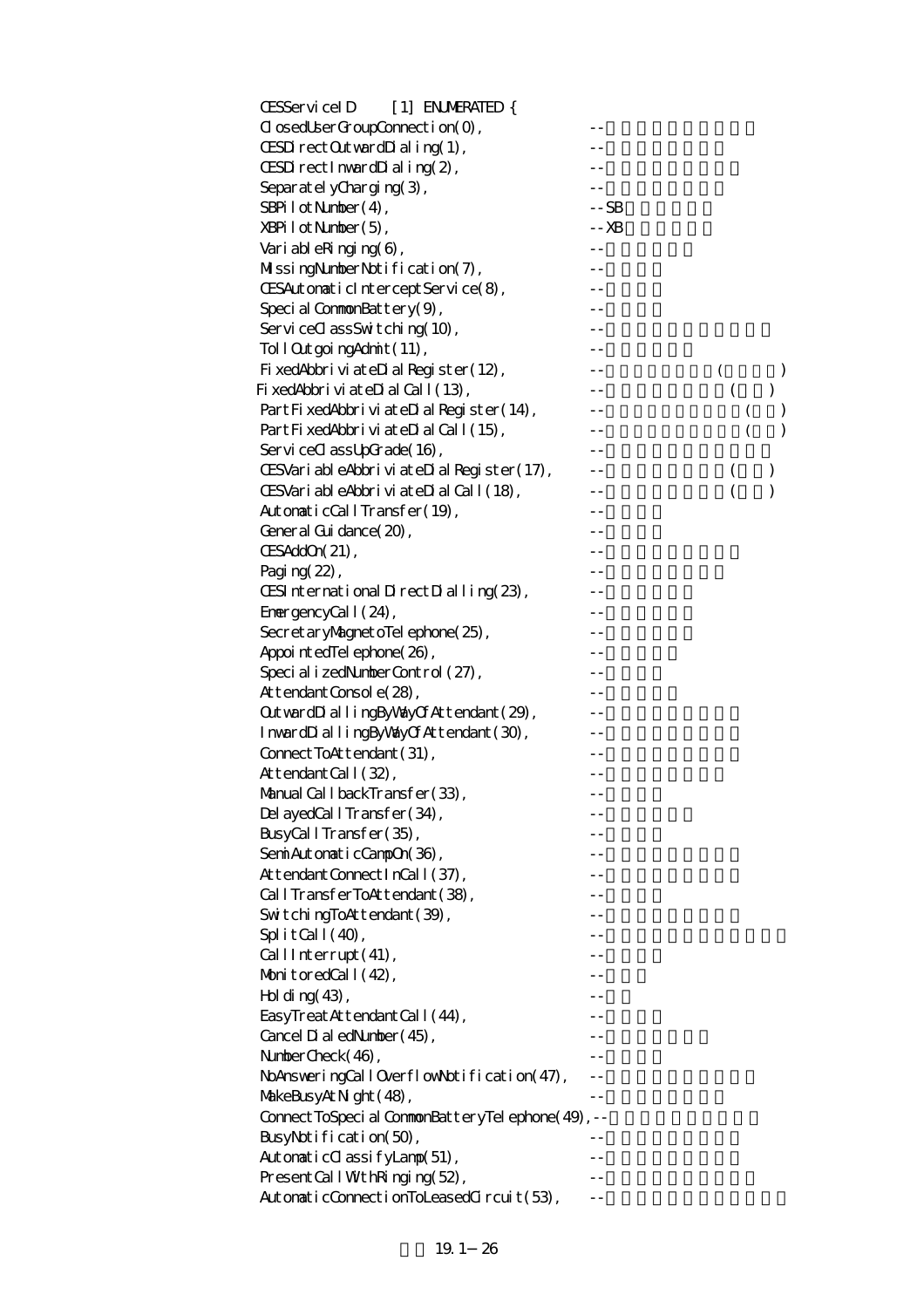```
CESServiceID    [1] ENUMERATED {
ClosedUserGroupConnection(0),                    --
CESDirectOutwardDialing(1),                      --
CESDirectInwardDialing(2),                       --
SeparatelyCharging(3),                           --
SBPilotNumber(4),                                --SB
XBPilotNumber(5),                                --XB
VariableRinging(6),                              --
MissingNumberNotification(7),                    --
CESAutomaticInterceptService(8),                 --
SpecialCommonBattery(9),                         --
ServiceClassSwitching(10),                       --
TollOutgoingAdmit(11),                           --
FixedAbbriviateDialRegister(12),                 --          (        )
FixedAbbriviateDialCall(13),                     --            (    )
PartFixedAbbriviateDialRegister(14),             --                (    )
PartFixedAbbriviateDialCall(15),                 --                (    )
ServiceClassUpGrade(16),                         --
CESVariableAbbriviateDialRegister(17),           --            (    )
CESVariableAbbriviateDialCall(18),               --            (    )
AutomaticCallTransfer(19),                       --
GeneralGuidance(20),                             --
CESAddOn(21),                                    --
Paging(22),                                      --
CESInternationalDirectDialling(23),              --
EmergencyCall(24),                               --
SecretaryMagnetoTelephone(25),                   --
AppointedTelephone(26),                          --
SpecializedNumberControl(27),                    --
AttendantConsole(28),                            --
OutwardDiallingByWayOfAttendant(29),             --
InwardDiallingByWayOfAttendant(30),              --
ConnectToAttendant(31),                          --
AttendantCall(32),                               --
ManualCallbackTransfer(33),                      --
DelayedCallTransfer(34),                         --
BusyCallTransfer(35),                            --
SemiAutomaticCampOn(36),                         --
AttendantConnectInCall(37),                      --
CallTransferToAttendant(38),                     --
SwitchingToAttendant(39),                        --
SplitCall(40),                                   --
CallInterrupt(41),                               --
MonitoredCall(42),                               --
Holding(43),                                     --
EasyTreatAttendantCall(44),                      --
CancelDialedNumber(45),                          --
NumberCheck(46),                                 --
NoAnsweringCallOverflowNotification(47),         --
MakeBusyAtNight(48),                             --
ConnectToSpecialCommonBatteryTelephone(49),--
BusyNotification(50),                            --
AutomaticClassifyLamp(51),                       --
PresentCallWithRinging(52),                      --
AutomaticConnectionToLeasedCircuit(53),          --
```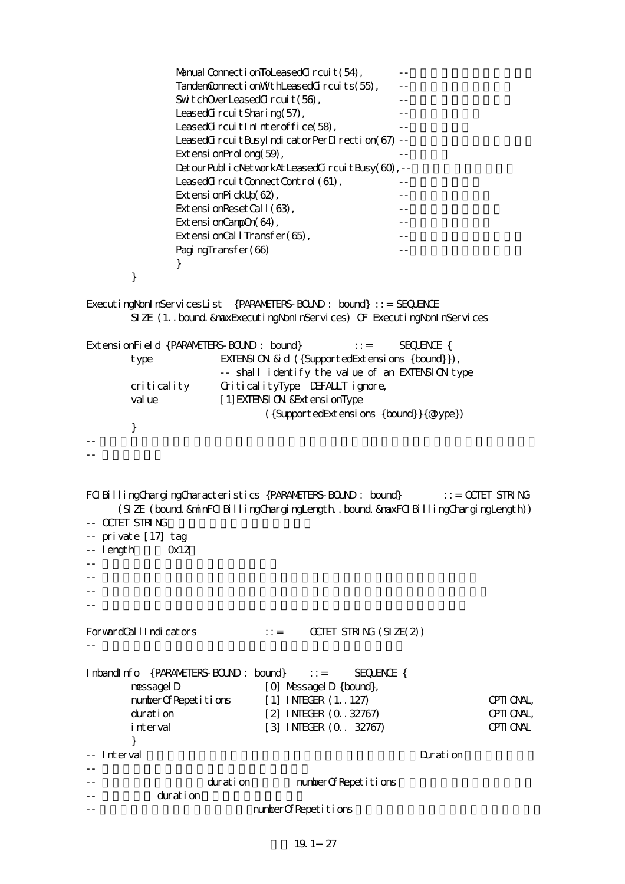```
            ManualConnectionToLeasedCircuit(54),          --
            TandemConnectionWithLeasedCircuits(55),       --
            SwitchOverLeasedCircuit(56),                  --
            LeasedCircuitSharing(57),                     --
            LeasedCircuitInInteroffice(58),               --
            LeasedCircuitBusyIndicatorPerDirection(67)    --
            ExtensionProlong(59),                         --
            DetourPublicNetworkAtLeasedCircuitBusy(60),--
            LeasedCircuitConnectControl(61),              --
            ExtensionPickUp(62),                          --
            ExtensionResetCall(63),                       --
            ExtensionCampOn(64),                          --
            ExtensionCallTransfer(65),                    --
            PagingTransfer(66)                            --
            }
        }

ExecutingNonInServicesList  {PARAMETERS-BOUND : bound} ::= SEQUENCE
        SIZE (1..bound.&maxExecutingNonInServices) OF ExecutingNonInServices

ExtensionField {PARAMETERS-BOUND : bound}          ::=      SEQUENCE {
        type             EXTENSION.&id ({SupportedExtensions {bound}}),
                         -- shall identify the value of an EXTENSION type
        criticality      CriticalityType  DEFAULT ignore,
        value            [1]EXTENSION.&ExtensionType
                                ({SupportedExtensions {bound}}{@type})
        }
--
--


FCIBillingChargingCharacteristics {PARAMETERS-BOUND : bound}        ::= OCTET STRING
      (SIZE (bound.&minFCIBillingChargingLength..bound.&maxFCIBillingChargingLength))
-- OCTET STRING
-- private [17] tag
-- length         0x12
--
--
--
--

ForwardCallIndicators              ::=      OCTET STRING (SIZE(2))
--

InbandInfo  {PARAMETERS-BOUND : bound}    ::=      SEQUENCE {
        messageID               [0] MessageID {bound},
        numberOfRepetitions     [1] INTEGER (1..127)                    OPTIONAL,
        duration                [2] INTEGER (0..32767)                  OPTIONAL,
        interval                [3] INTEGER (0.. 32767)                 OPTIONAL
        }
-- Interval                                                    Duration
--
--                       duration            numberOfRepetitions
--              duration
--                                numberOfRepetitions
```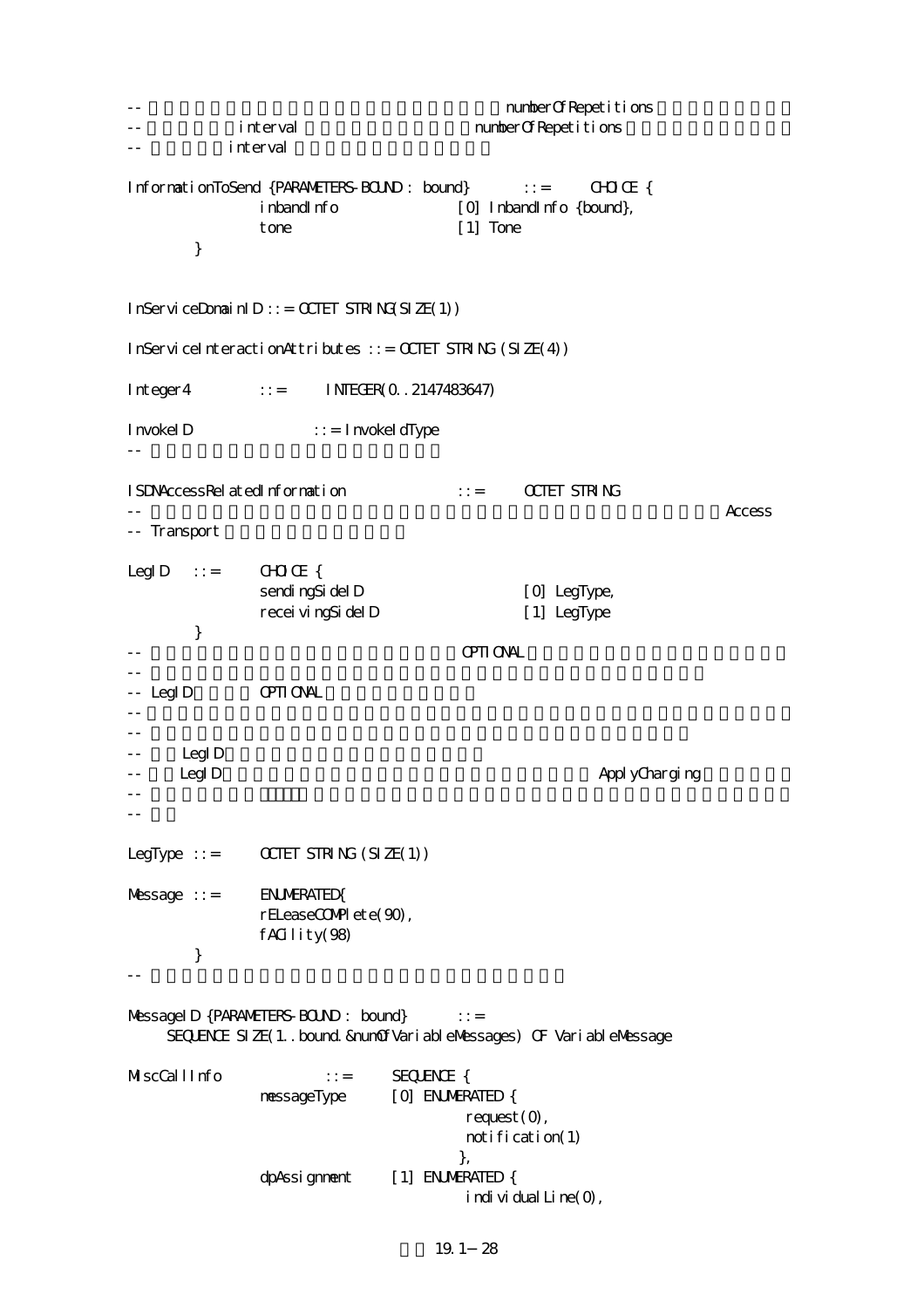```
--                                              numberOfRepetitions
--           interval                           numberOfRepetitions
--           interval

InformationToSend {PARAMETERS-BOUND : bound}    ::=    CHOICE {
            inbandInfo              [0] InbandInfo {bound},
            tone                    [1] Tone
        }


InServiceDomainID ::= OCTET STRING(SIZE(1))

InServiceInteractionAttributes ::= OCTET STRING (SIZE(4))

Integer4        ::=    INTEGER(0..2147483647)

InvokeID            ::= InvokeIdType
--

ISDNAccessRelatedInformation            ::=    OCTET STRING
--                                                                  Access
-- Transport

LegID   ::=    CHOICE {
            sendingSideID                   [0] LegType,
            receivingSideID                 [1] LegType
        }
--                                      OPTIONAL
--
-- LegID        OPTIONAL
--
--
--    LegID
--    LegID                                               ApplyCharging
--
--

LegType ::=    OCTET STRING (SIZE(1))

Message ::=    ENUMERATED{
            rELeaseCOMPlete(90),
            fACility(98)
        }
--

MessageID {PARAMETERS-BOUND : bound}    ::=
    SEQUENCE SIZE(1..bound.&numOfVariableMessages) OF VariableMessage

MiscCallInfo            ::=    SEQUENCE {
            messageType     [0] ENUMERATED {
                                request(0),
                                notification(1)
                            },
            dpAssignment    [1] ENUMERATED {
                                individualLine(0),
```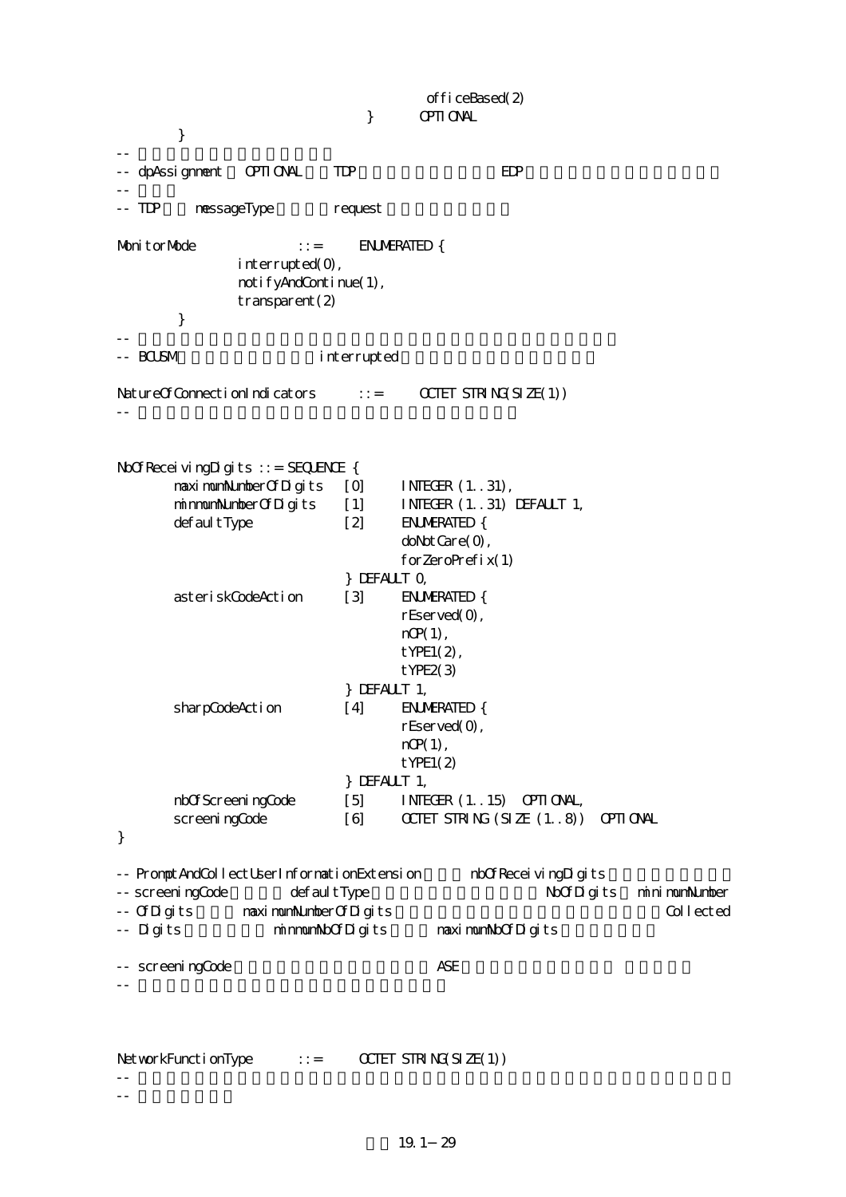```
                                        officeBased(2)
                                } OPTIONAL
        }
--
-- dpAssignment  OPTIONAL  TDP  EDP
--
-- TDP  messageType  request

MonitorMode          ::=    ENUMERATED {
            interrupted(0),
            notifyAndContinue(1),
            transparent(2)
        }
--
-- BCUSM  interrupted

NatureOfConnectionIndicators    ::=    OCTET STRING(SIZE(1))
--


NbOfReceivingDigits ::= SEQUENCE {
        maximumNumberOfDigits   [0]     INTEGER (1..31),
        minmumNumberOfDigits    [1]     INTEGER (1..31) DEFAULT 1,
        defaultType             [2]     ENUMERATED {
                                        doNotCare(0),
                                        forZeroPrefix(1)
                                } DEFAULT 0,
        asteriskCodeAction      [3]     ENUMERATED {
                                        rEserved(0),
                                        nOP(1),
                                        tYPE1(2),
                                        tYPE2(3)
                                } DEFAULT 1,
        sharpCodeAction         [4]     ENUMERATED {
                                        rEserved(0),
                                        nOP(1),
                                        tYPE1(2)
                                } DEFAULT 1,
        nbOfScreeningCode       [5]     INTEGER (1..15) OPTIONAL,
        screeningCode           [6]     OCTET STRING (SIZE (1..8)) OPTIONAL
}

-- PromptAndCollectUserInformationExtension  nbOfReceivingDigits
-- screeningCode  defaultType  NoOfDigits  minimumNumber
-- OfDigits  maximumNumberOfDigits  Collected
-- Digits  minmumNoOfDigits  maximumNoOfDigits

-- screeningCode  ASE
--



NetworkFunctionType    ::=    OCTET STRING(SIZE(1))
--
--
```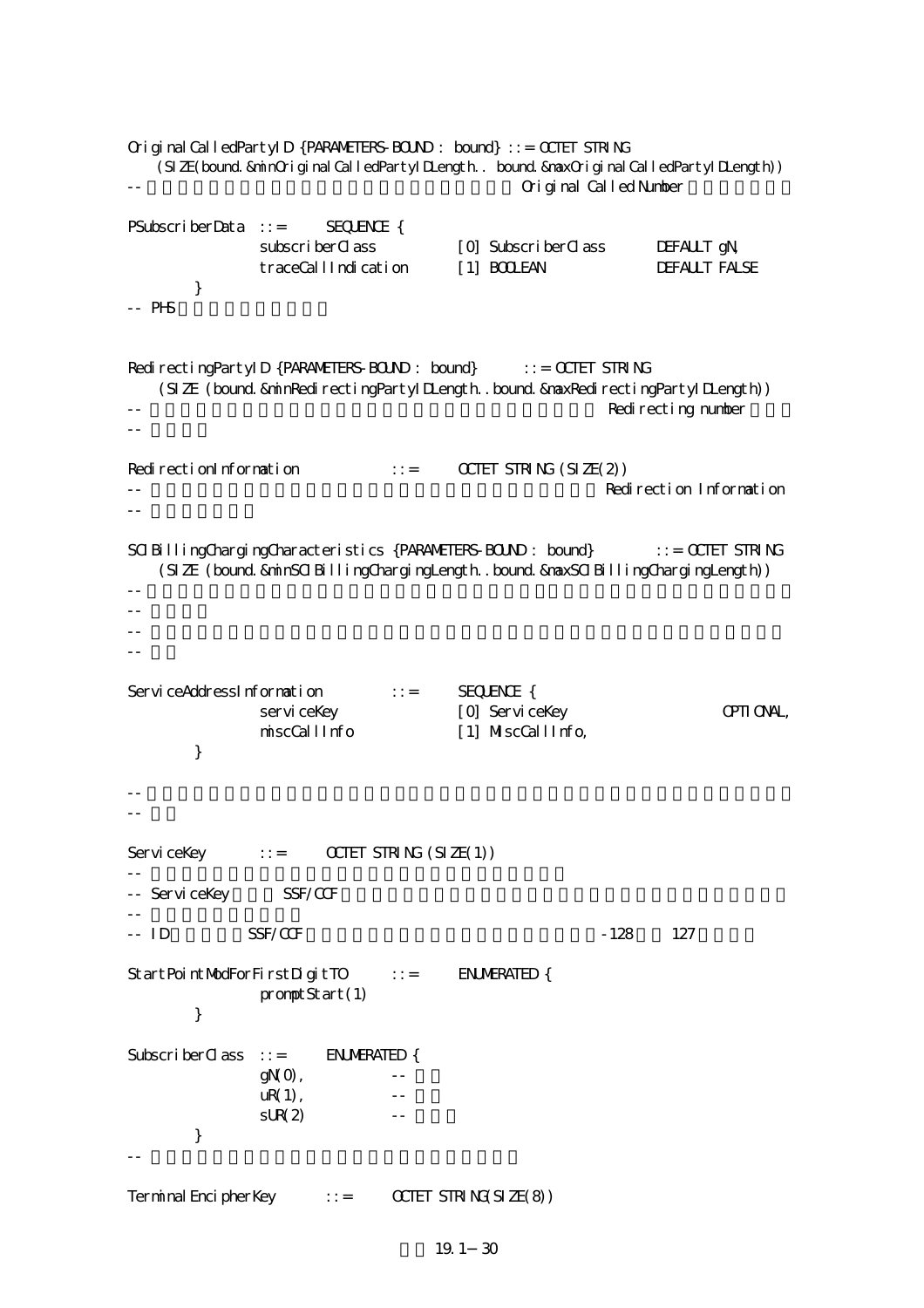```
OriginalCalledPartyID {PARAMETERS-BOUND : bound} ::= OCTET STRING
    (SIZE(bound.&minOriginalCalledPartyIDLength.. bound.&maxOriginalCalledPartyIDLength))
--                                                   Original Called Number

PSubscriberData  ::=     SEQUENCE {
                subscriberClass          [0] SubscriberClass       DEFAULT gN,
                traceCallIndication      [1] BOOLEAN               DEFAULT FALSE
        }
-- PHS


RedirectingPartyID {PARAMETERS-BOUND : bound}      ::= OCTET STRING
    (SIZE (bound.&minRedirectingPartyIDLength..bound.&maxRedirectingPartyIDLength))
--                                                          Redirecting number
--

RedirectionInformation            ::=      OCTET STRING (SIZE(2))
--                                                          Redirection Information
--

SCIBillingChargingCharacteristics {PARAMETERS-BOUND : bound}        ::= OCTET STRING
    (SIZE (bound.&minSCIBillingChargingLength..bound.&maxSCIBillingChargingLength))
--
--
--
--

ServiceAddressInformation         ::=      SEQUENCE {
                serviceKey               [0] ServiceKey                    OPTIONAL,
                miscCallInfo             [1] MiscCallInfo,
        }

--
--

ServiceKey        ::=      OCTET STRING (SIZE(1))
--
-- ServiceKey        SSF/CCF
--
-- ID            SSF/CCF                                        -128      127

StartPointModForFirstDigitTO      ::=      ENUMERATED {
                promptStart(1)
        }

SubscriberClass  ::=      ENUMERATED {
                gN(0),            --
                uR(1),            --
                sUR(2)            --
        }
--

TerminalEncipherKey       ::=      OCTET STRING(SIZE(8))
```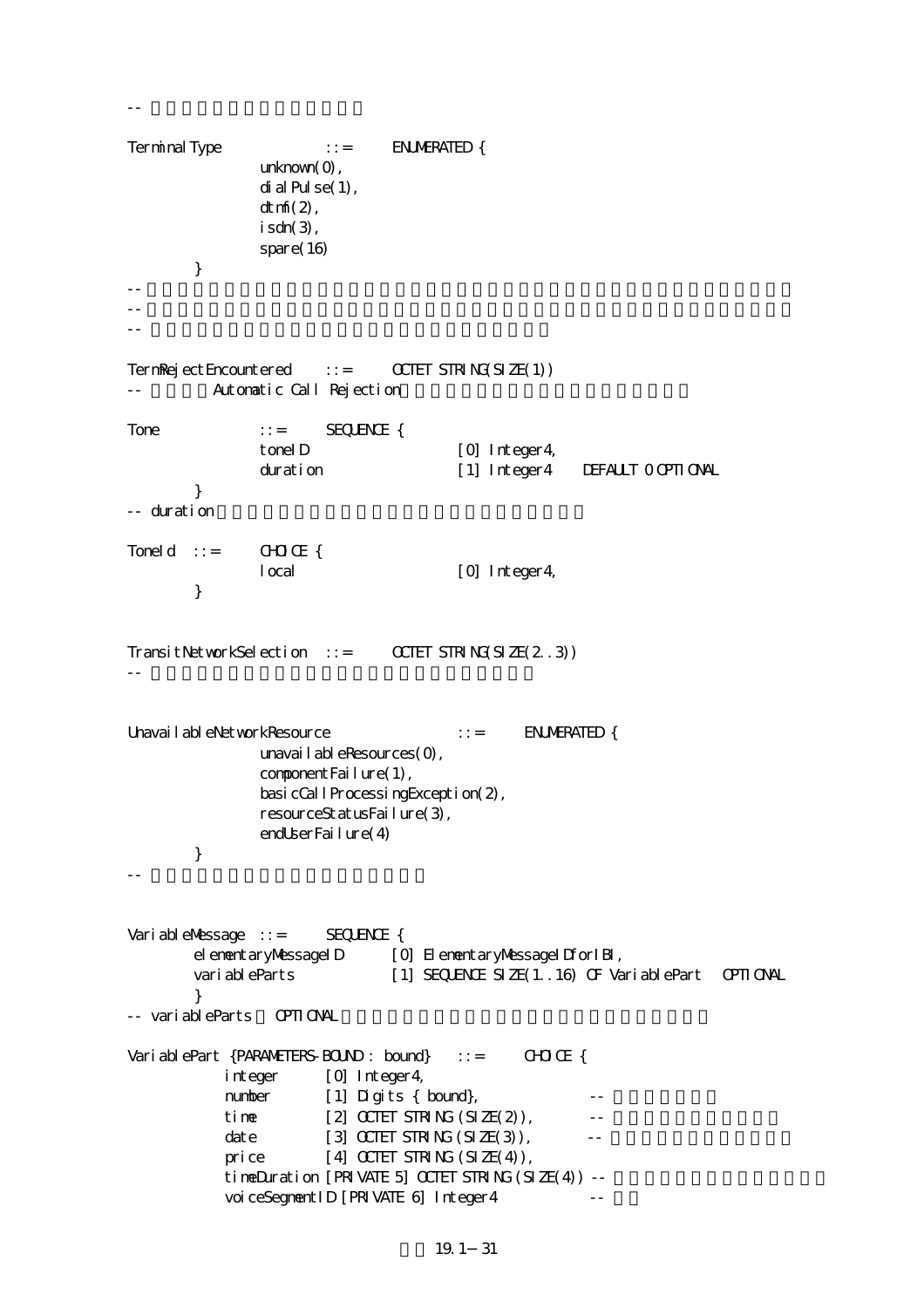```
--

TerminalType            ::=     ENUMERATED {
                unknown(0),
                dialPulse(1),
                dtmf(2),
                isdn(3),
                spare(16)
        }
--
--
--

TermRejectEncountered   ::=     OCTET STRING(SIZE(1))
--          Automatic Call Rejection

Tone            ::=     SEQUENCE {
                toneID                  [0] Integer4,
                duration                [1] Integer4    DEFAULT 0 OPTIONAL
        }
-- duration

ToneId  ::=     CHOICE {
                local                   [0] Integer4,
        }


TransitNetworkSelection ::=     OCTET STRING(SIZE(2..3))
--


UnavailableNetworkResource              ::=     ENUMERATED {
                unavailableResources(0),
                componentFailure(1),
                basicCallProcessingException(2),
                resourceStatusFailure(3),
                endUserFailure(4)
        }
--


VariableMessage ::=     SEQUENCE {
        elementaryMessageID     [0] ElementaryMessageIDforIBI,
        variableParts           [1] SEQUENCE SIZE(1..16) OF VariablePart   OPTIONAL
        }
-- variableParts   OPTIONAL

VariablePart {PARAMETERS-BOUND : bound}    ::=     CHOICE {
          integer      [0] Integer4,
          number       [1] Digits { bound},              --
          time         [2] OCTET STRING (SIZE(2)),       --
          date         [3] OCTET STRING (SIZE(3)),       --
          price        [4] OCTET STRING (SIZE(4)),
          timeDuration [PRIVATE 5] OCTET STRING (SIZE(4)) --
          voiceSegmentID [PRIVATE 6] Integer4            --
```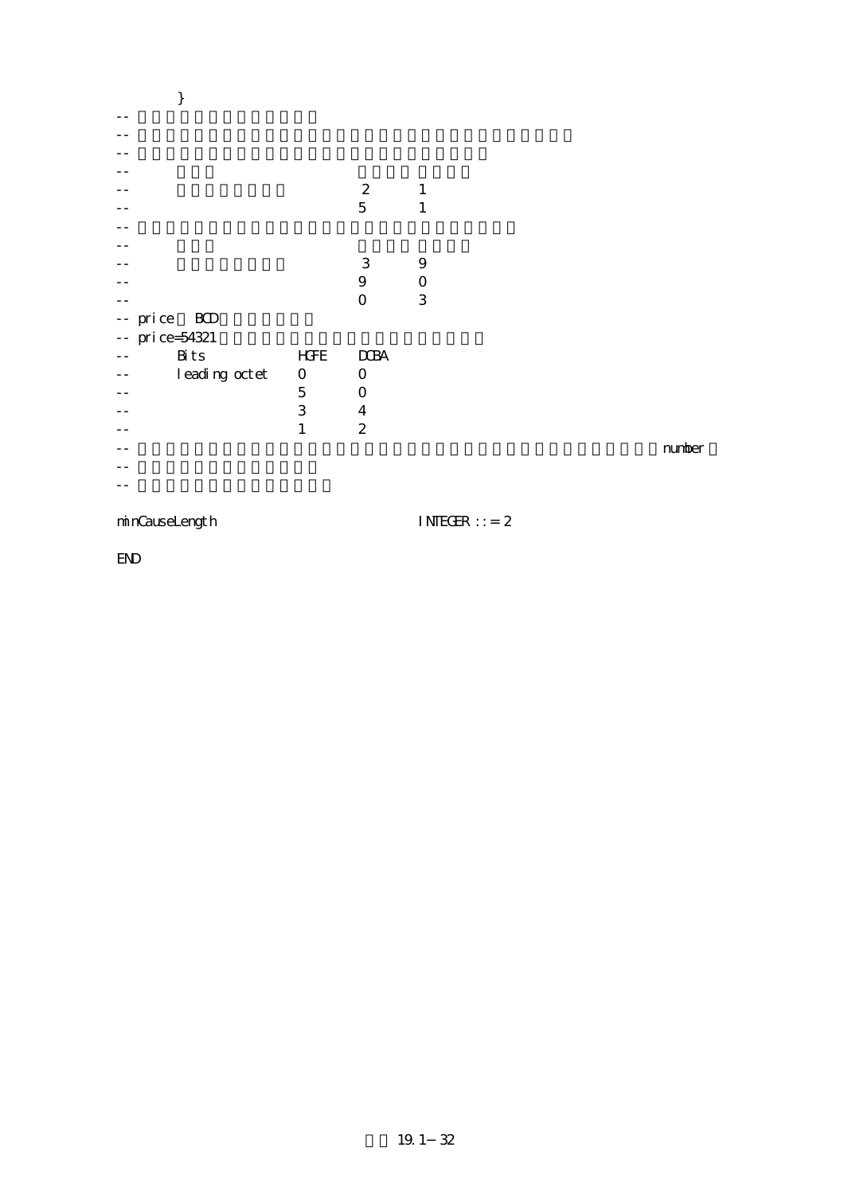```
        }
--
--
--
--
--                              2        1
--                              5        1
--
--
--                              3        9
--                              9        0
--                              0        3
-- price  BCD
-- price=54321
--      Bits            HGFE    DCBA
--      leading octet   0       0
--                      5       0
--                      3       4
--                      1       2
--                                                                               number
--
--

minCauseLength                          INTEGER ::= 2

END
```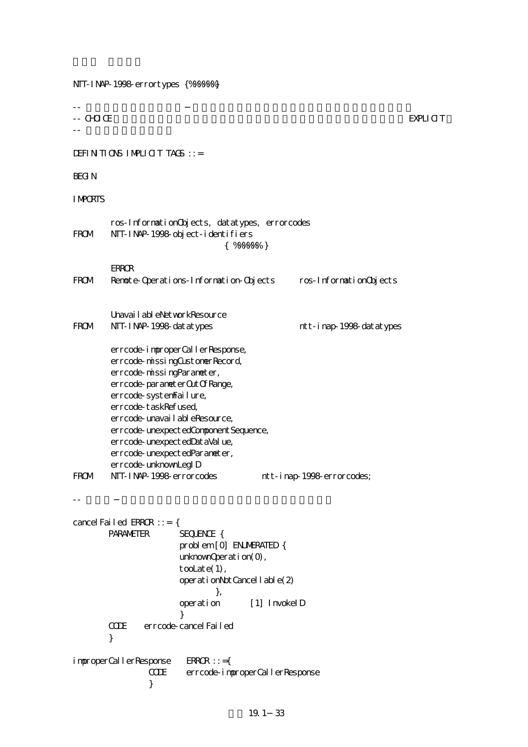```
NTT-INAP-1998-errortypes {%%%%%%}

--
-- CHOICE                                                              EXPLICIT
--

DEFINITIONS IMPLICIT TAGS ::=

BEGIN

IMPORTS

        ros-InformationObjects, datatypes, errorcodes
FROM    NTT-INAP-1998-object-identifiers
                              { %%%%%% }

        ERROR
FROM    Remote-Operations-Information-Objects      ros-InformationObjects


        UnavailableNetworkResource
FROM    NTT-INAP-1998-datatypes                    ntt-inap-1998-datatypes

        errcode-improperCallerResponse,
        errcode-missingCustomerRecord,
        errcode-missingParameter,
        errcode-parameterOutOfRange,
        errcode-systemFailure,
        errcode-taskRefused,
        errcode-unavailableResource,
        errcode-unexpectedComponentSequence,
        errcode-unexpectedDataValue,
        errcode-unexpectedParameter,
        errcode-unknownLegID
FROM    NTT-INAP-1998-errorcodes           ntt-inap-1998-errorcodes;

--

cancelFailed ERROR ::= {
        PARAMETER       SEQUENCE {
                        problem [0] ENUMERATED {
                        unknownOperation(0),
                        tooLate(1),
                        operationNotCancellable(2)
                                },
                        operation       [1] InvokeID
                        }
        CODE    errcode-cancelFailed
        }

improperCallerResponse    ERROR ::={
                CODE     errcode-improperCallerResponse
                }
```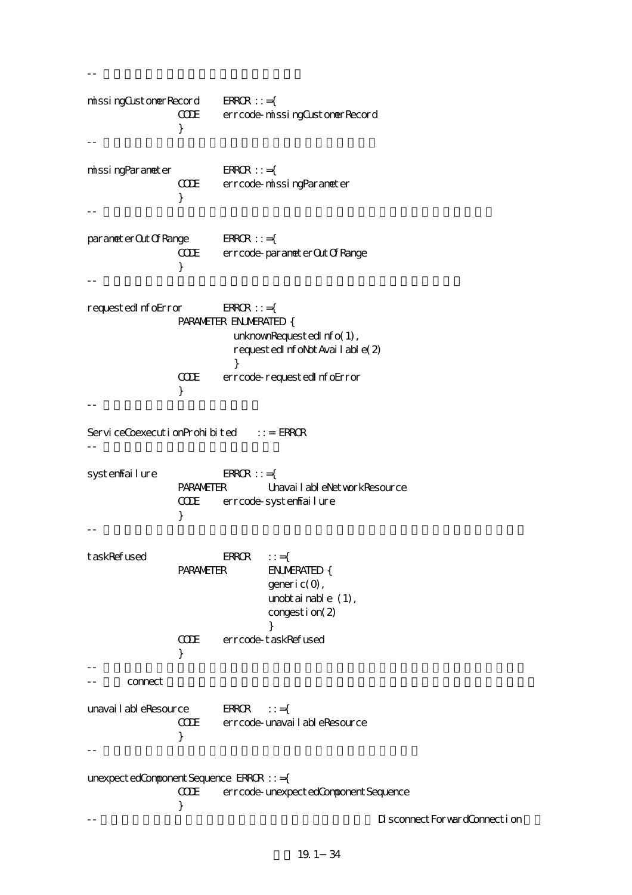```
--

missingCustomerRecord    ERROR ::={
                CODE     errcode-missingCustomerRecord
                }
--

missingParameter         ERROR ::={
                CODE     errcode-missingParameter
                }
--

parameterOutOfRange      ERROR ::={
                CODE     errcode-parameterOutOfRange
                }
--

requestedInfoError       ERROR ::={
                PARAMETER ENUMERATED {
                            unknownRequestedInfo(1),
                            requestedInfoNotAvailable(2)
                            }
                CODE     errcode-requestedInfoError
                }
--

ServiceCoexecutionProhibited    ::= ERROR
--

systemFailure            ERROR ::={
                PARAMETER        UnavailableNetworkResource
                CODE     errcode-systemFailure
                }
--

taskRefused              ERROR   ::={
                PARAMETER        ENUMERATED {
                                 generic(0),
                                 unobtainable (1),
                                 congestion(2)
                                 }
                CODE     errcode-taskRefused
                }
--
--      connect

unavailableResource      ERROR   ::={
                CODE     errcode-unavailableResource
                }
--

unexpectedComponentSequence ERROR ::={
                CODE     errcode-unexpectedComponentSequence
                }
--                                                 DisconnectForwardConnection
```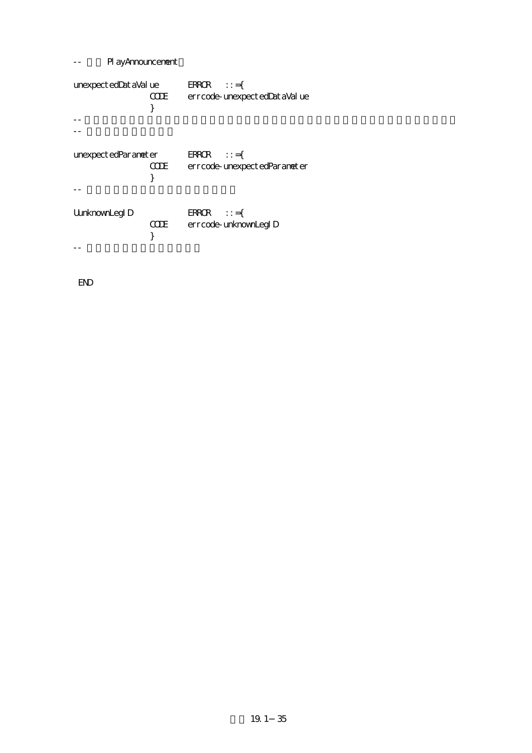```
--      PlayAnnouncement

unexpectedDataValue      ERROR    ::={
                CODE     errcode-unexpectedDataValue
                }
--
--

unexpectedParameter      ERROR    ::={
                CODE     errcode-unexpectedParameter
                }
--

UunknownLegID            ERROR    ::={
                CODE     errcode-unknownLegID
                }
--


 END
```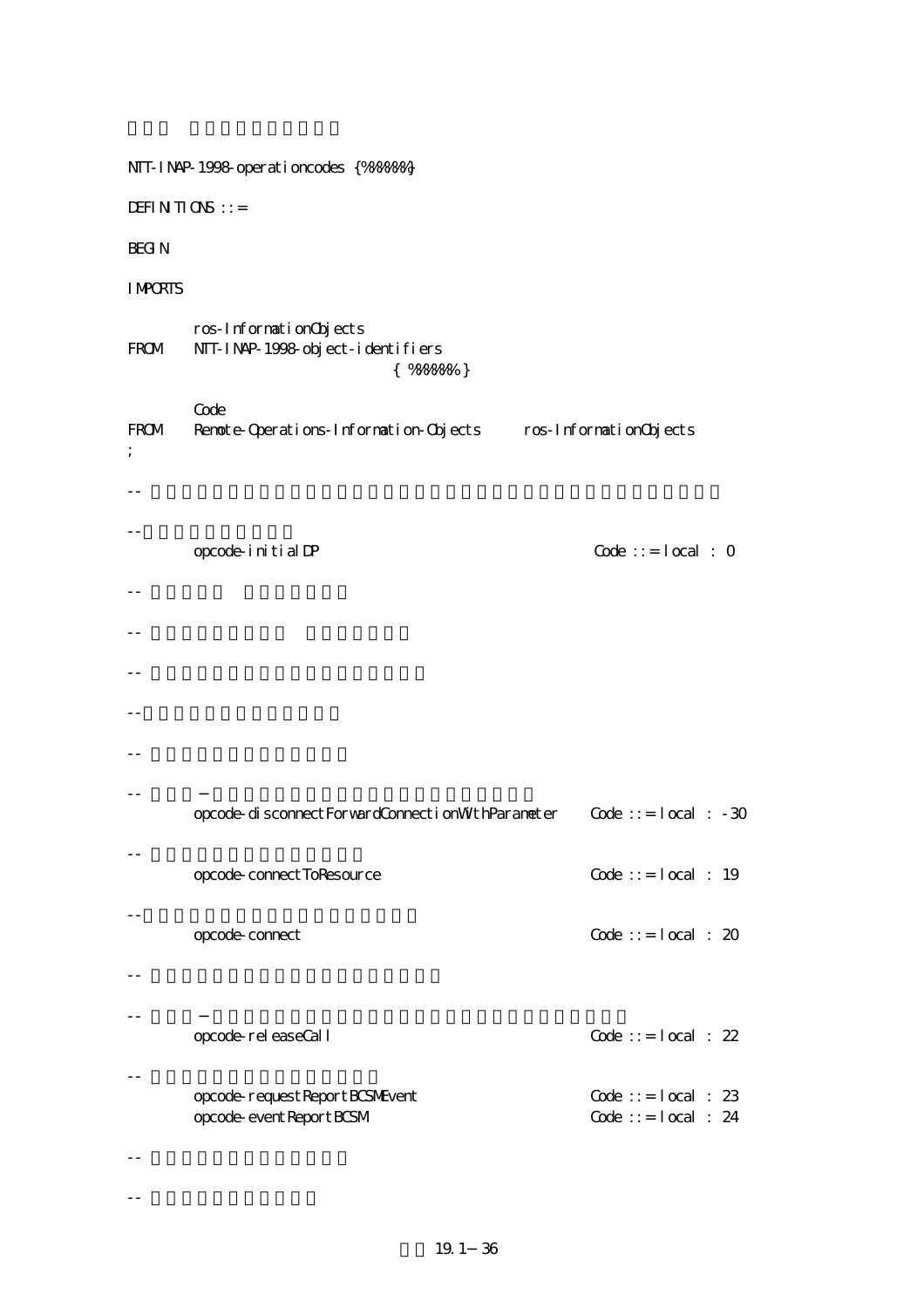```
NTT-INAP-1998-operationcodes {%%%%%%}

DEFINITIONS ::=

BEGIN

IMPORTS

        ros-InformationObjects
FROM    NTT-INAP-1998-object-identifiers
                            { %%%%%% }

        Code
FROM    Remote-Operations-Information-Objects      ros-InformationObjects
;

--

--
        opcode-initialDP                                    Code ::= local : 0

--

--

--

--

--

--
        opcode-disconnectForwardConnectionWithParameter     Code ::= local : -30

--
        opcode-connectToResource                            Code ::= local : 19

--
        opcode-connect                                      Code ::= local : 20

--

--
        opcode-releaseCall                                  Code ::= local : 22

--
        opcode-requestReportBCSMEvent                       Code ::= local : 23
        opcode-eventReportBCSM                              Code ::= local : 24

--

--
```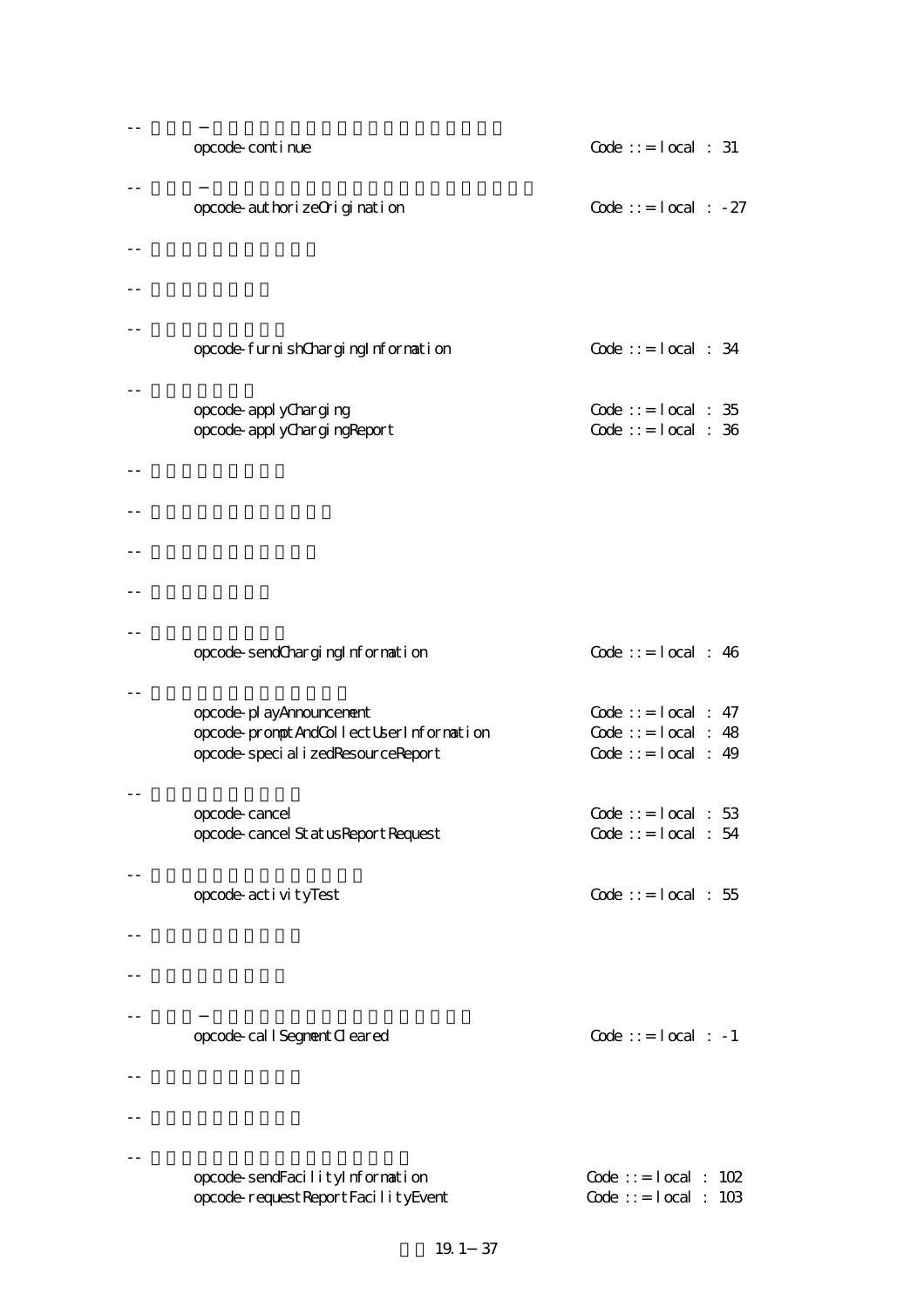```
--    −
        opcode-continue                              Code ::= local : 31

--    −
        opcode-authorizeOrigination                  Code ::= local : -27

--

--

--
        opcode-furnishChargingInformation            Code ::= local : 34

--
        opcode-applyCharging                         Code ::= local : 35
        opcode-applyChargingReport                   Code ::= local : 36

--

--

--

--

--
        opcode-sendChargingInformation               Code ::= local : 46

--
        opcode-playAnnouncement                      Code ::= local : 47
        opcode-promptAndCollectUserInformation       Code ::= local : 48
        opcode-specializedResourceReport             Code ::= local : 49

--
        opcode-cancel                                Code ::= local : 53
        opcode-cancelStatusReportRequest             Code ::= local : 54

--
        opcode-activityTest                          Code ::= local : 55

--

--

--    −
        opcode-callSegmentCleared                    Code ::= local : -1

--

--

--
        opcode-sendFacilityInformation               Code ::= local : 102
        opcode-requestReportFacilityEvent            Code ::= local : 103
```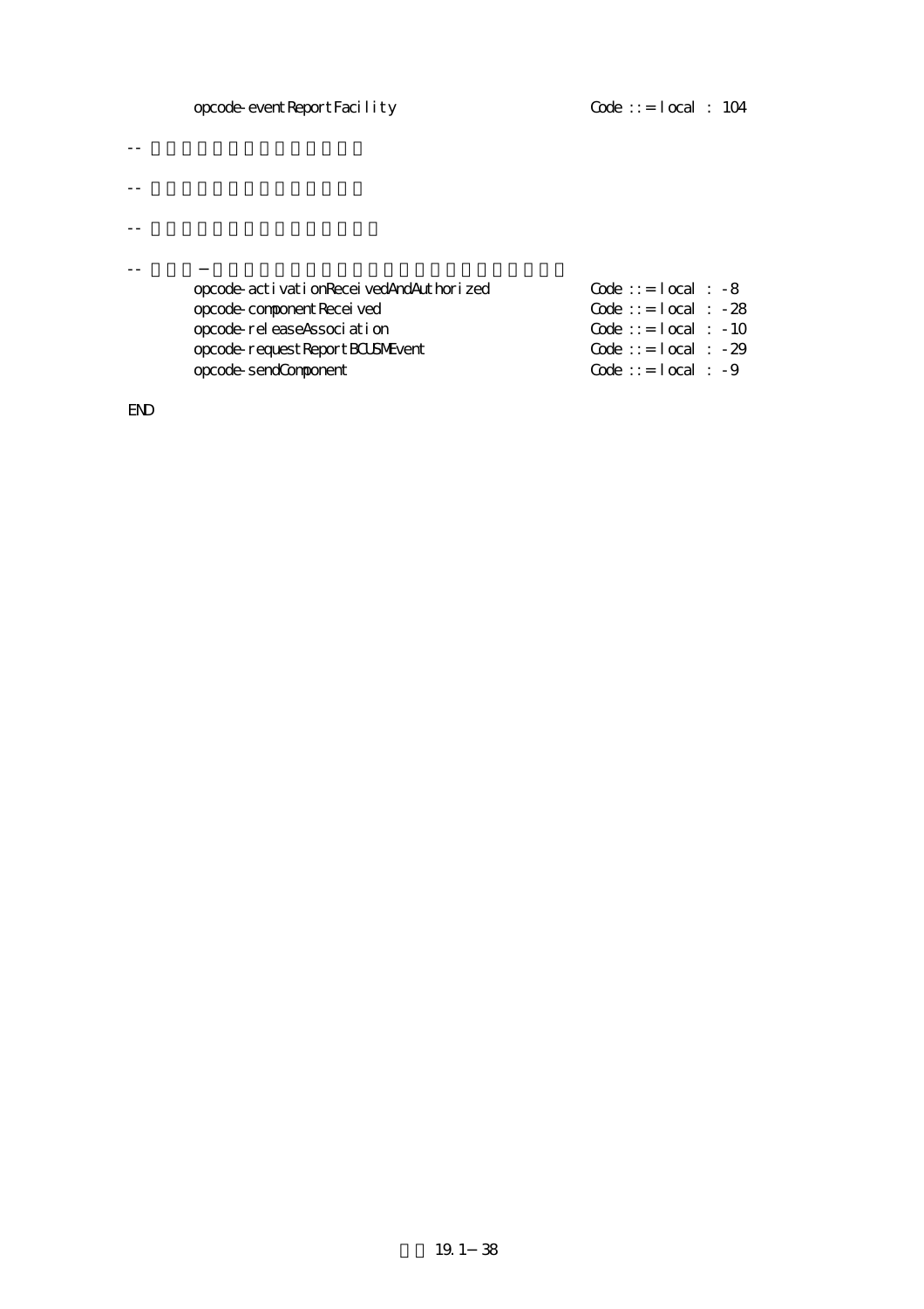```
        opcode-eventReportFacility                          Code ::= local : 104

--

--

--

--      −
        opcode-activationReceivedAndAuthorized              Code ::= local : -8
        opcode-componentReceived                            Code ::= local : -28
        opcode-releaseAssociation                           Code ::= local : -10
        opcode-requestReportBCUSMEvent                      Code ::= local : -29
        opcode-sendComponent                                Code ::= local : -9

END
```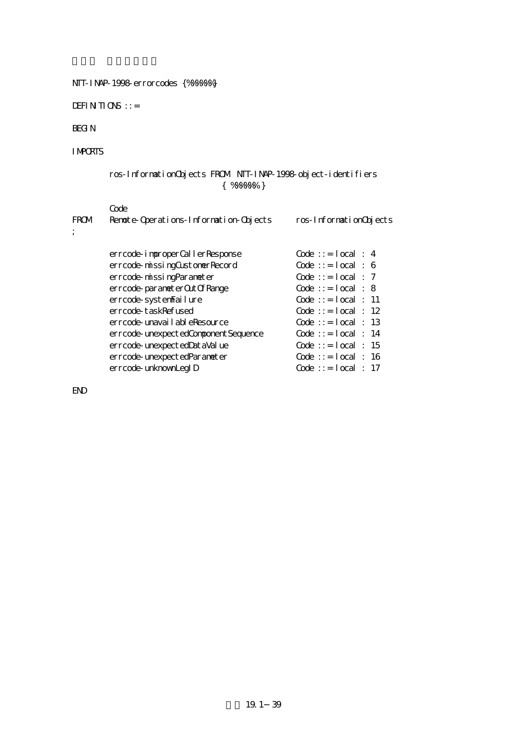```
NTT-INAP-1998-errorcodes {%%%%%%}

DEFINITIONS ::=

BEGIN

IMPORTS

        ros-InformationObjects FROM NTT-INAP-1998-object-identifiers
                               { %%%%%% }

        Code
FROM    Remote-Operations-Information-Objects      ros-InformationObjects
;

        errcode-improperCallerResponse           Code ::= local : 4
        errcode-missingCustomerRecord            Code ::= local : 6
        errcode-missingParameter                 Code ::= local : 7
        errcode-parameterOutOfRange              Code ::= local : 8
        errcode-systemFailure                    Code ::= local : 11
        errcode-taskRefused                      Code ::= local : 12
        errcode-unavailableResource              Code ::= local : 13
        errcode-unexpectedComponentSequence      Code ::= local : 14
        errcode-unexpectedDataValue              Code ::= local : 15
        errcode-unexpectedParameter              Code ::= local : 16
        errcode-unknownLegID                     Code ::= local : 17

END
```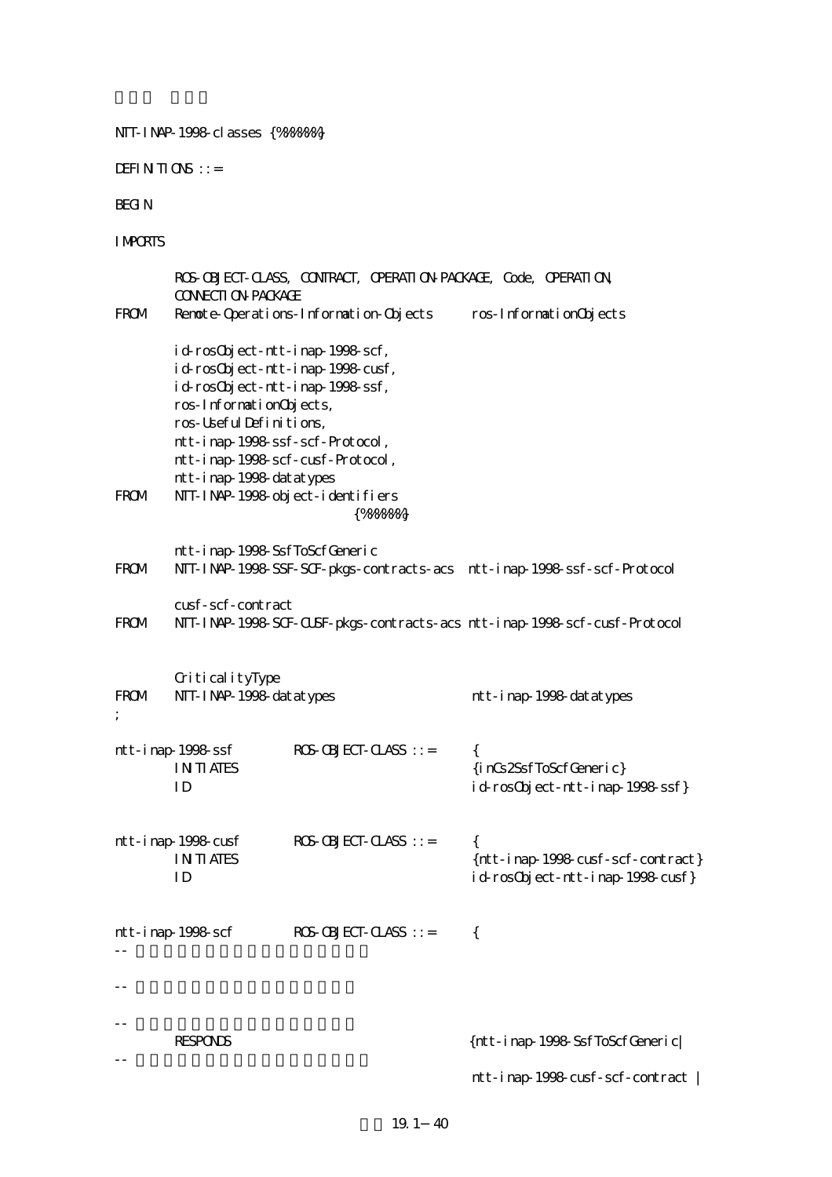```
NTT-INAP-1998-classes {%%%%%%}

DEFINITIONS ::=

BEGIN

IMPORTS

        ROS-OBJECT-CLASS, CONTRACT, OPERATION-PACKAGE, Code, OPERATION,
        CONNECTION-PACKAGE
FROM    Remote-Operations-Information-Objects      ros-InformationObjects

        id-rosObject-ntt-inap-1998-scf,
        id-rosObject-ntt-inap-1998-cusf,
        id-rosObject-ntt-inap-1998-ssf,
        ros-InformationObjects,
        ros-UsefulDefinitions,
        ntt-inap-1998-ssf-scf-Protocol,
        ntt-inap-1998-scf-cusf-Protocol,
        ntt-inap-1998-datatypes
FROM    NTT-INAP-1998-object-identifiers
                                 {%%%%%%}

        ntt-inap-1998-SsfToScfGeneric
FROM    NTT-INAP-1998-SSF-SCF-pkgs-contracts-acs  ntt-inap-1998-ssf-scf-Protocol

        cusf-scf-contract
FROM    NTT-INAP-1998-SCF-CUSF-pkgs-contracts-acs ntt-inap-1998-scf-cusf-Protocol


        CriticalityType
FROM    NTT-INAP-1998-datatypes                    ntt-inap-1998-datatypes
;

ntt-inap-1998-ssf        ROS-OBJECT-CLASS ::=      {
        INITIATES                                  {inCs2SsfToScfGeneric}
        ID                                         id-rosObject-ntt-inap-1998-ssf}


ntt-inap-1998-cusf       ROS-OBJECT-CLASS ::=      {
        INITIATES                                  {ntt-inap-1998-cusf-scf-contract}
        ID                                         id-rosObject-ntt-inap-1998-cusf}


ntt-inap-1998-scf        ROS-OBJECT-CLASS ::=      {
--

--

--
        RESPONDS                                   {ntt-inap-1998-SsfToScfGeneric|
--
                                                   ntt-inap-1998-cusf-scf-contract |
```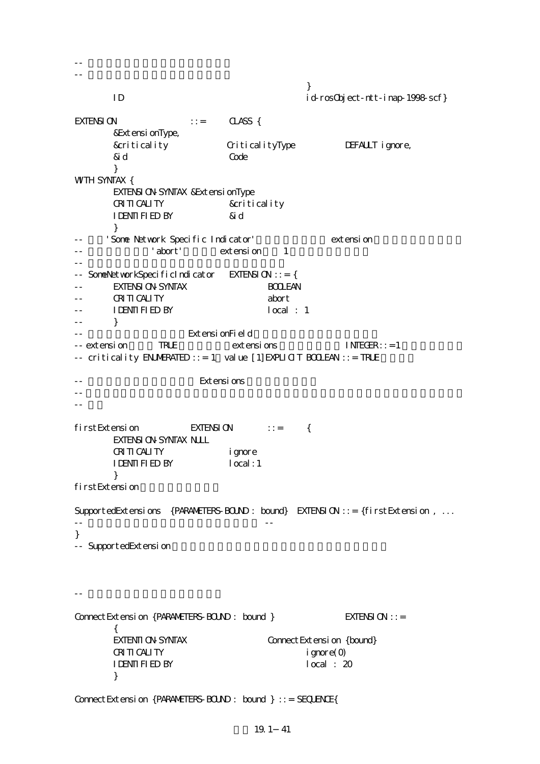```
--
--
                                                    }
        ID                                          id-rosObject-ntt-inap-1998-scf}

EXTENSION              ::=     CLASS {
        &ExtensionType,
        &criticality              CriticalityType           DEFAULT ignore,
        &id                       Code
        }
WITH SYNTAX {
        EXTENSION-SYNTAX &ExtensionType
        CRITICALITY               &criticality
        IDENTIFIED BY             &id
        }
--      'Some Network Specific Indicator'                  extension
--                 'abort'          extension       1
--
-- SomeNetworkSpecificIndicator   EXTENSION ::= {
--       EXTENSION-SYNTAX                  BOOLEAN
--       CRITICALITY                       abort
--       IDENTIFIED BY                     local : 1
--       }
--                        ExtensionField
-- extension         TRUE              extensions                  INTEGER::=1
-- criticality ENUMERATED ::= 1  value [1]EXPLICIT BOOLEAN ::= TRUE

--                          Extensions
--
--

firstExtension          EXTENSION       ::=     {
        EXTENSION-SYNTAX NULL
        CRITICALITY               ignore
        IDENTIFIED BY             local:1
        }
firstExtension

SupportedExtensions  {PARAMETERS-BOUND : bound}  EXTENSION ::= {firstExtension , ...
--                                                --
}
-- SupportedExtension



--

ConnectExtension {PARAMETERS-BOUND : bound }              EXTENSION ::=
        {
        EXTENTION-SYNTAX                   ConnectExtension {bound}
        CRITICALITY                                  ignore(0)
        IDENTIFIED BY                                local : 20
        }

ConnectExtension {PARAMETERS-BOUND : bound } ::= SEQUENCE{
```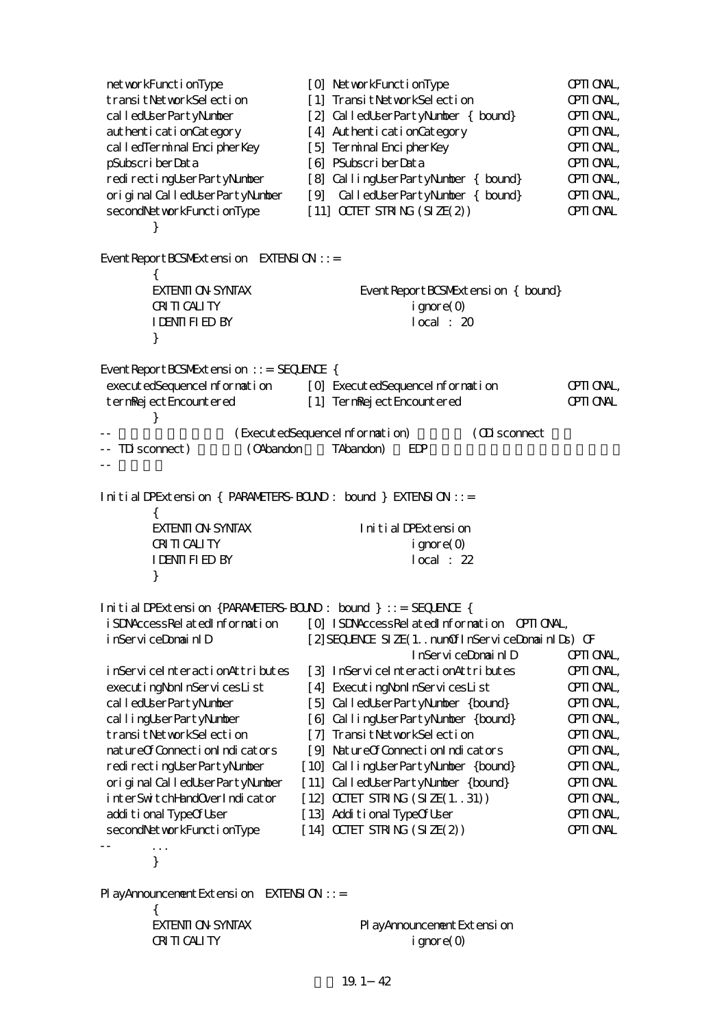```
 networkFunctionType            [0] NetworkFunctionType                 OPTIONAL,
 transitNetworkSelection        [1] TransitNetworkSelection             OPTIONAL,
 calledUserPartyNumber          [2] CalledUserPartyNumber { bound}      OPTIONAL,
 authenticationCategory         [4] AuthenticationCategory              OPTIONAL,
 calledTerminalEncipherKey      [5] TerminalEncipherKey                 OPTIONAL,
 pSubscriberData                [6] PSubscriberData                     OPTIONAL,
 redirectingUserPartyNumber     [8] CallingUserPartyNumber { bound}     OPTIONAL,
 originalCalledUserPartyNumber  [9]  CalledUserPartyNumber { bound}     OPTIONAL,
 secondNetworkFunctionType      [11] OCTET STRING (SIZE(2))             OPTIONAL
        }

EventReportBCSMExtension  EXTENSION ::=
        {
        EXTENTION-SYNTAX                EventReportBCSMExtension { bound}
        CRITICALITY                             ignore(0)
        IDENTIFIED BY                           local : 20
        }

EventReportBCSMExtension ::= SEQUENCE {
 executedSequenceInformation    [0] ExecutedSequenceInformation         OPTIONAL,
 termRejectEncountered          [1] TermRejectEncountered               OPTIONAL
        }
--                    (ExecutedSequenceInformation)          (ODisconnect
-- TDisconnect)          (OAbandon      TAbandon)    EDP
--

InitialDPExtension { PARAMETERS-BOUND : bound } EXTENSION ::=
        {
        EXTENTION-SYNTAX                InitialDPExtension
        CRITICALITY                             ignore(0)
        IDENTIFIED BY                           local : 22
        }

InitialDPExtension {PARAMETERS-BOUND : bound } ::= SEQUENCE {
 iSDNAccessRelatedInformation    [0] ISDNAccessRelatedInformation  OPTIONAL,
 inServiceDomainID               [2]SEQUENCE SIZE(1..numOfInServiceDomainIDs) OF
                                                InServiceDomainID       OPTIONAL,
 inServiceInteractionAttributes  [3] InServiceInteractionAttributes    OPTIONAL,
 executingNonInServicesList      [4] ExecutingNonInServicesList        OPTIONAL,
 calledUserPartyNumber           [5] CalledUserPartyNumber {bound}     OPTIONAL,
 callingUserPartyNumber          [6] CallingUserPartyNumber {bound}    OPTIONAL,
 transitNetworkSelection         [7] TransitNetworkSelection           OPTIONAL,
 natureOfConnectionIndicators    [9] NatureOfConnectionIndicators      OPTIONAL,
 redirectingUserPartyNumber     [10] CallingUserPartyNumber {bound}    OPTIONAL,
 originalCalledUserPartyNumber  [11] CalledUserPartyNumber {bound}     OPTIONAL
 interSwitchHandOverIndicator   [12] OCTET STRING (SIZE(1..31))        OPTIONAL,
 additionalTypeOfUser           [13] AdditionalTypeOfUser              OPTIONAL,
 secondNetworkFunctionType      [14] OCTET STRING (SIZE(2))            OPTIONAL
--      ...
        }

PlayAnnouncementExtension  EXTENSION ::=
        {
        EXTENTION-SYNTAX                PlayAnnouncementExtension
        CRITICALITY                             ignore(0)
```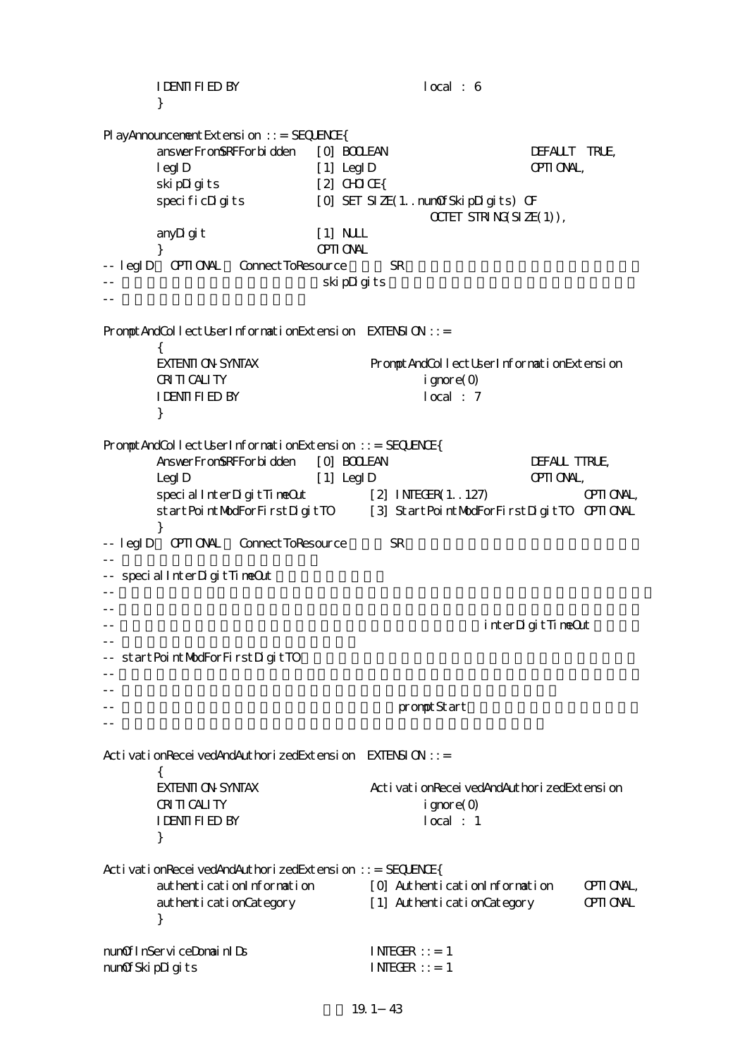```
        IDENTIFIED BY                       local : 6
        }

PlayAnnouncementExtension ::= SEQUENCE{
        answerFromSRFForbidden    [0] BOOLEAN                  DEFAULT  TRUE,
        legID                     [1] LegID                    OPTIONAL,
        skipDigits                [2] CHOICE{
        specificDigits            [0] SET SIZE(1..numOfSkipDigits) OF
                                              OCTET STRING(SIZE(1)),
        anyDigit                  [1] NULL
        }                             OPTIONAL
-- legID  OPTIONAL  ConnectToResource        SR
--                                       skipDigits
--

PromptAndCollectUserInformationExtension  EXTENSION ::=
        {
        EXTENTION-SYNTAX                PromptAndCollectUserInformationExtension
        CRITICALITY                             ignore(0)
        IDENTIFIED BY                           local : 7
        }

PromptAndCollectUserInformationExtension ::= SEQUENCE{
        AnswerFromSRFForbidden    [0] BOOLEAN                  DEFAUL TTRUE,
        LegID                     [1] LegID                    OPTIONAL,
        specialInterDigitTimeOut          [2] INTEGER(1..127)              OPTIONAL,
        startPointModForFirstDigitTO      [3] StartPointModForFirstDigitTO  OPTIONAL
        }
-- legID  OPTIONAL  ConnectToResource        SR
--
-- specialInterDigitTimeOut
--
--
--                                                         interDigitTimeOut
--
-- startPointModForFirstDigitTO
--
--
--                                          promptStart
--

ActivationReceivedAndAuthorizedExtension  EXTENSION ::=
        {
        EXTENTION-SYNTAX                ActivationReceivedAndAuthorizedExtension
        CRITICALITY                             ignore(0)
        IDENTIFIED BY                           local : 1
        }

ActivationReceivedAndAuthorizedExtension ::= SEQUENCE{
        authenticationInformation         [0] AuthenticationInformation     OPTIONAL,
        authenticationCategory            [1] AuthenticationCategory        OPTIONAL
        }

numOfInServiceDomainIDs                 INTEGER ::= 1
numOfSkipDigits                         INTEGER ::= 1
```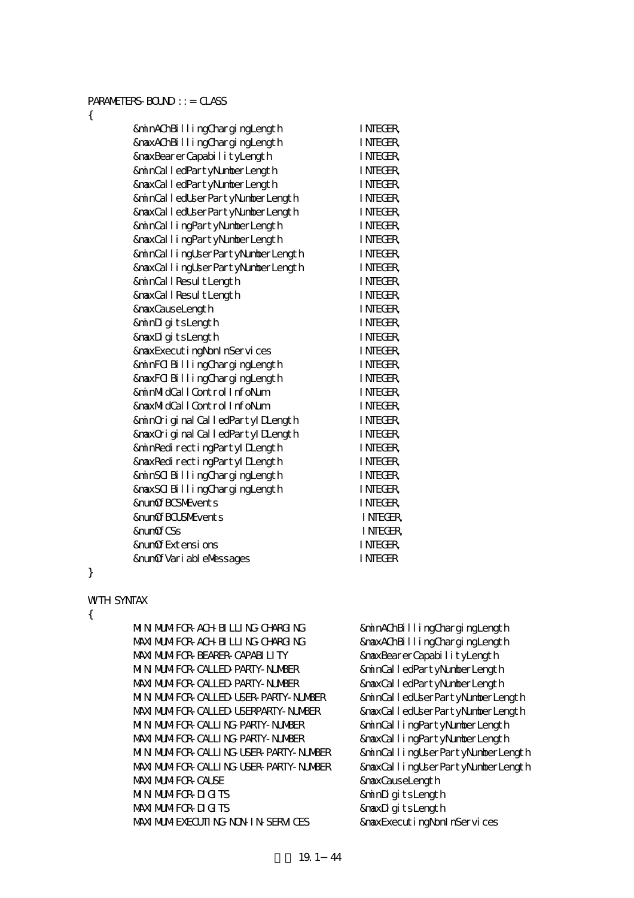```
PARAMETERS-BOUND ::= CLASS
{
        &minAChBillingChargingLength            INTEGER,
        &maxAChBillingChargingLength            INTEGER,
        &maxBearerCapabilityLength              INTEGER,
        &minCalledPartyNumberLength             INTEGER,
        &maxCalledPartyNumberLength             INTEGER,
        &minCalledUserPartyNumberLength         INTEGER,
        &maxCalledUserPartyNumberLength         INTEGER,
        &minCallingPartyNumberLength            INTEGER,
        &maxCallingPartyNumberLength            INTEGER,
        &minCallingUserPartyNumberLength        INTEGER,
        &maxCallingUserPartyNumberLength        INTEGER,
        &minCallResultLength                    INTEGER,
        &maxCallResultLength                    INTEGER,
        &maxCauseLength                         INTEGER,
        &minDigitsLength                        INTEGER,
        &maxDigitsLength                        INTEGER,
        &maxExecutingNonInServices              INTEGER,
        &minFCIBillingChargingLength            INTEGER,
        &maxFCIBillingChargingLength            INTEGER,
        &minMidCallControlInfoNum               INTEGER,
        &maxMidCallControlInfoNum               INTEGER,
        &minOriginalCalledPartyIDLength         INTEGER,
        &maxOriginalCalledPartyIDLength         INTEGER,
        &minRedirectingPartyIDLength            INTEGER,
        &maxRedirectingPartyIDLength            INTEGER,
        &minSCIBillingChargingLength            INTEGER,
        &maxSCIBillingChargingLength            INTEGER,
        &numOfBCSMEvents                        INTEGER,
        &numOfBCUSMEvents                       INTEGER,
        &numOfCSs                               INTEGER,
        &numOfExtensions                        INTEGER,
        &numOfVariableMessages                  INTEGER
}

WITH SYNTAX
{
        MINIMUM-FOR-ACH-BILLING-CHARGING            &minAChBillingChargingLength
        MAXIMUM-FOR-ACH-BILLING-CHARGING            &maxAChBillingChargingLength
        MAXIMUM-FOR-BEARER-CAPABILITY               &maxBearerCapabilityLength
        MINIMUM-FOR-CALLED-PARTY-NUMBER             &minCalledPartyNumberLength
        MAXIMUM-FOR-CALLED-PARTY-NUMBER             &maxCalledPartyNumberLength
        MINIMUM-FOR-CALLED-USER-PARTY-NUMBER        &minCalledUserPartyNumberLength
        MAXIMUM-FOR-CALLED-USERPARTY-NUMBER         &maxCalledUserPartyNumberLength
        MINIMUM-FOR-CALLING-PARTY-NUMBER            &minCallingPartyNumberLength
        MAXIMUM-FOR-CALLING-PARTY-NUMBER            &maxCallingPartyNumberLength
        MINIMUM-FOR-CALLING-USER-PARTY-NUMBER       &minCallingUserPartyNumberLength
        MAXIMUM-FOR-CALLING-USER-PARTY-NUMBER       &maxCallingUserPartyNumberLength
        MAXIMUM-FOR-CAUSE                           &maxCauseLength
        MINIMUM-FOR-DIGITS                          &minDigitsLength
        MAXIMUM-FOR-DIGITS                          &maxDigitsLength
        MAXIMUM-EXECUTING-NON-IN-SERVICES           &maxExecutingNonInServices
```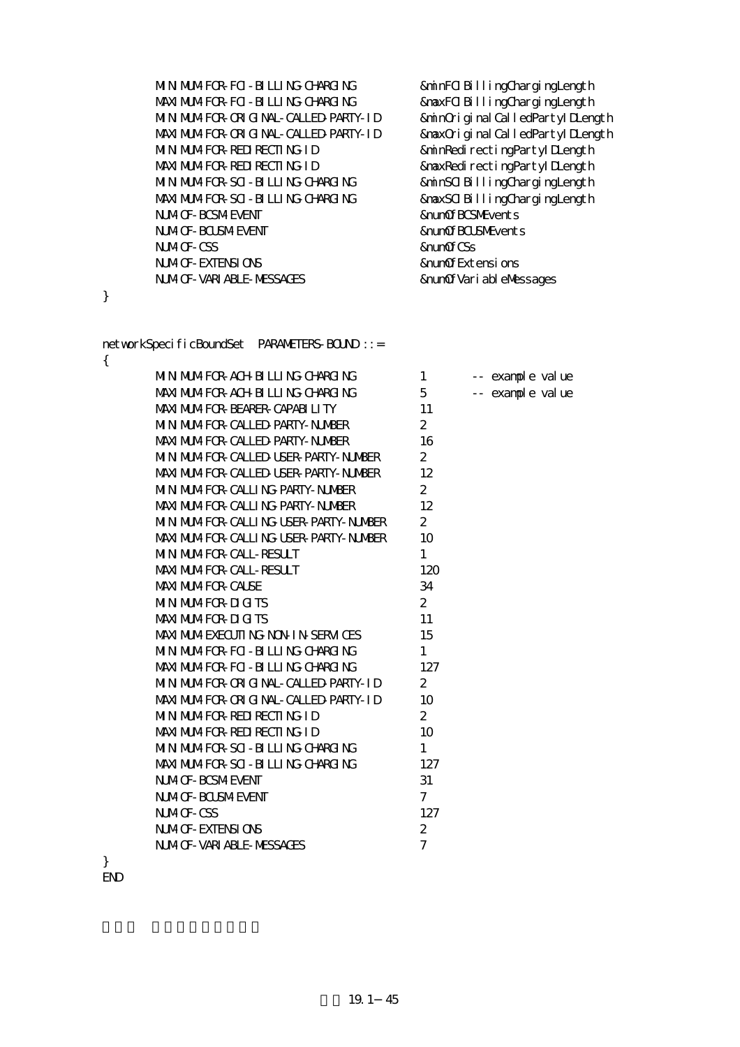```
        MINIMUM-FOR-FCI-BILLING-CHARGING          &minFCIBillingChargingLength
        MAXIMUM-FOR-FCI-BILLING-CHARGING          &maxFCIBillingChargingLength
        MINIMUM-FOR-ORIGINAL-CALLED-PARTY-ID      &minOriginalCalledPartyIDLength
        MAXIMUM-FOR-ORIGINAL-CALLED-PARTY-ID      &maxOriginalCalledPartyIDLength
        MINIMUM-FOR-REDIRECTING-ID                &minRedirectingPartyIDLength
        MAXIMUM-FOR-REDIRECTING-ID                &maxRedirectingPartyIDLength
        MINIMUM-FOR-SCI-BILLING-CHARGING          &minSCIBillingChargingLength
        MAXIMUM-FOR-SCI-BILLING-CHARGING          &maxSCIBillingChargingLength
        NUM-OF-BCSM-EVENT                         &numOfBCSMEvents
        NUM-OF-BCUSM-EVENT                        &numOfBCUSMEvents
        NUM-OF-CSS                                &numOfCSs
        NUM-OF-EXTENSIONS                         &numOfExtensions
        NUM-OF-VARIABLE-MESSAGES                  &numOfVariableMessages
}


networkSpecificBoundSet  PARAMETERS-BOUND ::=
{
        MINIMUM-FOR-ACH-BILLING-CHARGING          1        -- example value
        MAXIMUM-FOR-ACH-BILLING-CHARGING          5        -- example value
        MAXIMUM-FOR-BEARER-CAPABILITY             11
        MINIMUM-FOR-CALLED-PARTY-NUMBER           2
        MAXIMUM-FOR-CALLED-PARTY-NUMBER           16
        MINIMUM-FOR-CALLED-USER-PARTY-NUMBER      2
        MAXIMUM-FOR-CALLED-USER-PARTY-NUMBER      12
        MINIMUM-FOR-CALLING-PARTY-NUMBER          2
        MAXIMUM-FOR-CALLING-PARTY-NUMBER          12
        MINIMUM-FOR-CALLING-USER-PARTY-NUMBER     2
        MAXIMUM-FOR-CALLING-USER-PARTY-NUMBER     10
        MINIMUM-FOR-CALL-RESULT                   1
        MAXIMUM-FOR-CALL-RESULT                   120
        MAXIMUM-FOR-CAUSE                         34
        MINIMUM-FOR-DIGITS                        2
        MAXIMUM-FOR-DIGITS                        11
        MAXIMUM-EXECUTING-NON-IN-SERVICES         15
        MINIMUM-FOR-FCI-BILLING-CHARGING          1
        MAXIMUM-FOR-FCI-BILLING-CHARGING          127
        MINIMUM-FOR-ORIGINAL-CALLED-PARTY-ID      2
        MAXIMUM-FOR-ORIGINAL-CALLED-PARTY-ID      10
        MINIMUM-FOR-REDIRECTING-ID                2
        MAXIMUM-FOR-REDIRECTING-ID                10
        MINIMUM-FOR-SCI-BILLING-CHARGING          1
        MAXIMUM-FOR-SCI-BILLING-CHARGING          127
        NUM-OF-BCSM-EVENT                         31
        NUM-OF-BCUSM-EVENT                        7
        NUM-OF-CSS                                127
        NUM-OF-EXTENSIONS                         2
        NUM-OF-VARIABLE-MESSAGES                  7
}
END
```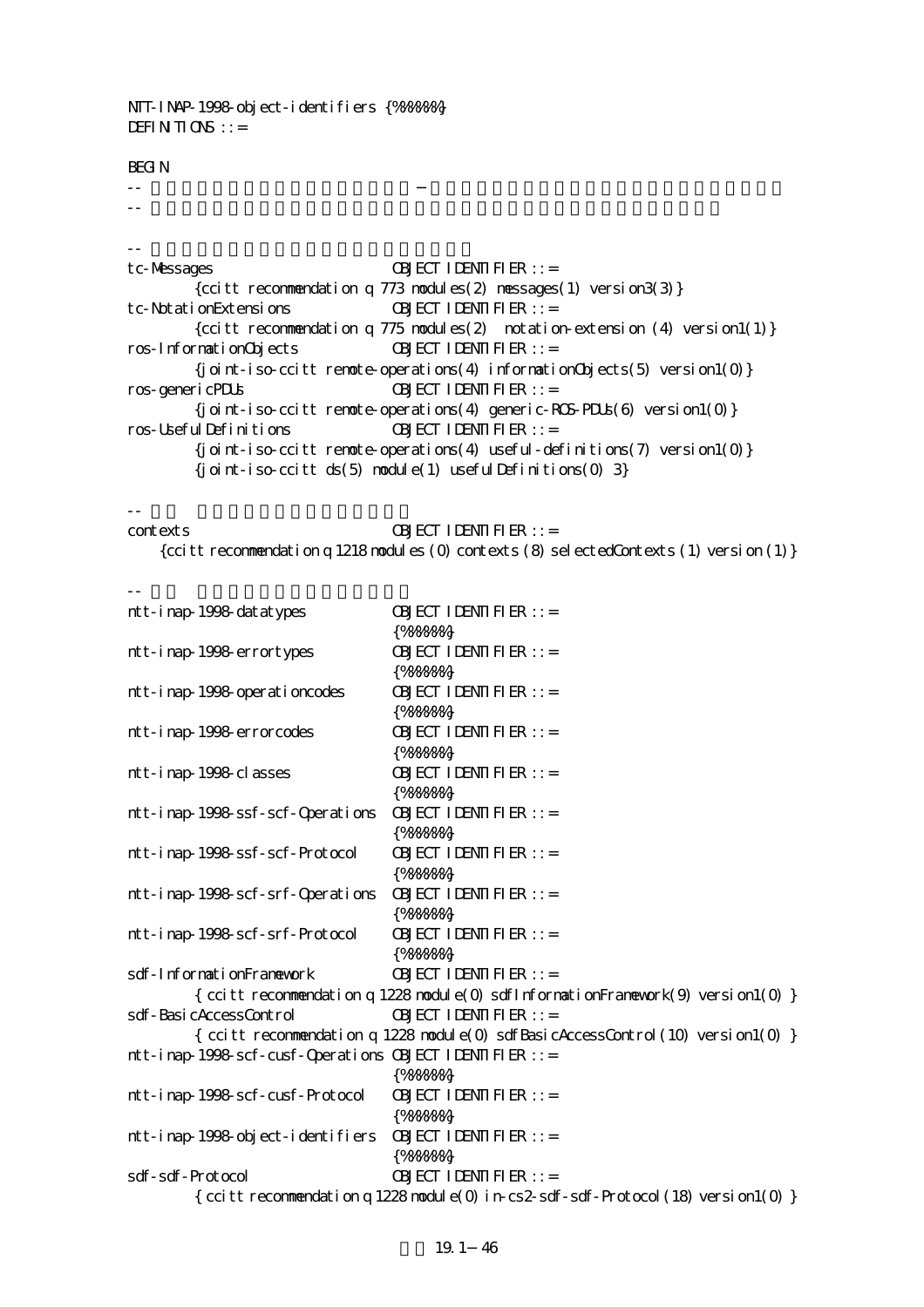```
NTT-INAP-1998-object-identifiers {%%%%%%}
DEFINITIONS ::=

BEGIN
--                    －
--

--
tc-Messages                     OBJECT IDENTIFIER ::=
        {ccitt recommendation q 773 modules(2) messages(1) version3(3)}
tc-NotationExtensions           OBJECT IDENTIFIER ::=
        {ccitt recommendation q 775 modules(2)  notation-extension (4) version1(1)}
ros-InformationObjects          OBJECT IDENTIFIER ::=
        {joint-iso-ccitt remote-operations(4) informationObjects(5) version1(0)}
ros-genericPDUs                 OBJECT IDENTIFIER ::=
        {joint-iso-ccitt remote-operations(4) generic-ROS-PDUs(6) version1(0)}
ros-UsefulDefinitions           OBJECT IDENTIFIER ::=
        {joint-iso-ccitt remote-operations(4) useful-definitions(7) version1(0)}
        {joint-iso-ccitt ds(5) module(1) usefulDefinitions(0) 3}

--
contexts                        OBJECT IDENTIFIER ::=
    {ccitt recommendation q 1218 modules (0) contexts (8) selectedContexts (1) version (1)}

--
ntt-inap-1998-datatypes         OBJECT IDENTIFIER ::=
                                {%%%%%%}
ntt-inap-1998-errortypes        OBJECT IDENTIFIER ::=
                                {%%%%%%}
ntt-inap-1998-operationcodes    OBJECT IDENTIFIER ::=
                                {%%%%%%}
ntt-inap-1998-errorcodes        OBJECT IDENTIFIER ::=
                                {%%%%%%}
ntt-inap-1998-classes           OBJECT IDENTIFIER ::=
                                {%%%%%%}
ntt-inap-1998-ssf-scf-Operations  OBJECT IDENTIFIER ::=
                                {%%%%%%}
ntt-inap-1998-ssf-scf-Protocol  OBJECT IDENTIFIER ::=
                                {%%%%%%}
ntt-inap-1998-scf-srf-Operations  OBJECT IDENTIFIER ::=
                                {%%%%%%}
ntt-inap-1998-scf-srf-Protocol  OBJECT IDENTIFIER ::=
                                {%%%%%%}
sdf-InformationFramework        OBJECT IDENTIFIER ::=
        { ccitt recommendation q 1228 module(0) sdfInformationFramework(9) version1(0) }
sdf-BasicAccessControl          OBJECT IDENTIFIER ::=
        { ccitt recommendation q 1228 module(0) sdfBasicAccessControl(10) version1(0) }
ntt-inap-1998-scf-cusf-Operations OBJECT IDENTIFIER ::=
                                {%%%%%%}
ntt-inap-1998-scf-cusf-Protocol OBJECT IDENTIFIER ::=
                                {%%%%%%}
ntt-inap-1998-object-identifiers  OBJECT IDENTIFIER ::=
                                {%%%%%%}
sdf-sdf-Protocol                OBJECT IDENTIFIER ::=
        { ccitt recommendation q 1228 module(0) in-cs2-sdf-sdf-Protocol(18) version1(0) }
```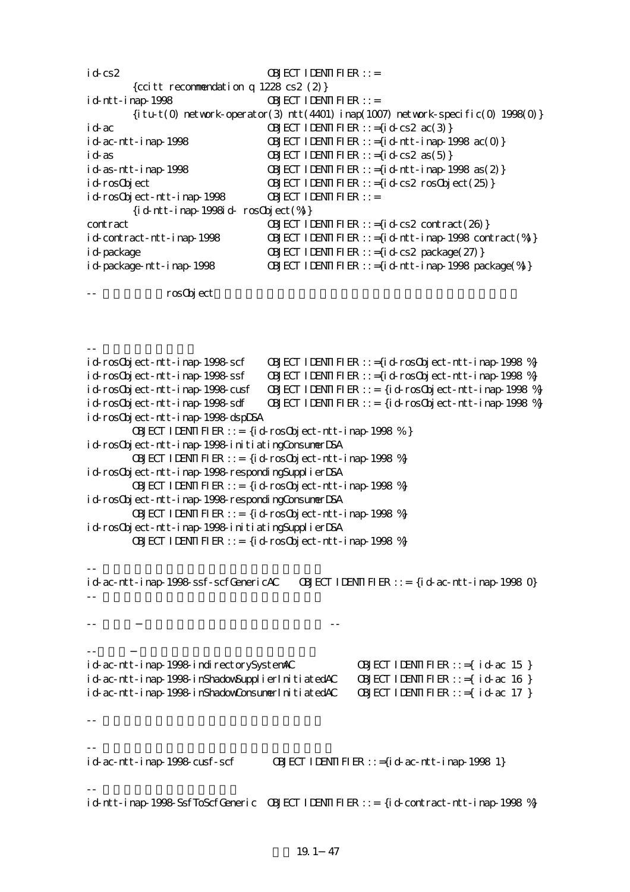```
id-cs2                          OBJECT IDENTIFIER ::=
        {ccitt recommendation q 1228 cs2 (2)}
id-ntt-inap-1998                OBJECT IDENTIFIER ::=
        {itu-t(0) network-operator(3) ntt(4401) inap(1007) network-specific(0) 1998(0)}
id-ac                           OBJECT IDENTIFIER ::={id-cs2 ac(3)}
id-ac-ntt-inap-1998             OBJECT IDENTIFIER ::={id-ntt-inap-1998 ac(0)}
id-as                           OBJECT IDENTIFIER ::={id-cs2 as(5)}
id-as-ntt-inap-1998             OBJECT IDENTIFIER ::={id-ntt-inap-1998 as(2)}
id-rosObject                    OBJECT IDENTIFIER ::={id-cs2 rosObject(25)}
id-rosObject-ntt-inap-1998      OBJECT IDENTIFIER ::=
        {id-ntt-inap-1998id- rosObject(%)}
contract                        OBJECT IDENTIFIER ::={id-cs2 contract(26)}
id-contract-ntt-inap-1998       OBJECT IDENTIFIER ::={id-ntt-inap-1998 contract(%)}
id-package                      OBJECT IDENTIFIER ::={id-cs2 package(27)}
id-package-ntt-inap-1998        OBJECT IDENTIFIER ::={id-ntt-inap-1998 package(%)}

--              rosObject


--
id-rosObject-ntt-inap-1998-scf      OBJECT IDENTIFIER ::={id-rosObject-ntt-inap-1998 %}
id-rosObject-ntt-inap-1998-ssf      OBJECT IDENTIFIER ::={id-rosObject-ntt-inap-1998 %}
id-rosObject-ntt-inap-1998-cusf     OBJECT IDENTIFIER ::= {id-rosObject-ntt-inap-1998 %}
id-rosObject-ntt-inap-1998-sdf      OBJECT IDENTIFIER ::= {id-rosObject-ntt-inap-1998 %}
id-rosObject-ntt-inap-1998-dspDSA
        OBJECT IDENTIFIER ::= {id-rosObject-ntt-inap-1998 % }
id-rosObject-ntt-inap-1998-initiatingConsumerDSA
        OBJECT IDENTIFIER ::= {id-rosObject-ntt-inap-1998 %}
id-rosObject-ntt-inap-1998-respondingSupplierDSA
        OBJECT IDENTIFIER ::= {id-rosObject-ntt-inap-1998 %}
id-rosObject-ntt-inap-1998-respondingConsumerDSA
        OBJECT IDENTIFIER ::= {id-rosObject-ntt-inap-1998 %}
id-rosObject-ntt-inap-1998-initiatingSupplierDSA
        OBJECT IDENTIFIER ::= {id-rosObject-ntt-inap-1998 %}

--
id-ac-ntt-inap-1998-ssf-scfGenericAC    OBJECT IDENTIFIER ::= {id-ac-ntt-inap-1998 0}
--

--      −                                                   --

--      −
id-ac-ntt-inap-1998-indirectorySystemAC             OBJECT IDENTIFIER ::={ id-ac 15 }
id-ac-ntt-inap-1998-inShadowSupplierInitiatedAC     OBJECT IDENTIFIER ::={ id-ac 16 }
id-ac-ntt-inap-1998-inShadowConsumerInitiatedAC     OBJECT IDENTIFIER ::={ id-ac 17 }

--

--
id-ac-ntt-inap-1998-cusf-scf        OBJECT IDENTIFIER ::={id-ac-ntt-inap-1998 1}

--
id-ntt-inap-1998-SsfToScfGeneric  OBJECT IDENTIFIER ::= {id-contract-ntt-inap-1998 %}
```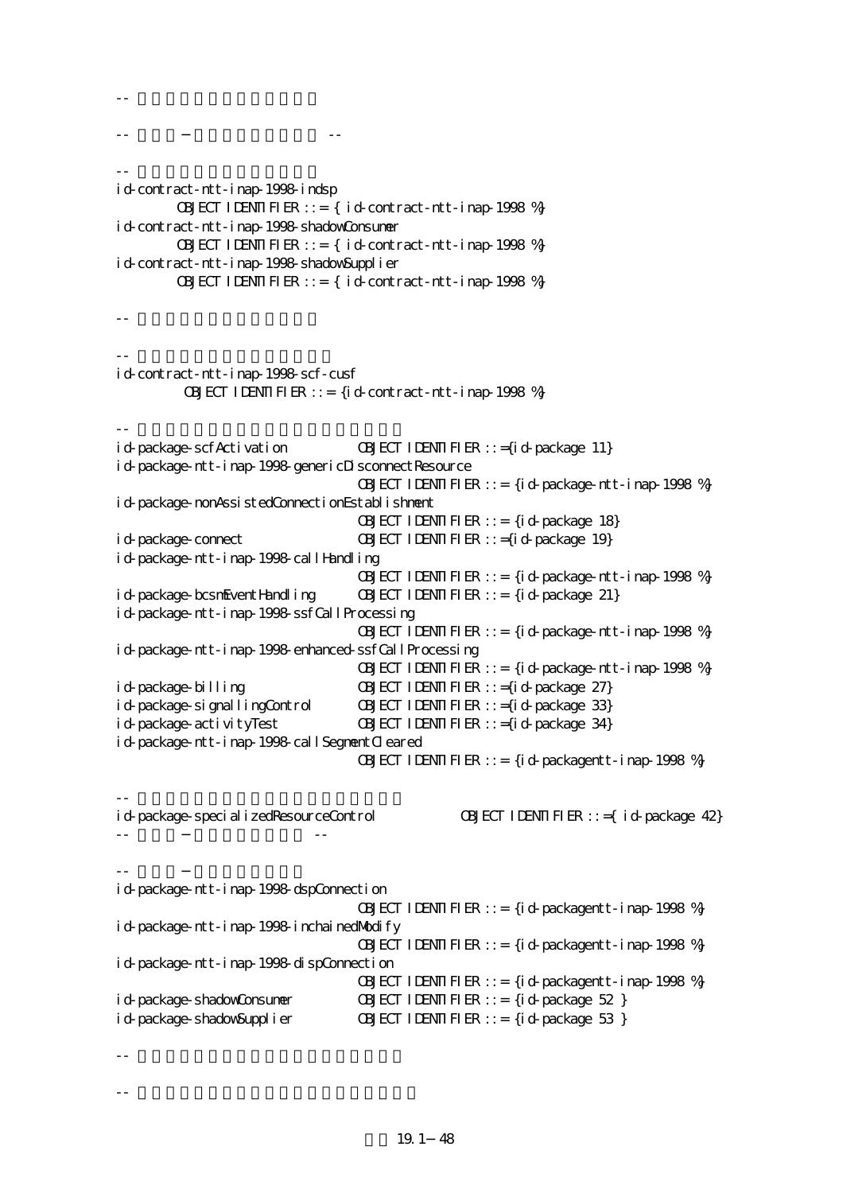```
--

--  −  --

--
id-contract-ntt-inap-1998-indsp
        OBJECT IDENTIFIER ::= { id-contract-ntt-inap-1998 %}
id-contract-ntt-inap-1998-shadowConsumer
        OBJECT IDENTIFIER ::= { id-contract-ntt-inap-1998 %}
id-contract-ntt-inap-1998-shadowSupplier
        OBJECT IDENTIFIER ::= { id-contract-ntt-inap-1998 %}

--

--
id-contract-ntt-inap-1998-scf-cusf
         OBJECT IDENTIFIER ::= {id-contract-ntt-inap-1998 %}

--
id-package-scfActivation          OBJECT IDENTIFIER ::={id-package 11}
id-package-ntt-inap-1998-genericDisconnectResource
                                  OBJECT IDENTIFIER ::= {id-package-ntt-inap-1998 %}
id-package-nonAssistedConnectionEstablishment
                                  OBJECT IDENTIFIER ::= {id-package 18}
id-package-connect                OBJECT IDENTIFIER ::={id-package 19}
id-package-ntt-inap-1998-callHandling
                                  OBJECT IDENTIFIER ::= {id-package-ntt-inap-1998 %}
id-package-bcsmEventHandling      OBJECT IDENTIFIER ::= {id-package 21}
id-package-ntt-inap-1998-ssfCallProcessing
                                  OBJECT IDENTIFIER ::= {id-package-ntt-inap-1998 %}
id-package-ntt-inap-1998-enhanced-ssfCallProcessing
                                  OBJECT IDENTIFIER ::= {id-package-ntt-inap-1998 %}
id-package-billing                OBJECT IDENTIFIER ::={id-package 27}
id-package-signallingControl      OBJECT IDENTIFIER ::={id-package 33}
id-package-activityTest           OBJECT IDENTIFIER ::={id-package 34}
id-package-ntt-inap-1998-callSegmentCleared
                                  OBJECT IDENTIFIER ::= {id-packagentt-inap-1998 %}

--
id-package-specializedResourceControl          OBJECT IDENTIFIER ::={ id-package 42}
--  −  --

--  −
id-package-ntt-inap-1998-dspConnection
                                  OBJECT IDENTIFIER ::= {id-packagentt-inap-1998 %}
id-package-ntt-inap-1998-inchainedModify
                                  OBJECT IDENTIFIER ::= {id-packagentt-inap-1998 %}
id-package-ntt-inap-1998-dispConnection
                                  OBJECT IDENTIFIER ::= {id-packagentt-inap-1998 %}
id-package-shadowConsumer         OBJECT IDENTIFIER ::= {id-package 52 }
id-package-shadowSupplier         OBJECT IDENTIFIER ::= {id-package 53 }

--

--
```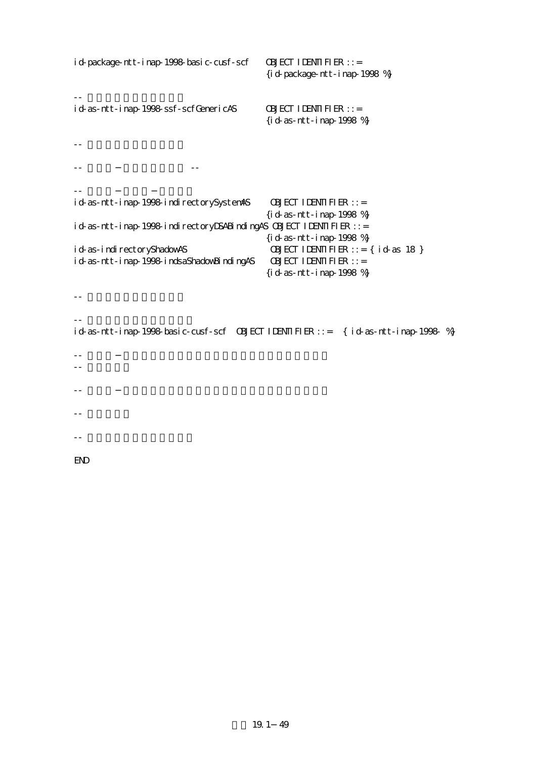```
id-package-ntt-inap-1998-basic-cusf-scf    OBJECT IDENTIFIER ::=
                                           {id-package-ntt-inap-1998 %}

--
id-as-ntt-inap-1998-ssf-scfGenericAS       OBJECT IDENTIFIER ::=
                                           {id-as-ntt-inap-1998 %}

--

--      −                --

--      −       −
id-as-ntt-inap-1998-indirectorySystemAS     OBJECT IDENTIFIER ::=
                                           {id-as-ntt-inap-1998 %}
id-as-ntt-inap-1998-indirectoryDSABindingAS OBJECT IDENTIFIER ::=
                                           {id-as-ntt-inap-1998 %}
id-as-indirectoryShadowAS                   OBJECT IDENTIFIER ::= { id-as 18 }
id-as-ntt-inap-1998-indsaShadowBindingAS    OBJECT IDENTIFIER ::=
                                           {id-as-ntt-inap-1998 %}

--

--
id-as-ntt-inap-1998-basic-cusf-scf  OBJECT IDENTIFIER ::=  { id-as-ntt-inap-1998- %}

--      −
--

--      −

--

--

END
```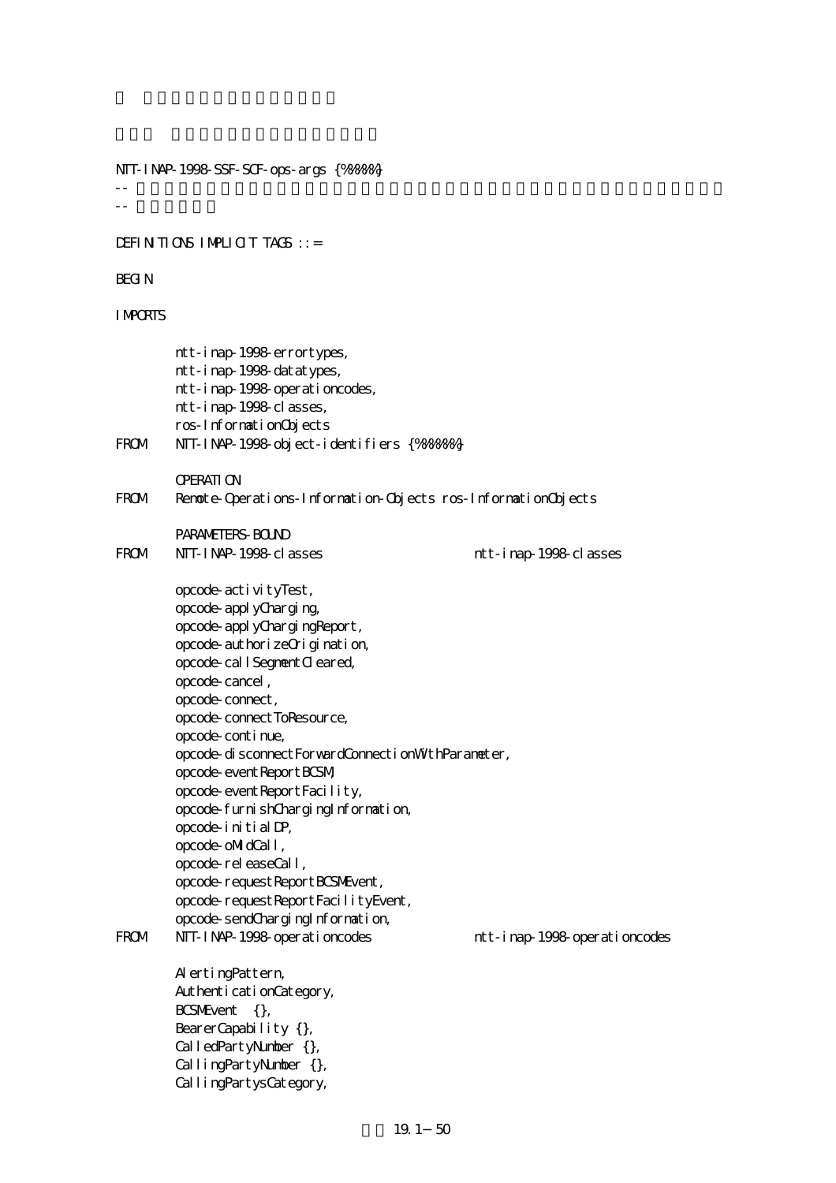```
NTT-INAP-1998-SSF-SCF-ops-args {%%%%}
--
--

DEFINITIONS IMPLICIT TAGS ::=

BEGIN

IMPORTS

        ntt-inap-1998-errortypes,
        ntt-inap-1998-datatypes,
        ntt-inap-1998-operationcodes,
        ntt-inap-1998-classes,
        ros-InformationObjects
FROM    NTT-INAP-1998-object-identifiers {%%%%%}

        OPERATION
FROM    Remote-Operations-Information-Objects ros-InformationObjects

        PARAMETERS-BOUND
FROM    NTT-INAP-1998-classes                   ntt-inap-1998-classes

        opcode-activityTest,
        opcode-applyCharging,
        opcode-applyChargingReport,
        opcode-authorizeOrigination,
        opcode-callSegmentCleared,
        opcode-cancel,
        opcode-connect,
        opcode-connectToResource,
        opcode-continue,
        opcode-disconnectForwardConnectionWithParameter,
        opcode-eventReportBCSM,
        opcode-eventReportFacility,
        opcode-furnishChargingInformation,
        opcode-initialDP,
        opcode-oMidCall,
        opcode-releaseCall,
        opcode-requestReportBCSMEvent,
        opcode-requestReportFacilityEvent,
        opcode-sendChargingInformation,
FROM    NTT-INAP-1998-operationcodes            ntt-inap-1998-operationcodes

        AlertingPattern,
        AuthenticationCategory,
        BCSMEvent  {},
        BearerCapability {},
        CalledPartyNumber {},
        CallingPartyNumber {},
        CallingPartysCategory,
```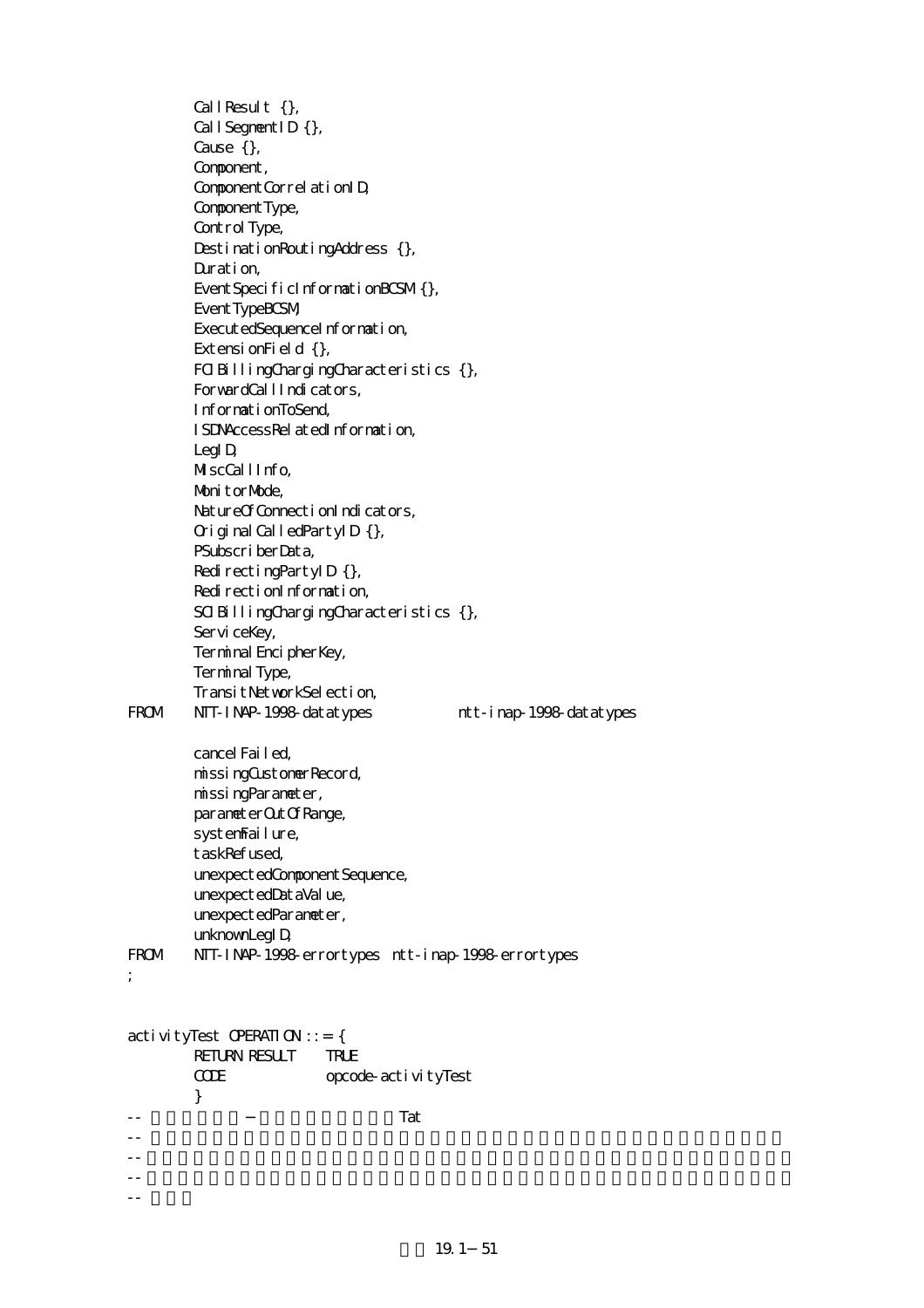```
        CallResult {},
        CallSegmentID {},
        Cause {},
        Component,
        ComponentCorrelationID,
        ComponentType,
        ControlType,
        DestinationRoutingAddress {},
        Duration,
        EventSpecificInformationBCSM {},
        EventTypeBCSM,
        ExecutedSequenceInformation,
        ExtensionField {},
        FCIBillingChargingCharacteristics {},
        ForwardCallIndicators,
        InformationToSend,
        ISDNAccessRelatedInformation,
        LegID,
        MiscCallInfo,
        MonitorMode,
        NatureOfConnectionIndicators,
        OriginalCalledPartyID {},
        PSubscriberData,
        RedirectingPartyID {},
        RedirectionInformation,
        SCIBillingChargingCharacteristics {},
        ServiceKey,
        TerminalEncipherKey,
        TerminalType,
        TransitNetworkSelection,
FROM    NTT-INAP-1998-datatypes         ntt-inap-1998-datatypes

        cancelFailed,
        missingCustomerRecord,
        missingParameter,
        parameterOutOfRange,
        systemFailure,
        taskRefused,
        unexpectedComponentSequence,
        unexpectedDataValue,
        unexpectedParameter,
        unknownLegID,
FROM    NTT-INAP-1998-errortypes  ntt-inap-1998-errortypes
;


activityTest OPERATION ::= {
        RETURN RESULT     TRUE
        CODE              opcode-activityTest
        }
--                 −                    Tat
--
--
--
--
```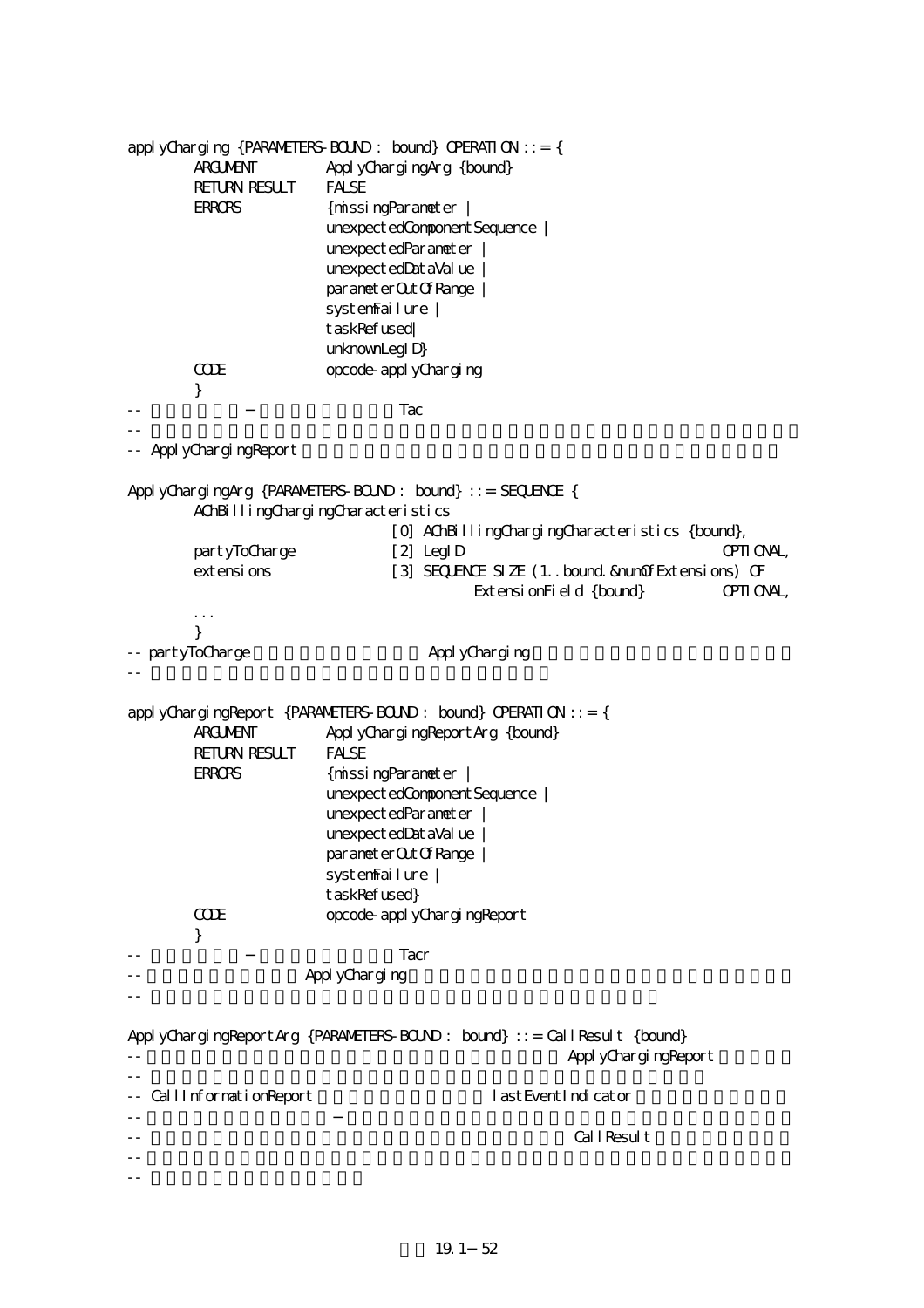```
applyCharging {PARAMETERS-BOUND : bound} OPERATION ::= {
        ARGUMENT        ApplyChargingArg {bound}
        RETURN RESULT   FALSE
        ERRORS          {missingParameter |
                        unexpectedComponentSequence |
                        unexpectedParameter |
                        unexpectedDataValue |
                        parameterOutOfRange |
                        systemFailure |
                        taskRefused|
                        unknownLegID}
        CODE            opcode-applyCharging
        }
--              −                   Tac
--
-- ApplyChargingReport

ApplyChargingArg {PARAMETERS-BOUND : bound} ::= SEQUENCE {
        AChBillingChargingCharacteristics
                                [0] AChBillingChargingCharacteristics {bound},
        partyToCharge           [2] LegID                               OPTIONAL,
        extensions              [3] SEQUENCE SIZE (1..bound.&numOfExtensions) OF
                                        ExtensionField {bound}          OPTIONAL,
        ...
        }
-- partyToCharge                    ApplyCharging
--

applyChargingReport {PARAMETERS-BOUND : bound} OPERATION ::= {
        ARGUMENT        ApplyChargingReportArg {bound}
        RETURN RESULT   FALSE
        ERRORS          {missingParameter |
                        unexpectedComponentSequence |
                        unexpectedParameter |
                        unexpectedDataValue |
                        parameterOutOfRange |
                        systemFailure |
                        taskRefused}
        CODE            opcode-applyChargingReport
        }
--              −                   Tacr
--                  ApplyCharging
--

ApplyChargingReportArg {PARAMETERS-BOUND : bound} ::= CallResult {bound}
--                                                  ApplyChargingReport
--
-- CallInformationReport                    lastEventIndicator
--                      −
--                                                  CallResult
--
--
```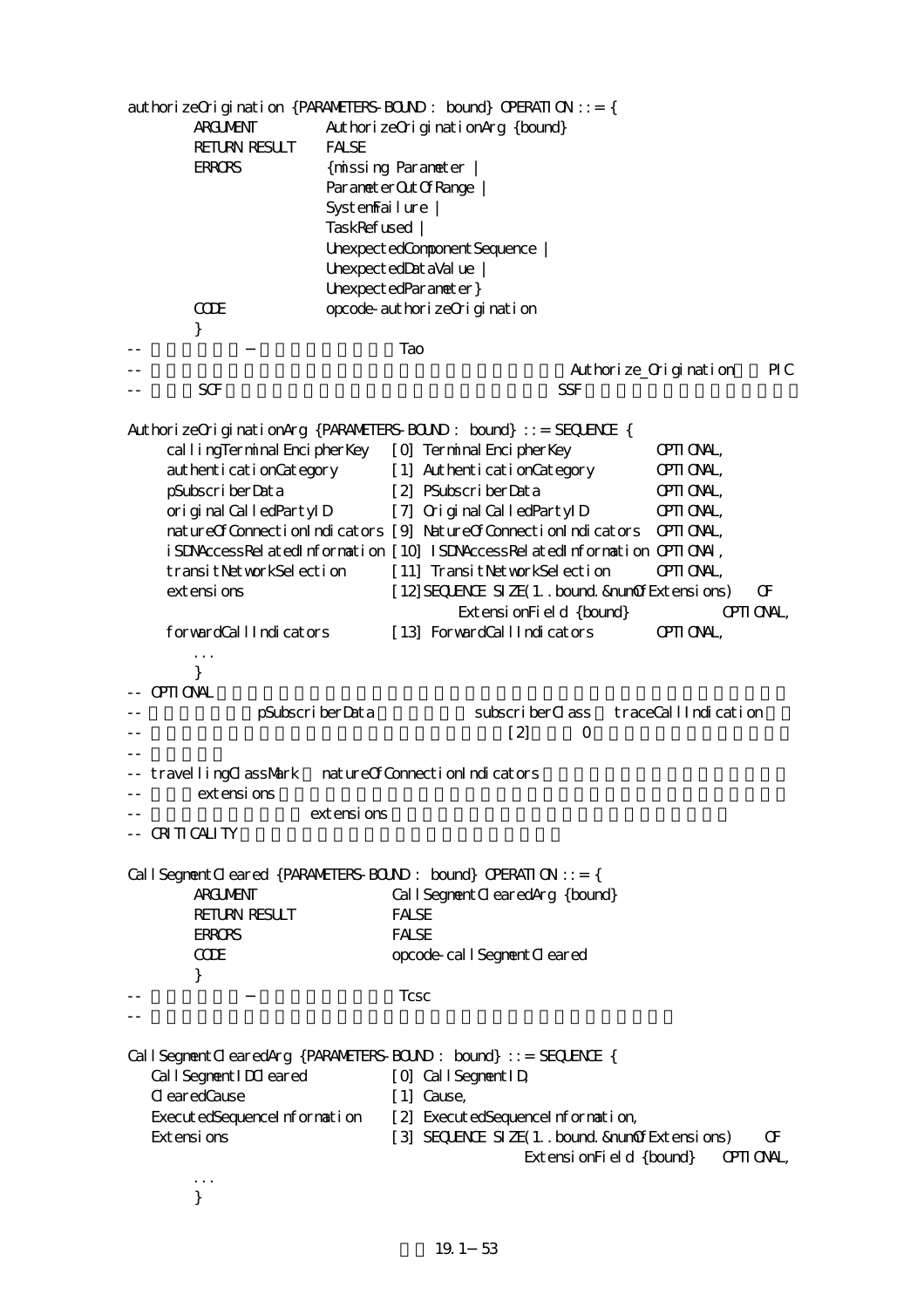```
authorizeOrigination {PARAMETERS-BOUND : bound} OPERATION ::= {
        ARGUMENT         AuthorizeOriginationArg {bound}
        RETURN RESULT    FALSE
        ERRORS           {missingParameter |
                         ParameterOutOfRange |
                         SystemFailure |
                         TaskRefused |
                         UnexpectedComponentSequence |
                         UnexpectedDataValue |
                         UnexpectedParameter}
        CODE             opcode-authorizeOrigination
        }
--                 −                  Tao
--                                                         Authorize_Origination    PIC
--      SCF                                          SSF

AuthorizeOriginationArg {PARAMETERS-BOUND : bound} ::= SEQUENCE {
     callingTerminalEncipherKey    [0] TerminalEncipherKey         OPTIONAL,
     authenticationCategory        [1] AuthenticationCategory      OPTIONAL,
     pSubscriberData               [2] PSubscriberData             OPTIONAL,
     originalCalledPartyID         [7] OriginalCalledPartyID       OPTIONAL,
     natureOfConnectionIndicators  [9] NatureOfConnectionIndicators  OPTIONAL,
     iSDNAccessRelatedInformation  [10] ISDNAccessRelatedInformation OPTIONAl,
     transitNetworkSelection       [11] TransitNetworkSelection    OPTIONAL,
     extensions                    [12]SEQUENCE SIZE(1..bound.&numOfExtensions)   OF
                                        ExtensionField {bound}          OPTIONAL,
     forwardCallIndicators         [13] ForwardCallIndicators      OPTIONAL,
        ...
        }
-- OPTIONAL
--              pSubscriberData              subscriberClass   traceCallIndication
--                                                  [2]       0
--
-- travellingClassMark   natureOfConnectionIndicators
--        extensions
--                       extensions
-- CRITICALITY

CallSegmentCleared {PARAMETERS-BOUND : bound} OPERATION ::= {
        ARGUMENT                 CallSegmentClearedArg {bound}
        RETURN RESULT            FALSE
        ERRORS                   FALSE
        CODE                     opcode-callSegmentCleared
        }
--                 −                  Tcsc
--

CallSegmentClearedArg {PARAMETERS-BOUND : bound} ::= SEQUENCE {
   CallSegmentIDCleared           [0] CallSegmentID,
   ClearedCause                   [1] Cause,
   ExecutedSequenceInformation    [2] ExecutedSequenceInformation,
   Extensions                     [3] SEQUENCE SIZE(1..bound.&numOfExtensions)      OF
                                            ExtensionField {bound}    OPTIONAL,
        ...
        }
```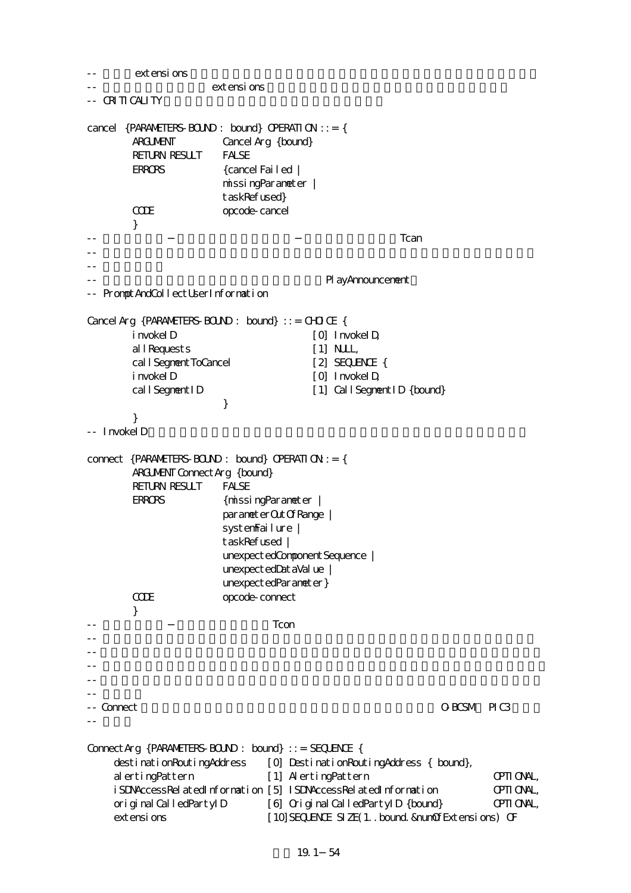```
--         extensions
--                          extensions
-- CRITICALITY

cancel  {PARAMETERS-BOUND : bound} OPERATION ::= {
        ARGUMENT         CancelArg {bound}
        RETURN RESULT    FALSE
        ERRORS           {cancelFailed |
                         missingParameter |
                         taskRefused}
        CODE             opcode-cancel
        }
--            −                            −                    Tcan
--
--
--                                                  PlayAnnouncement
-- PromptAndCollectUserInformation

CancelArg {PARAMETERS-BOUND : bound} ::= CHOICE {
        invokeID                        [0] InvokeID,
        allRequests                     [1] NULL,
        callSegmentToCancel             [2] SEQUENCE {
        invokeID                        [0] InvokeID,
        callSegmentID                   [1] CallSegmentID {bound}
                         }
        }
-- InvokeID

connect {PARAMETERS-BOUND : bound} OPERATION::= {
        ARGUMENT ConnectArg {bound}
        RETURN RESULT    FALSE
        ERRORS           {missingParameter |
                         parameterOutOfRange |
                         systemFailure |
                         taskRefused |
                         unexpectedComponentSequence |
                         unexpectedDataValue |
                         unexpectedParameter}
        CODE             opcode-connect
        }
--            −                   Tcon
--
--
--
--
--
-- Connect                                                        O-BCSM  PIC3
--

ConnectArg {PARAMETERS-BOUND : bound} ::= SEQUENCE {
     destinationRoutingAddress    [0] DestinationRoutingAddress { bound},
     alertingPattern              [1] AlertingPattern                    OPTIONAL,
     iSDNAccessRelatedInformation [5] ISDNAccessRelatedInformation       OPTIONAL,
     originalCalledPartyID        [6] OriginalCalledPartyID {bound}      OPTIONAL,
     extensions                   [10]SEQUENCE SIZE(1..bound.&numOfExtensions) OF
```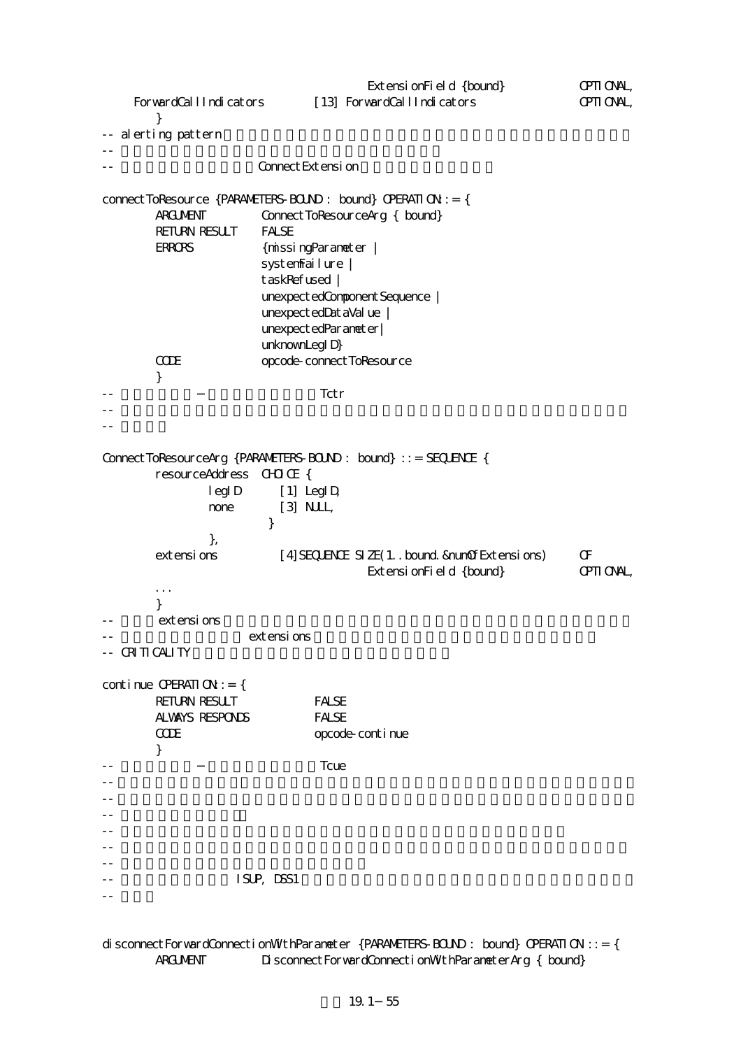```
                                ExtensionField {bound}          OPTIONAL,
    ForwardCallIndicators       [13] ForwardCallIndicators      OPTIONAL,
        }
-- alerting pattern
--
--                      ConnectExtension

connectToResource {PARAMETERS-BOUND : bound} OPERATION ::= {
        ARGUMENT        ConnectToResourceArg { bound}
        RETURN RESULT   FALSE
        ERRORS          {missingParameter |
                        systemFailure |
                        taskRefused |
                        unexpectedComponentSequence |
                        unexpectedDataValue |
                        unexpectedParameter|
                        unknownLegID}
        CODE            opcode-connectToResource
        }
--                  −                   Tctr
--
--

ConnectToResourceArg {PARAMETERS-BOUND : bound} ::= SEQUENCE {
        resourceAddress  CHOICE {
                legID       [1] LegID,
                none        [3] NULL,
                        }
                },
        extensions          [4]SEQUENCE SIZE(1..bound.&numOfExtensions)     OF
                                ExtensionField {bound}          OPTIONAL,
        ...
        }
--      extensions
--                      extensions
-- CRITICALITY

continue OPERATION::= {
        RETURN RESULT           FALSE
        ALWAYS RESPONDS         FALSE
        CODE                    opcode-continue
        }
--                  −                   Tcue
--
--
--
--
--
--
--                  ISUP, DSS1
--


disconnectForwardConnectionWithParameter {PARAMETERS-BOUND : bound} OPERATION ::= {
        ARGUMENT        DisconnectForwardConnectionWithParameterArg { bound}
```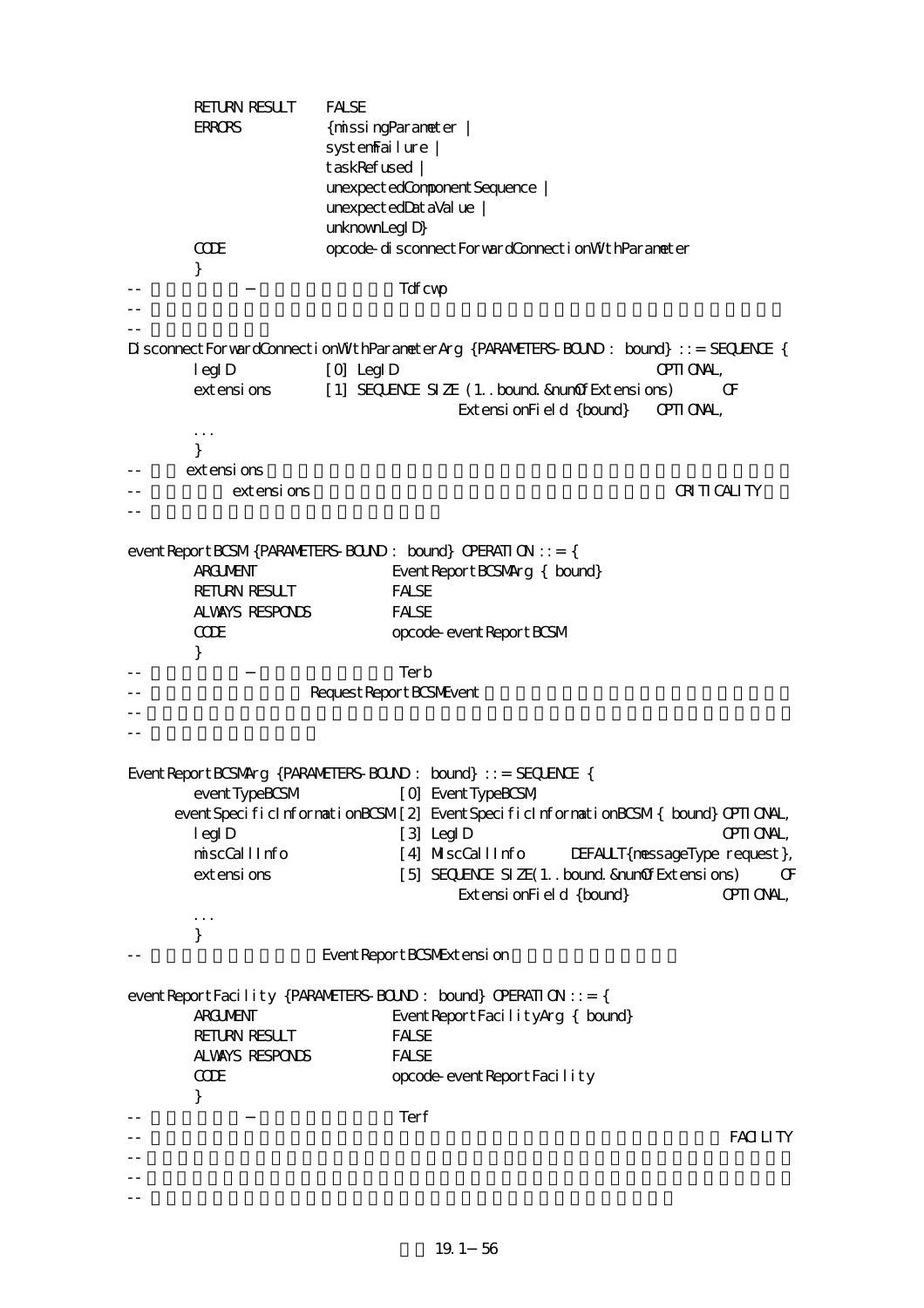```
        RETURN RESULT    FALSE
        ERRORS           {missingParameter |
                         systemFailure |
                         taskRefused |
                         unexpectedComponentSequence |
                         unexpectedDataValue |
                         unknownLegID}
        CODE             opcode-disconnectForwardConnectionWithParameter
        }
--                                  Tdfcwp
--
--
DisconnectForwardConnectionWithParameterArg {PARAMETERS-BOUND : bound} ::= SEQUENCE {
        legID           [0] LegID                              OPTIONAL,
        extensions      [1] SEQUENCE SIZE (1..bound.&numOfExtensions)      OF
                                ExtensionField {bound}    OPTIONAL,
        ...
        }
--      extensions
--          extensions                                                 CRITICALITY
--

eventReportBCSM {PARAMETERS-BOUND : bound} OPERATION ::= {
        ARGUMENT                EventReportBCSMArg { bound}
        RETURN RESULT           FALSE
        ALWAYS RESPONDS         FALSE
        CODE                    opcode-eventReportBCSM
        }
--                                  Terb
--                   RequestReportBCSMEvent
--
--

EventReportBCSMArg {PARAMETERS-BOUND : bound} ::= SEQUENCE {
        eventTypeBCSM              [0] EventTypeBCSM,
      eventSpecificInformationBCSM [2] EventSpecificInformationBCSM { bound} OPTIONAL,
        legID                      [3] LegID                               OPTIONAL,
        miscCallInfo               [4] MiscCallInfo      DEFAULT{messageType request},
        extensions                 [5] SEQUENCE SIZE(1..bound.&numOfExtensions)      OF
                                        ExtensionField {bound}             OPTIONAL,
        ...
        }
--                        EventReportBCSMExtension

eventReportFacility {PARAMETERS-BOUND : bound} OPERATION ::= {
        ARGUMENT                EventReportFacilityArg { bound}
        RETURN RESULT           FALSE
        ALWAYS RESPONDS         FALSE
        CODE                    opcode-eventReportFacility
        }
--                                  Terf
--                                                                        FACILITY
--
--
--
```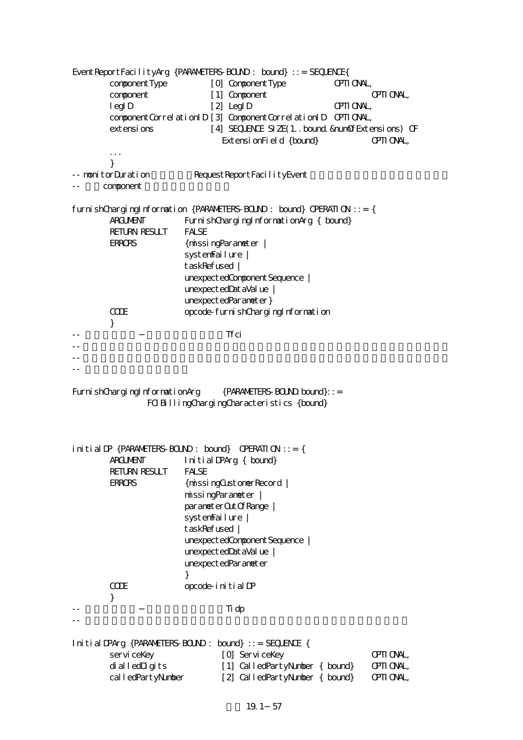```
EventReportFacilityArg {PARAMETERS-BOUND : bound} ::= SEQUENCE{
        componentType           [0] ComponentType           OPTIONAL,
        component               [1] Component                   OPTIONAL,
        legID                   [2] LegID                   OPTIONAL,
        componentCorrelationID [3] ComponentCorrelationID  OPTIONAL,
        extensions              [4] SEQUENCE SIZE(1..bound.&numOfExtensions) OF
                                   ExtensionField {bound}           OPTIONAL,
        ...
        }
-- monitorDuration             RequestReportFacilityEvent
--      component

furnishChargingInformation {PARAMETERS-BOUND : bound} OPERATION ::= {
        ARGUMENT          FurnishChargingInformationArg { bound}
        RETURN RESULT     FALSE
        ERRORS            {missingParameter |
                          systemFailure |
                          taskRefused |
                          unexpectedComponentSequence |
                          unexpectedDataValue |
                          unexpectedParameter}
        CODE              opcode-furnishChargingInformation
        }
--             －                      Tfci
--
--
--

FurnishChargingInformationArg      {PARAMETERS-BOUND bound}::=
                FCIBillingChargingCharacteristics {bound}



initialDP {PARAMETERS-BOUND : bound}  OPERATION ::= {
        ARGUMENT          InitialDPArg { bound}
        RETURN RESULT     FALSE
        ERRORS            {missingCustomerRecord |
                          missingParameter |
                          parameterOutOfRange |
                          systemFailure |
                          taskRefused |
                          unexpectedComponentSequence |
                          unexpectedDataValue |
                          unexpectedParameter
                          }
        CODE              opcode-initialDP
        }
--             －                      Tidp
--

InitialDPArg {PARAMETERS-BOUND : bound} ::= SEQUENCE {
        serviceKey              [0] ServiceKey                      OPTIONAL,
        dialledDigits           [1] CalledPartyNumber { bound}      OPTIONAL,
        calledPartyNumber       [2] CalledPartyNumber { bound}      OPTIONAL,
```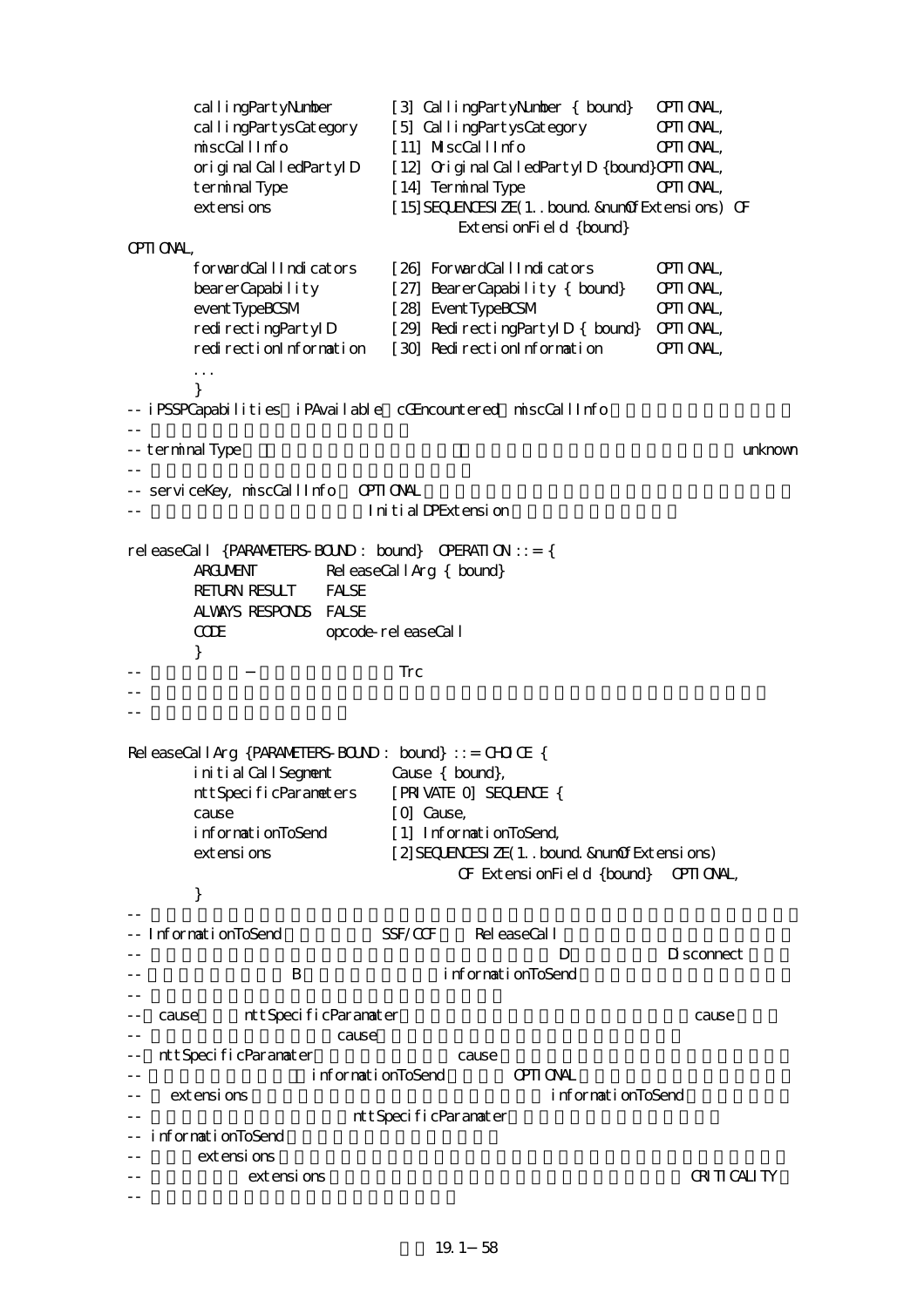```
        callingPartyNumber       [3] CallingPartyNumber { bound}   OPTIONAL,
        callingPartysCategory    [5] CallingPartysCategory         OPTIONAL,
        miscCallInfo             [11] MiscCallInfo                 OPTIONAL,
        originalCalledPartyID    [12] OriginalCalledPartyID {bound}OPTIONAL,
        terminalType             [14] TerminalType                 OPTIONAL,
        extensions               [15]SEQUENCESIZE(1..bound.&numOfExtensions) OF
                                        ExtensionField {bound}
OPTIONAL,
        forwardCallIndicators    [26] ForwardCallIndicators        OPTIONAL,
        bearerCapability         [27] BearerCapability { bound}    OPTIONAL,
        eventTypeBCSM            [28] EventTypeBCSM                OPTIONAL,
        redirectingPartyID       [29] RedirectingPartyID { bound}  OPTIONAL,
        redirectionInformation   [30] RedirectionInformation       OPTIONAL,
        ...
        }
-- iPSSPCapabilities iPAvailable cGEncountered miscCallInfo
--
-- terminalType                                                          unknown
--
-- serviceKey, miscCallInfo  OPTIONAL
--                               InitialDPExtension

releaseCall {PARAMETERS-BOUND : bound} OPERATION ::= {
        ARGUMENT         ReleaseCallArg { bound}
        RETURN RESULT    FALSE
        ALWAYS RESPONDS  FALSE
        CODE             opcode-releaseCall
        }
--          －                    Trc
--
--

ReleaseCallArg {PARAMETERS-BOUND : bound} ::= CHOICE {
        initialCallSegment       Cause { bound},
        nttSpecificParameters    [PRIVATE 0] SEQUENCE {
        cause                    [0] Cause,
        informationToSend        [1] InformationToSend,
        extensions               [2]SEQUENCESIZE(1..bound.&numOfExtensions)
                                        OF ExtensionField {bound}  OPTIONAL,
        }
--
-- InformationToSend            SSF/CCF    ReleaseCall
--                                                  D              Disconnect
--                   B                    informationToSend
--
--  cause       nttSpecificParamater                                  cause
--                            cause
--  nttSpecificParamater                 cause
--                     informationToSend        OPTIONAL
--    extensions                                      informationToSend
--                             nttSpecificParamater
-- informationToSend
--       extensions
--               extensions                                          CRITICALITY
--
```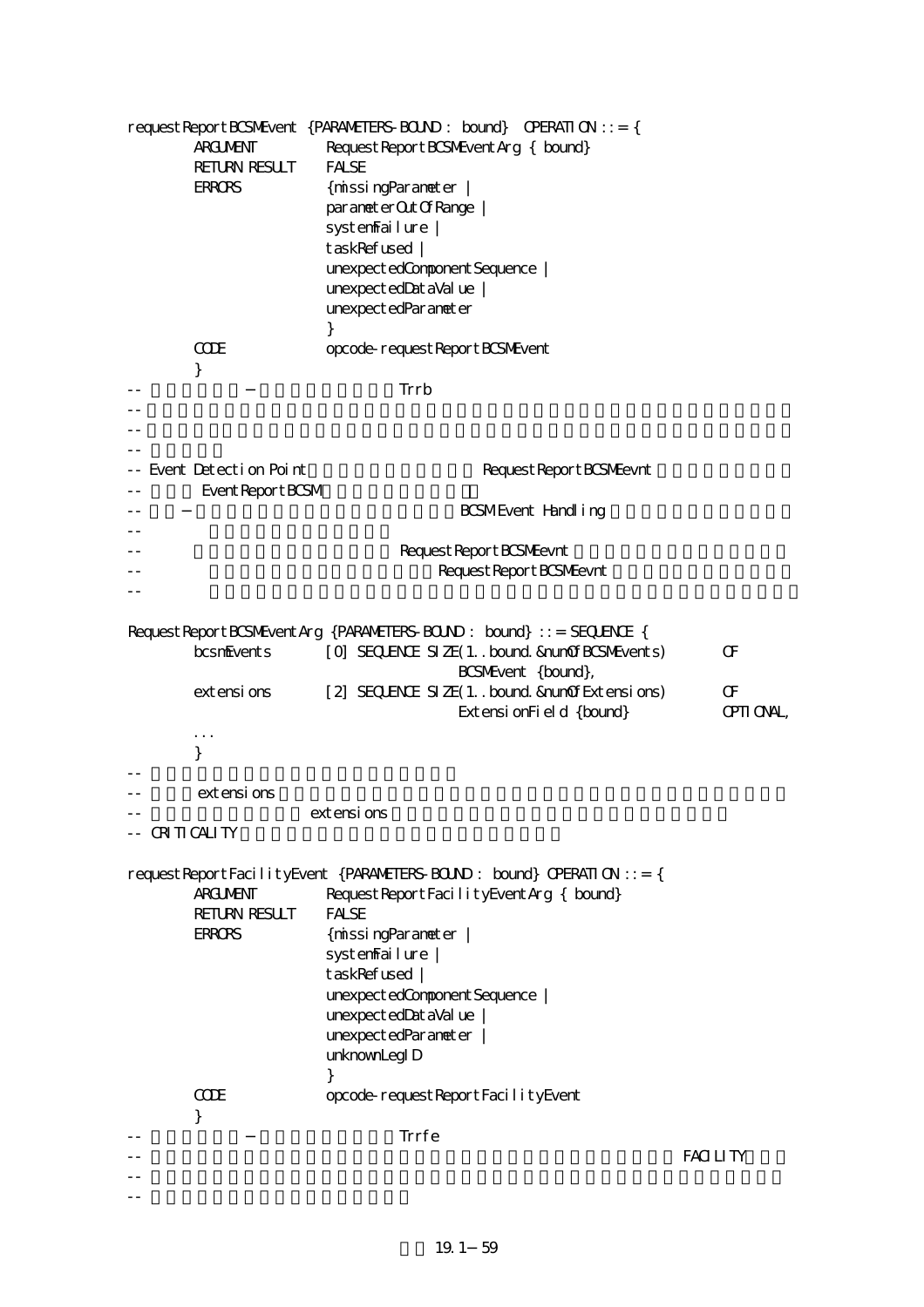```
requestReportBCSMEvent {PARAMETERS-BOUND : bound}  OPERATION ::= {
        ARGUMENT          RequestReportBCSMEventArg { bound}
        RETURN RESULT     FALSE
        ERRORS            {missingParameter |
                          parameterOutOfRange |
                          systemFailure |
                          taskRefused |
                          unexpectedComponentSequence |
                          unexpectedDataValue |
                          unexpectedParameter
                          }
        CODE              opcode-requestReportBCSMEvent
        }
--              −                    Trrb
--
--
--
-- Event Detection Point                        RequestReportBCSMEevnt
--       EventReportBCSM
--      −                                 BCSM Event Handling
--
--                               RequestReportBCSMEevnt
--                                    RequestReportBCSMEevnt
--

RequestReportBCSMEventArg {PARAMETERS-BOUND : bound} ::= SEQUENCE {
        bcsmEvents        [0] SEQUENCE SIZE(1..bound.&numOfBCSMEvents)        OF
                                   BCSMEvent {bound},
        extensions        [2] SEQUENCE SIZE(1..bound.&numOfExtensions)        OF
                                   ExtensionField {bound}                     OPTIONAL,
        ...
        }
--
--      extensions
--                      extensions
-- CRITICALITY

requestReportFacilityEvent {PARAMETERS-BOUND : bound} OPERATION ::= {
        ARGUMENT          RequestReportFacilityEventArg { bound}
        RETURN RESULT     FALSE
        ERRORS            {missingParameter |
                          systemFailure |
                          taskRefused |
                          unexpectedComponentSequence |
                          unexpectedDataValue |
                          unexpectedParameter |
                          unknownLegID
                          }
        CODE              opcode-requestReportFacilityEvent
        }
--              −                    Trrfe
--                                                                    FACILITY
--
--
```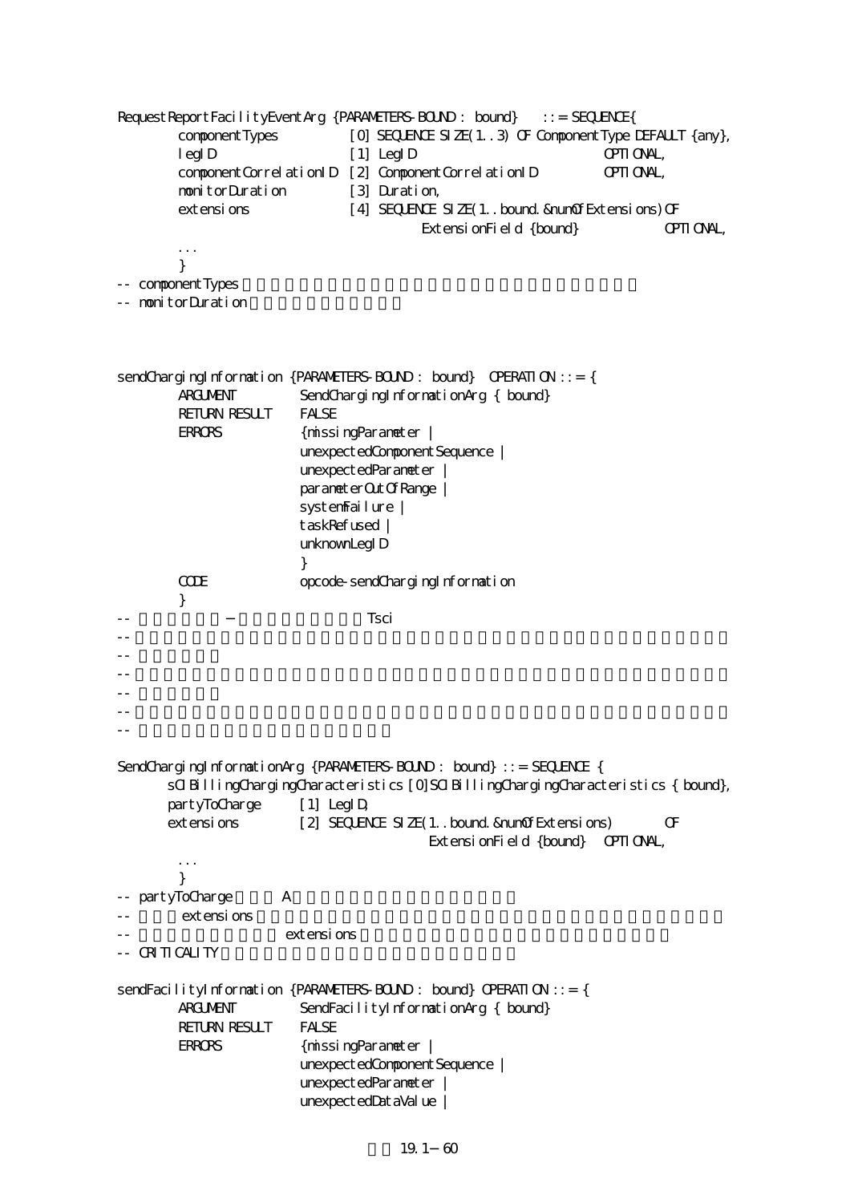```
RequestReportFacilityEventArg {PARAMETERS-BOUND : bound}    ::= SEQUENCE{
        componentTypes          [0] SEQUENCE SIZE(1..3) OF ComponentType DEFAULT {any},
        legID                   [1] LegID                          OPTIONAL,
        componentCorrelationID  [2] ComponentCorrelationID         OPTIONAL,
        monitorDuration         [3] Duration,
        extensions              [4] SEQUENCE SIZE(1..bound.&numOfExtensions)OF
                                        ExtensionField {bound}             OPTIONAL,
        ...
        }
-- componentTypes
-- monitorDuration


sendChargingInformation {PARAMETERS-BOUND : bound}  OPERATION ::= {
        ARGUMENT          SendChargingInformationArg { bound}
        RETURN RESULT     FALSE
        ERRORS            {missingParameter |
                          unexpectedComponentSequence |
                          unexpectedParameter |
                          parameterOutOfRange |
                          systemFailure |
                          taskRefused |
                          unknownLegID
                          }
        CODE              opcode-sendChargingInformation
        }
--                    Tsci
--
--
--
--
--
--

SendChargingInformationArg {PARAMETERS-BOUND : bound} ::= SEQUENCE {
       sCIBillingChargingCharacteristics [0]SCIBillingChargingCharacteristics { bound},
       partyToCharge      [1] LegID,
       extensions         [2] SEQUENCE SIZE(1..bound.&numOfExtensions)        OF
                                          ExtensionField {bound}   OPTIONAL,
        ...
        }
-- partyToCharge        A
--        extensions
--                        extensions
-- CRITICALITY

sendFacilityInformation {PARAMETERS-BOUND : bound} OPERATION ::= {
        ARGUMENT          SendFacilityInformationArg { bound}
        RETURN RESULT     FALSE
        ERRORS            {missingParameter |
                          unexpectedComponentSequence |
                          unexpectedParameter |
                          unexpectedDataValue |
```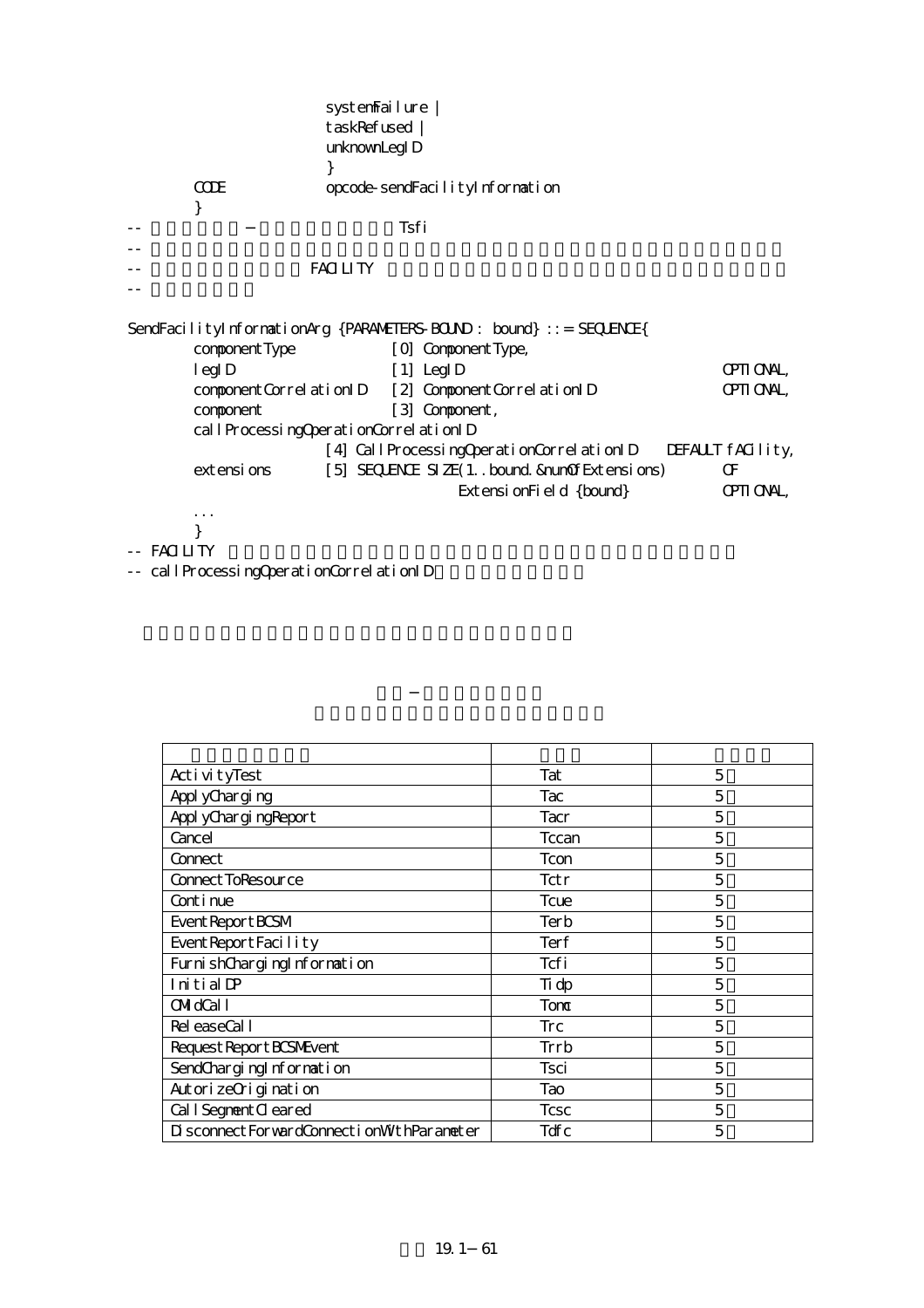```
                    systemFailure |
                    taskRefused |
                    unknownLegID
                    }
        CODE        opcode-sendFacilityInformation
        }
--                      Tsfi
--
--          FACILITY
--

SendFacilityInformationArg {PARAMETERS-BOUND : bound} ::= SEQUENCE{
        componentType           [0] ComponentType,
        legID                   [1] LegID                          OPTIONAL,
        componentCorrelationID  [2] ComponentCorrelationID         OPTIONAL,
        component               [3] Component,
        callProcessingOperationCorrelationID
                    [4] CallProcessingOperationCorrelationID   DEFAULT fACility,
        extensions      [5] SEQUENCE SIZE(1..bound.&numOfExtensions)     OF
                                ExtensionField {bound}             OPTIONAL,
        ...
        }
-- FACILITY
-- callProcessingOperationCorrelationID
```

| | | |
|---|---|---|
| ActivityTest | Tat | 5 |
| ApplyCharging | Tac | 5 |
| ApplyChargingReport | Tacr | 5 |
| Cancel | Tccan | 5 |
| Connect | Tcon | 5 |
| ConnectToResource | Tctr | 5 |
| Continue | Tcue | 5 |
| EventReportBCSM | Terb | 5 |
| EventReportFacility | Terf | 5 |
| FurnishChargingInformation | Tcfi | 5 |
| InitialDP | Tidp | 5 |
| OMidCall | Tomc | 5 |
| ReleaseCall | Trc | 5 |
| RequestReportBCSMEvent | Trrb | 5 |
| SendChargingInformation | Tsci | 5 |
| AutorizeOrigination | Tao | 5 |
| CallSegmentCleared | Tcsc | 5 |
| DisconnectForwardConnectionWithParameter | Tdfc | 5 |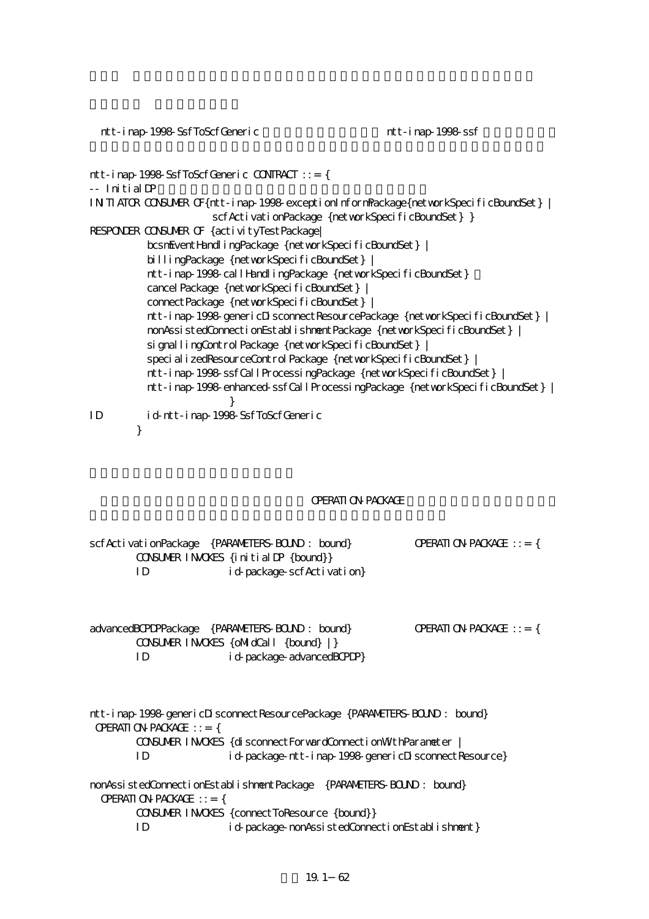ntt-inap-1998-SsfToScfGeneric ntt-inap-1998-ssf

```
ntt-inap-1998-SsfToScfGeneric CONTRACT ::= {
-- InitialDP
INITIATOR CONSUMER OF{ntt-inap-1998-exceptionInformPackage{networkSpecificBoundSet} |
                    scfActivationPackage {networkSpecificBoundSet} }
RESPONDER CONSUMER OF {activityTestPackage|
          bcsmEventHandlingPackage {networkSpecificBoundSet} |
          billingPackage {networkSpecificBoundSet} |
          ntt-inap-1998-callHandlingPackage {networkSpecificBoundSet}
          cancelPackage {networkSpecificBoundSet} |
          connectPackage {networkSpecificBoundSet} |
          ntt-inap-1998-genericDisconnectResourcePackage {networkSpecificBoundSet} |
          nonAssistedConnectionEstablishmentPackage {networkSpecificBoundSet} |
          signallingControlPackage {networkSpecificBoundSet} |
          specializedResourceControlPackage {networkSpecificBoundSet} |
          ntt-inap-1998-ssfCallProcessingPackage {networkSpecificBoundSet} |
          ntt-inap-1998-enhanced-ssfCallProcessingPackage {networkSpecificBoundSet} |
                    }
ID        id-ntt-inap-1998-SsfToScfGeneric
        }
```

OPERATION-PACKAGE

```
scfActivationPackage  {PARAMETERS-BOUND : bound}           OPERATION-PACKAGE ::= {
        CONSUMER INVOKES {initialDP {bound}}
        ID              id-package-scfActivation}



advancedBCPDPPackage  {PARAMETERS-BOUND : bound}           OPERATION-PACKAGE ::= {
        CONSUMER INVOKES {oMidCall {bound} |}
        ID              id-package-advancedBCPDP}



ntt-inap-1998-genericDisconnectResourcePackage {PARAMETERS-BOUND : bound}
 OPERATION-PACKAGE ::= {
        CONSUMER INVOKES {disconnectForwardConnectionWithParameter |
        ID              id-package-ntt-inap-1998-genericDisconnectResource}

nonAssistedConnectionEstablishmentPackage  {PARAMETERS-BOUND : bound}
  OPERATION-PACKAGE ::= {
        CONSUMER INVOKES {connectToResource {bound}}
        ID              id-package-nonAssistedConnectionEstablishment}
```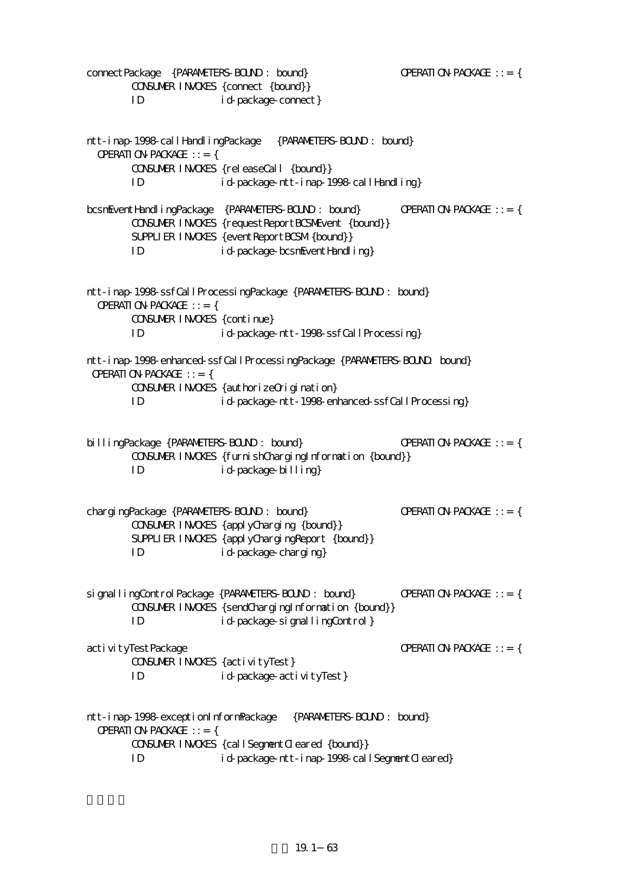```
connectPackage  {PARAMETERS-BOUND : bound}                OPERATION-PACKAGE ::= {
        CONSUMER INVOKES {connect {bound}}
        ID              id-package-connect}


ntt-inap-1998-callHandlingPackage   {PARAMETERS-BOUND : bound}
  OPERATION-PACKAGE ::= {
        CONSUMER INVOKES {releaseCall {bound}}
        ID              id-package-ntt-inap-1998-callHandling}

bcsmEventHandlingPackage  {PARAMETERS-BOUND : bound}        OPERATION-PACKAGE ::= {
        CONSUMER INVOKES {requestReportBCSMEvent {bound}}
        SUPPLIER INVOKES {eventReportBCSM {bound}}
        ID              id-package-bcsmEventHandling}


ntt-inap-1998-ssfCallProcessingPackage {PARAMETERS-BOUND : bound}
  OPERATION-PACKAGE ::= {
        CONSUMER INVOKES {continue}
        ID              id-package-ntt-1998-ssfCallProcessing}

ntt-inap-1998-enhanced-ssfCallProcessingPackage {PARAMETERS-BOUND: bound}
 OPERATION-PACKAGE ::= {
        CONSUMER INVOKES {authorizeOrigination}
        ID              id-package-ntt-1998-enhanced-ssfCallProcessing}


billingPackage {PARAMETERS-BOUND : bound}                  OPERATION-PACKAGE ::= {
        CONSUMER INVOKES {furnishChargingInformation {bound}}
        ID              id-package-billing}


chargingPackage {PARAMETERS-BOUND : bound}                 OPERATION-PACKAGE ::= {
        CONSUMER INVOKES {applyCharging {bound}}
        SUPPLIER INVOKES {applyChargingReport {bound}}
        ID              id-package-charging}


signallingControlPackage {PARAMETERS-BOUND : bound}        OPERATION-PACKAGE ::= {
        CONSUMER INVOKES {sendChargingInformation {bound}}
        ID              id-package-signallingControl}

activityTestPackage                                        OPERATION-PACKAGE ::= {
        CONSUMER INVOKES {activityTest}
        ID              id-package-activityTest}


ntt-inap-1998-exceptionInformPackage   {PARAMETERS-BOUND : bound}
  OPERATION-PACKAGE ::= {
        CONSUMER INVOKES {callSegmentCleared {bound}}
        ID              id-package-ntt-inap-1998-callSegmentCleared}
```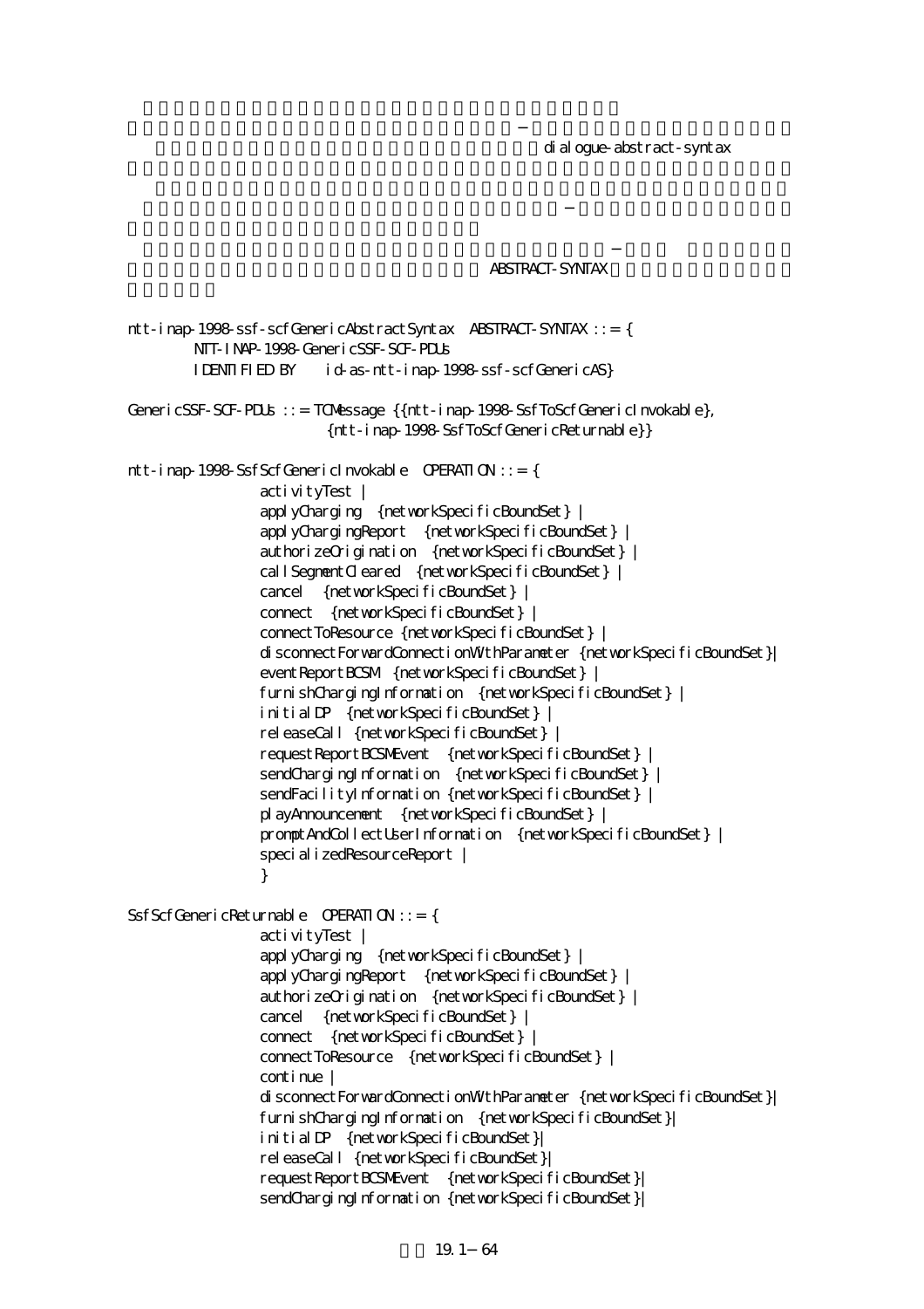dialogue-abstract-syntax

ABSTRACT-SYNTAX

```
ntt-inap-1998-ssf-scfGenericAbstractSyntax  ABSTRACT-SYNTAX ::= {
        NTT-INAP-1998-GenericSSF-SCF-PDUs
        IDENTIFIED BY    id-as-ntt-inap-1998-ssf-scfGenericAS}

GenericSSF-SCF-PDUs ::= TCMessage {{ntt-inap-1998-SsfToScfGenericInvokable},
                        {ntt-inap-1998-SsfToScfGenericReturnable}}

ntt-inap-1998-SsfScfGenericInvokable  OPERATION ::= {
                activityTest |
                applyCharging  {networkSpecificBoundSet} |
                applyChargingReport  {networkSpecificBoundSet} |
                authorizeOrigination  {networkSpecificBoundSet} |
                callSegmentCleared  {networkSpecificBoundSet} |
                cancel  {networkSpecificBoundSet} |
                connect  {networkSpecificBoundSet} |
                connectToResource {networkSpecificBoundSet} |
                disconnectForwardConnectionWithParameter {networkSpecificBoundSet}|
                eventReportBCSM  {networkSpecificBoundSet} |
                furnishChargingInformation  {networkSpecificBoundSet} |
                initialDP  {networkSpecificBoundSet} |
                releaseCall {networkSpecificBoundSet} |
                requestReportBCSMEvent  {networkSpecificBoundSet} |
                sendChargingInformation  {networkSpecificBoundSet} |
                sendFacilityInformation {networkSpecificBoundSet} |
                playAnnouncement  {networkSpecificBoundSet} |
                promptAndCollectUserInformation  {networkSpecificBoundSet} |
                specializedResourceReport |
                }

SsfScfGenericReturnable  OPERATION ::= {
                activityTest |
                applyCharging  {networkSpecificBoundSet} |
                applyChargingReport  {networkSpecificBoundSet} |
                authorizeOrigination  {networkSpecificBoundSet} |
                cancel  {networkSpecificBoundSet} |
                connect  {networkSpecificBoundSet} |
                connectToResource  {networkSpecificBoundSet} |
                continue |
                disconnectForwardConnectionWithParameter {networkSpecificBoundSet}|
                furnishChargingInformation  {networkSpecificBoundSet}|
                initialDP  {networkSpecificBoundSet}|
                releaseCall {networkSpecificBoundSet}|
                requestReportBCSMEvent  {networkSpecificBoundSet}|
                sendChargingInformation {networkSpecificBoundSet}|
```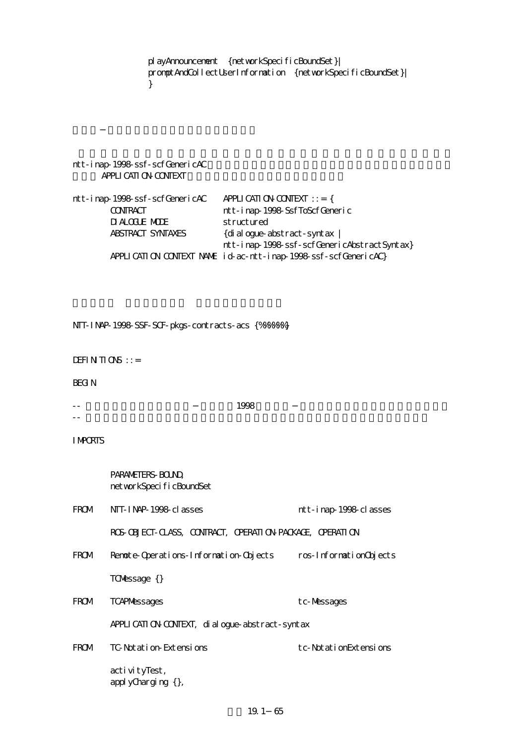```
            playAnnouncement  {networkSpecificBoundSet}|
            promptAndCollectUserInformation  {networkSpecificBoundSet}|
            }
```

```
ntt-inap-1998-ssf-scfGenericAC
    APPLICATION-CONTEXT
```

```
ntt-inap-1998-ssf-scfGenericAC    APPLICATION-CONTEXT ::= {
        CONTRACT                  ntt-inap-1998-SsfToScfGeneric
        DIALOGUE MODE             structured
        ABSTRACT SYNTAXES         {dialogue-abstract-syntax |
                                  ntt-inap-1998-ssf-scfGenericAbstractSyntax}
        APPLICATION CONTEXT NAME  id-ac-ntt-inap-1998-ssf-scfGenericAC}
```

```
NTT-INAP-1998-SSF-SCF-pkgs-contracts-acs {%%%%%%}

DEFINITIONS ::=

BEGIN

--                            1998
--

IMPORTS

        PARAMETERS-BOUND,
        networkSpecificBoundSet

FROM    NTT-INAP-1998-classes                   ntt-inap-1998-classes

        ROS-OBJECT-CLASS, CONTRACT, OPERATION-PACKAGE, OPERATION

FROM    Remote-Operations-Information-Objects   ros-InformationObjects

        TCMessage {}

FROM    TCAPMessages                            tc-Messages

        APPLICATION-CONTEXT, dialogue-abstract-syntax

FROM    TC-Notation-Extensions                  tc-NotationExtensions

        activityTest,
        applyCharging {},
```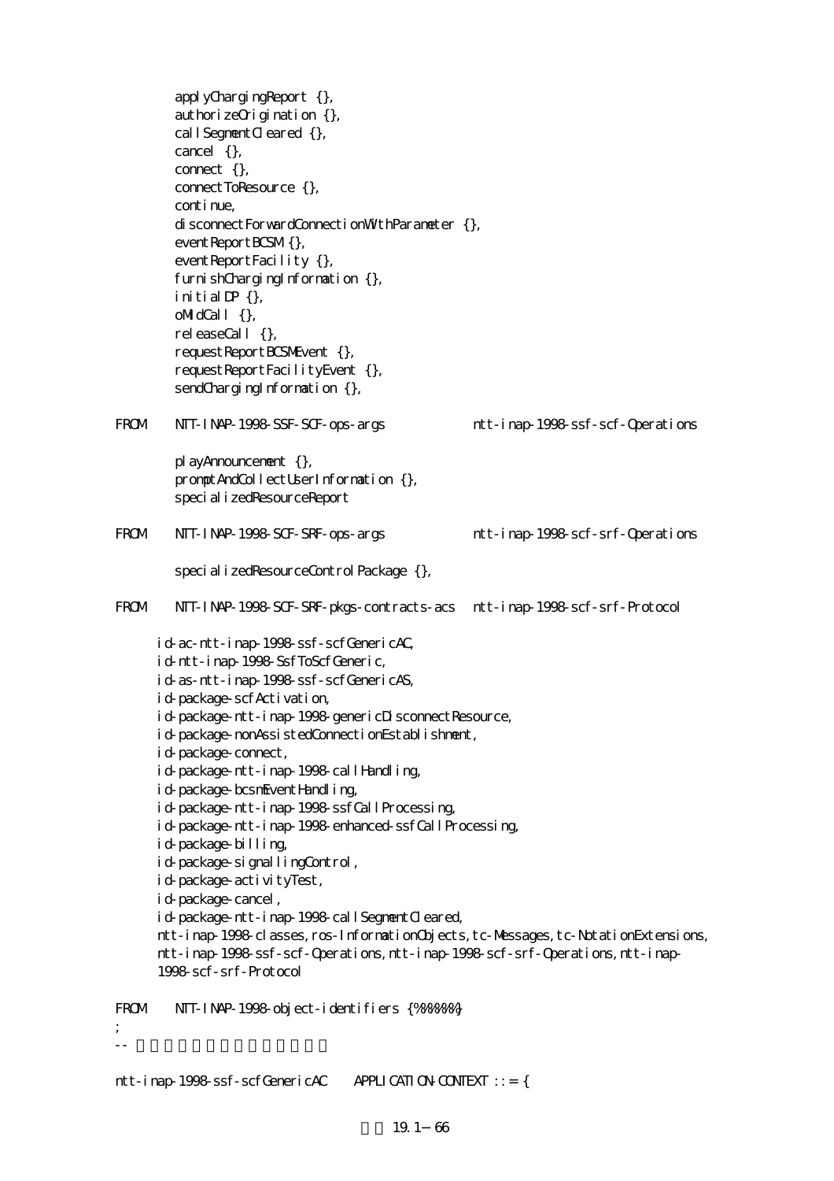```
        applyChargingReport {},
        authorizeOrigination {},
        callSegmentCleared {},
        cancel {},
        connect {},
        connectToResource {},
        continue,
        disconnectForwardConnectionWithParameter {},
        eventReportBCSM {},
        eventReportFacility {},
        furnishChargingInformation {},
        initialDP {},
        oMidCall {},
        releaseCall {},
        requestReportBCSMEvent {},
        requestReportFacilityEvent {},
        sendChargingInformation {},

FROM    NTT-INAP-1998-SSF-SCF-ops-args            ntt-inap-1998-ssf-scf-Operations

        playAnnouncement {},
        promptAndCollectUserInformation {},
        specializedResourceReport

FROM    NTT-INAP-1998-SCF-SRF-ops-args            ntt-inap-1998-scf-srf-Operations

        specializedResourceControlPackage {},

FROM    NTT-INAP-1998-SCF-SRF-pkgs-contracts-acs  ntt-inap-1998-scf-srf-Protocol

      id-ac-ntt-inap-1998-ssf-scfGenericAC,
      id-ntt-inap-1998-SsfToScfGeneric,
      id-as-ntt-inap-1998-ssf-scfGenericAS,
      id-package-scfActivation,
      id-package-ntt-inap-1998-genericDisconnectResource,
      id-package-nonAssistedConnectionEstablishment,
      id-package-connect,
      id-package-ntt-inap-1998-callHandling,
      id-package-bcsmEventHandling,
      id-package-ntt-inap-1998-ssfCallProcessing,
      id-package-ntt-inap-1998-enhanced-ssfCallProcessing,
      id-package-billing,
      id-package-signallingControl,
      id-package-activityTest,
      id-package-cancel,
      id-package-ntt-inap-1998-callSegmentCleared,
      ntt-inap-1998-classes, ros-InformationObjects, tc-Messages, tc-NotationExtensions,
      ntt-inap-1998-ssf-scf-Operations, ntt-inap-1998-scf-srf-Operations, ntt-inap-
      1998-scf-srf-Protocol

FROM    NTT-INAP-1998-object-identifiers {%%%%%%}
;
--

ntt-inap-1998-ssf-scfGenericAC    APPLICATION-CONTEXT ::= {
```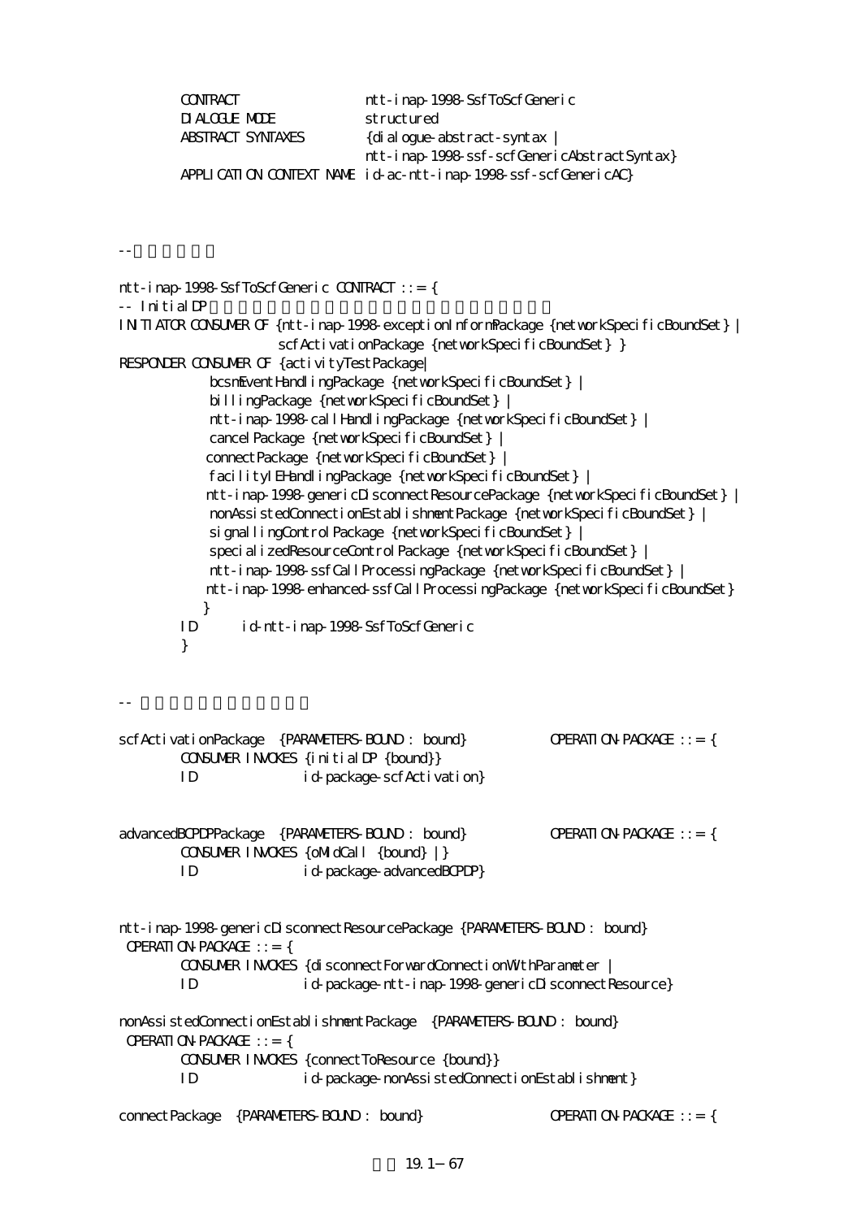```
        CONTRACT                  ntt-inap-1998-SsfToScfGeneric
        DIALOGUE MODE             structured
        ABSTRACT SYNTAXES         {dialogue-abstract-syntax |
                                  ntt-inap-1998-ssf-scfGenericAbstractSyntax}
        APPLICATION CONTEXT NAME  id-ac-ntt-inap-1998-ssf-scfGenericAC}


--

ntt-inap-1998-SsfToScfGeneric CONTRACT ::= {
-- InitialDP
INITIATOR CONSUMER OF {ntt-inap-1998-exceptionInformPackage {networkSpecificBoundSet} |
                       scfActivationPackage {networkSpecificBoundSet} }
RESPONDER CONSUMER OF {activityTestPackage|
            bcsmEventHandlingPackage {networkSpecificBoundSet} |
            billingPackage {networkSpecificBoundSet} |
            ntt-inap-1998-callHandlingPackage {networkSpecificBoundSet} |
            cancelPackage {networkSpecificBoundSet} |
            connectPackage {networkSpecificBoundSet} |
            facilityIEHandlingPackage {networkSpecificBoundSet} |
            ntt-inap-1998-genericDisconnectResourcePackage {networkSpecificBoundSet} |
            nonAssistedConnectionEstablishmentPackage {networkSpecificBoundSet} |
            signallingControlPackage {networkSpecificBoundSet} |
            specializedResourceControlPackage {networkSpecificBoundSet} |
            ntt-inap-1998-ssfCallProcessingPackage {networkSpecificBoundSet} |
            ntt-inap-1998-enhanced-ssfCallProcessingPackage {networkSpecificBoundSet}
           }
        ID        id-ntt-inap-1998-SsfToScfGeneric
        }


--

scfActivationPackage  {PARAMETERS-BOUND : bound}          OPERATION-PACKAGE ::= {
        CONSUMER INVOKES {initialDP {bound}}
        ID              id-package-scfActivation}


advancedBCPDPPackage  {PARAMETERS-BOUND : bound}          OPERATION-PACKAGE ::= {
        CONSUMER INVOKES {oMidCall {bound} |}
        ID              id-package-advancedBCPDP}


ntt-inap-1998-genericDisconnectResourcePackage {PARAMETERS-BOUND : bound}
 OPERATION-PACKAGE ::= {
        CONSUMER INVOKES {disconnectForwardConnectionWithParameter |
        ID              id-package-ntt-inap-1998-genericDisconnectResource}

nonAssistedConnectionEstablishmentPackage  {PARAMETERS-BOUND : bound}
 OPERATION-PACKAGE ::= {
        CONSUMER INVOKES {connectToResource {bound}}
        ID              id-package-nonAssistedConnectionEstablishment}

connectPackage  {PARAMETERS-BOUND : bound}                OPERATION-PACKAGE ::= {
```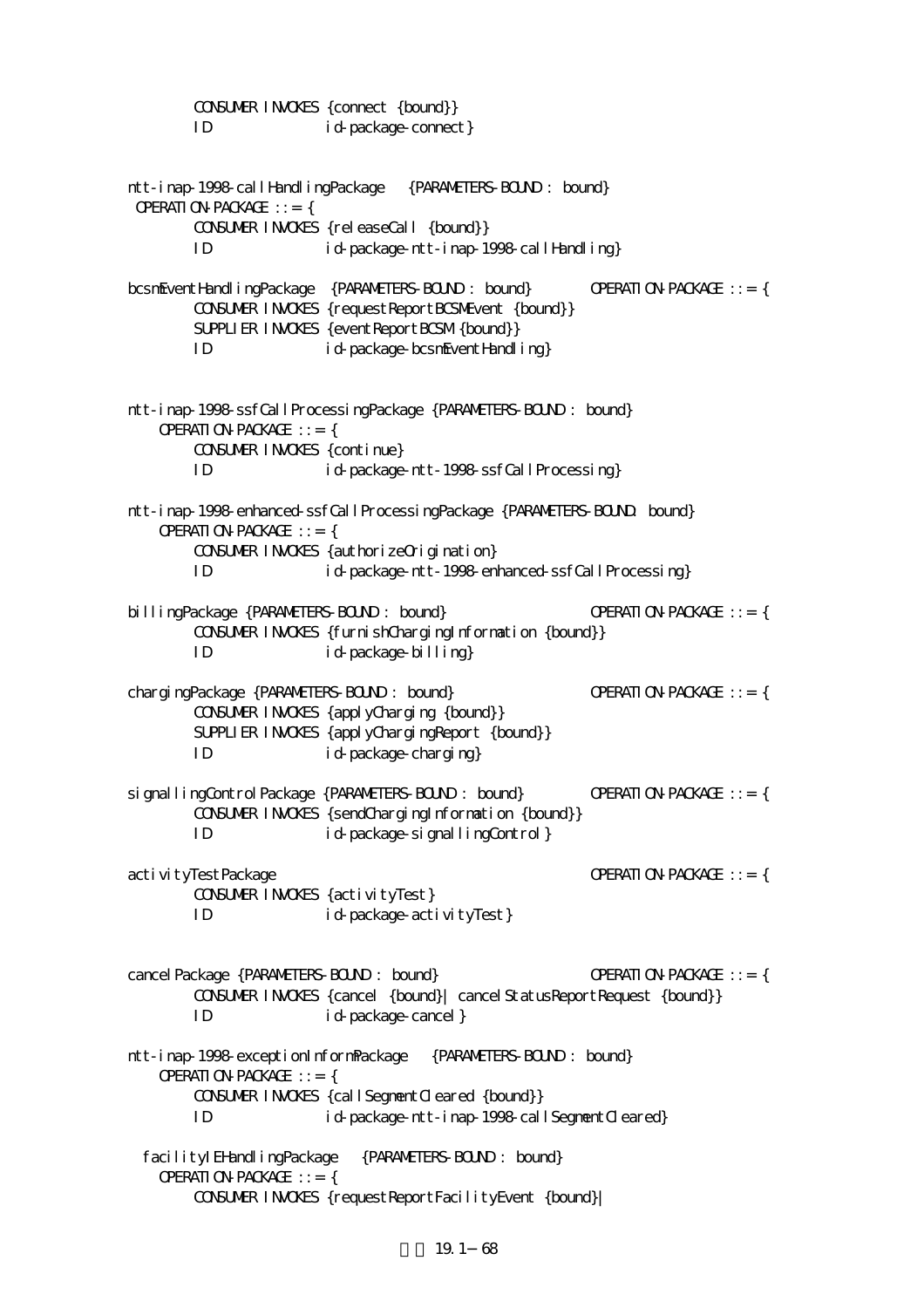```
        CONSUMER INVOKES {connect {bound}}
        ID              id-package-connect}


ntt-inap-1998-callHandlingPackage   {PARAMETERS-BOUND : bound}
 OPERATION-PACKAGE ::= {
        CONSUMER INVOKES {releaseCall {bound}}
        ID              id-package-ntt-inap-1998-callHandling}

bcsmEventHandlingPackage  {PARAMETERS-BOUND : bound}        OPERATION-PACKAGE ::= {
        CONSUMER INVOKES {requestReportBCSMEvent {bound}}
        SUPPLIER INVOKES {eventReportBCSM {bound}}
        ID              id-package-bcsmEventHandling}


ntt-inap-1998-ssfCallProcessingPackage {PARAMETERS-BOUND : bound}
    OPERATION-PACKAGE ::= {
        CONSUMER INVOKES {continue}
        ID              id-package-ntt-1998-ssfCallProcessing}

ntt-inap-1998-enhanced-ssfCallProcessingPackage {PARAMETERS-BOUND: bound}
    OPERATION-PACKAGE ::= {
        CONSUMER INVOKES {authorizeOrigination}
        ID              id-package-ntt-1998-enhanced-ssfCallProcessing}

billingPackage {PARAMETERS-BOUND : bound}                   OPERATION-PACKAGE ::= {
        CONSUMER INVOKES {furnishChargingInformation {bound}}
        ID              id-package-billing}

chargingPackage {PARAMETERS-BOUND : bound}                  OPERATION-PACKAGE ::= {
        CONSUMER INVOKES {applyCharging {bound}}
        SUPPLIER INVOKES {applyChargingReport {bound}}
        ID              id-package-charging}

signallingControlPackage {PARAMETERS-BOUND : bound}         OPERATION-PACKAGE ::= {
        CONSUMER INVOKES {sendChargingInformation {bound}}
        ID              id-package-signallingControl}

activityTestPackage                                         OPERATION-PACKAGE ::= {
        CONSUMER INVOKES {activityTest}
        ID              id-package-activityTest}


cancelPackage {PARAMETERS-BOUND : bound}                    OPERATION-PACKAGE ::= {
        CONSUMER INVOKES {cancel {bound}| cancelStatusReportRequest {bound}}
        ID              id-package-cancel}

ntt-inap-1998-exceptionInformPackage   {PARAMETERS-BOUND : bound}
    OPERATION-PACKAGE ::= {
        CONSUMER INVOKES {callSegmentCleared {bound}}
        ID              id-package-ntt-inap-1998-callSegmentCleared}

  facilityIEHandlingPackage   {PARAMETERS-BOUND : bound}
    OPERATION-PACKAGE ::= {
        CONSUMER INVOKES {requestReportFacilityEvent {bound}|
```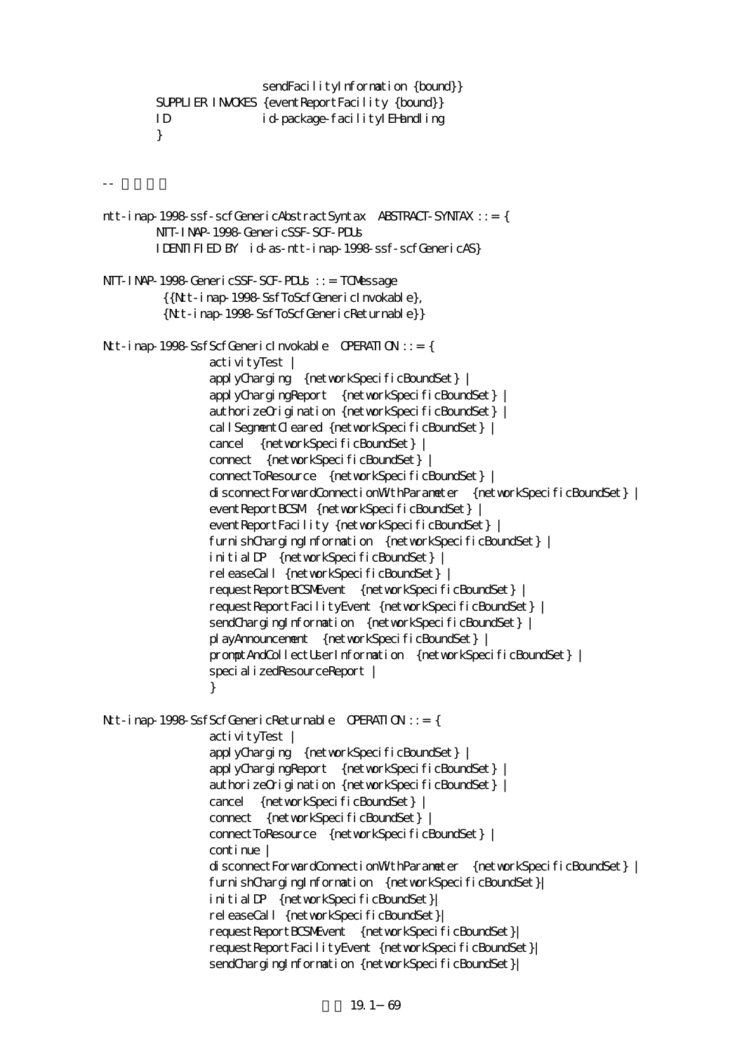```
                    sendFacilityInformation {bound}}
        SUPPLIER INVOKES {eventReportFacility {bound}}
        ID              id-package-facilityIEHandling
        }


-- 

ntt-inap-1998-ssf-scfGenericAbstractSyntax  ABSTRACT-SYNTAX ::= {
        NTT-INAP-1998-GenericSSF-SCF-PDUs
        IDENTIFIED BY  id-as-ntt-inap-1998-ssf-scfGenericAS}

NTT-INAP-1998-GenericSSF-SCF-PDUs ::= TCMessage
         {{Ntt-inap-1998-SsfToScfGenericInvokable},
         {Ntt-inap-1998-SsfToScfGenericReturnable}}

Ntt-inap-1998-SsfScfGenericInvokable  OPERATION ::= {
                activityTest |
                applyCharging  {networkSpecificBoundSet} |
                applyChargingReport  {networkSpecificBoundSet} |
                authorizeOrigination {networkSpecificBoundSet} |
                callSegmentCleared {networkSpecificBoundSet} |
                cancel  {networkSpecificBoundSet} |
                connect  {networkSpecificBoundSet} |
                connectToResource  {networkSpecificBoundSet} |
                disconnectForwardConnectionWithParameter  {networkSpecificBoundSet} |
                eventReportBCSM  {networkSpecificBoundSet} |
                eventReportFacility {networkSpecificBoundSet} |
                furnishChargingInformation  {networkSpecificBoundSet} |
                initialDP  {networkSpecificBoundSet} |
                releaseCall {networkSpecificBoundSet} |
                requestReportBCSMEvent  {networkSpecificBoundSet} |
                requestReportFacilityEvent {networkSpecificBoundSet} |
                sendChargingInformation  {networkSpecificBoundSet} |
                playAnnouncement  {networkSpecificBoundSet} |
                promptAndCollectUserInformation  {networkSpecificBoundSet} |
                specializedResourceReport |
                }

Ntt-inap-1998-SsfScfGenericReturnable  OPERATION ::= {
                activityTest |
                applyCharging  {networkSpecificBoundSet} |
                applyChargingReport  {networkSpecificBoundSet} |
                authorizeOrigination {networkSpecificBoundSet} |
                cancel  {networkSpecificBoundSet} |
                connect  {networkSpecificBoundSet} |
                connectToResource  {networkSpecificBoundSet} |
                continue |
                disconnectForwardConnectionWithParameter  {networkSpecificBoundSet} |
                furnishChargingInformation  {networkSpecificBoundSet}|
                initialDP  {networkSpecificBoundSet}|
                releaseCall {networkSpecificBoundSet}|
                requestReportBCSMEvent  {networkSpecificBoundSet}|
                requestReportFacilityEvent {networkSpecificBoundSet}|
                sendChargingInformation {networkSpecificBoundSet}|
```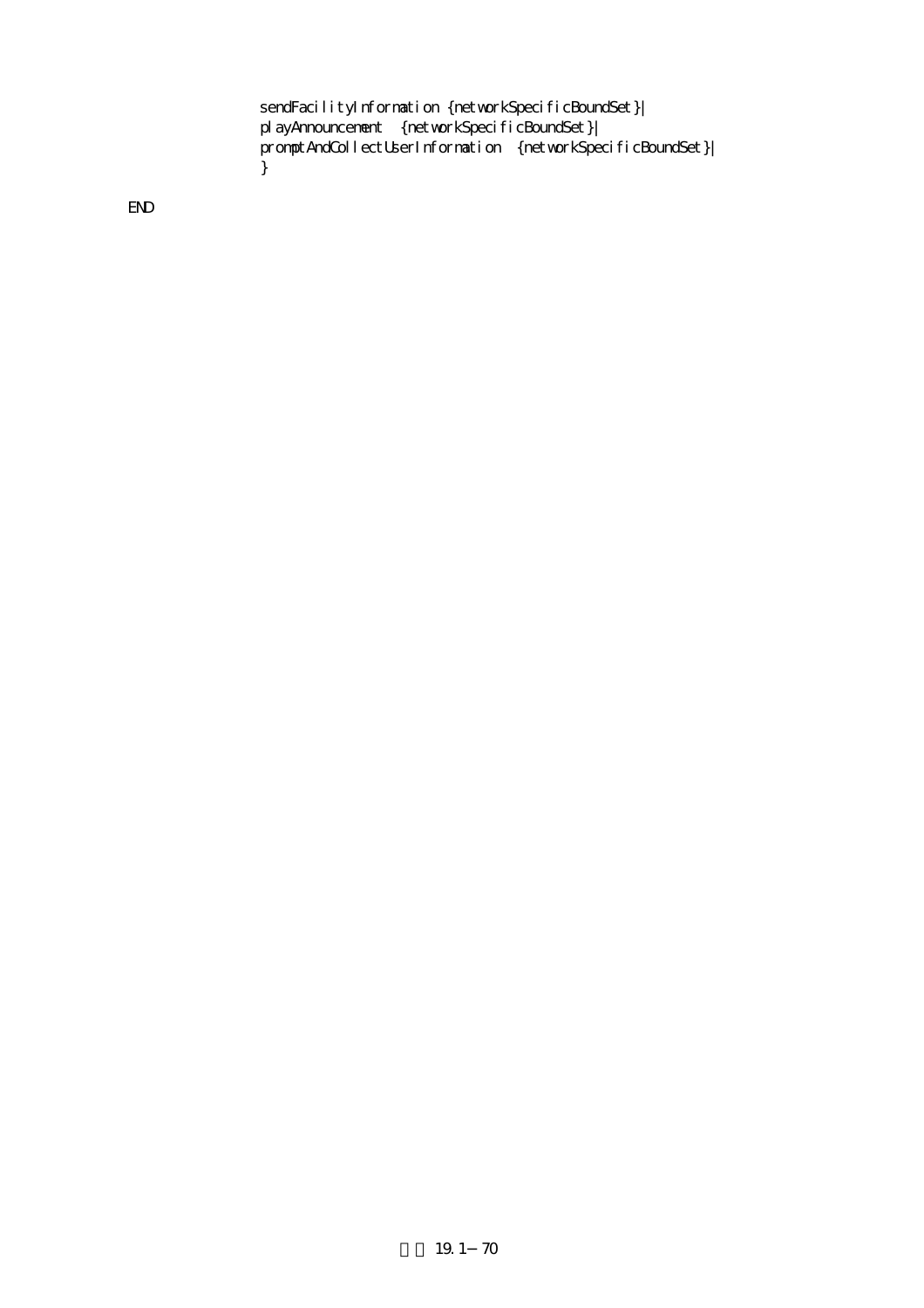```
        sendFacilityInformation {networkSpecificBoundSet}|
        playAnnouncement   {networkSpecificBoundSet}|
        promptAndCollectUserInformation  {networkSpecificBoundSet}|
        }

END
```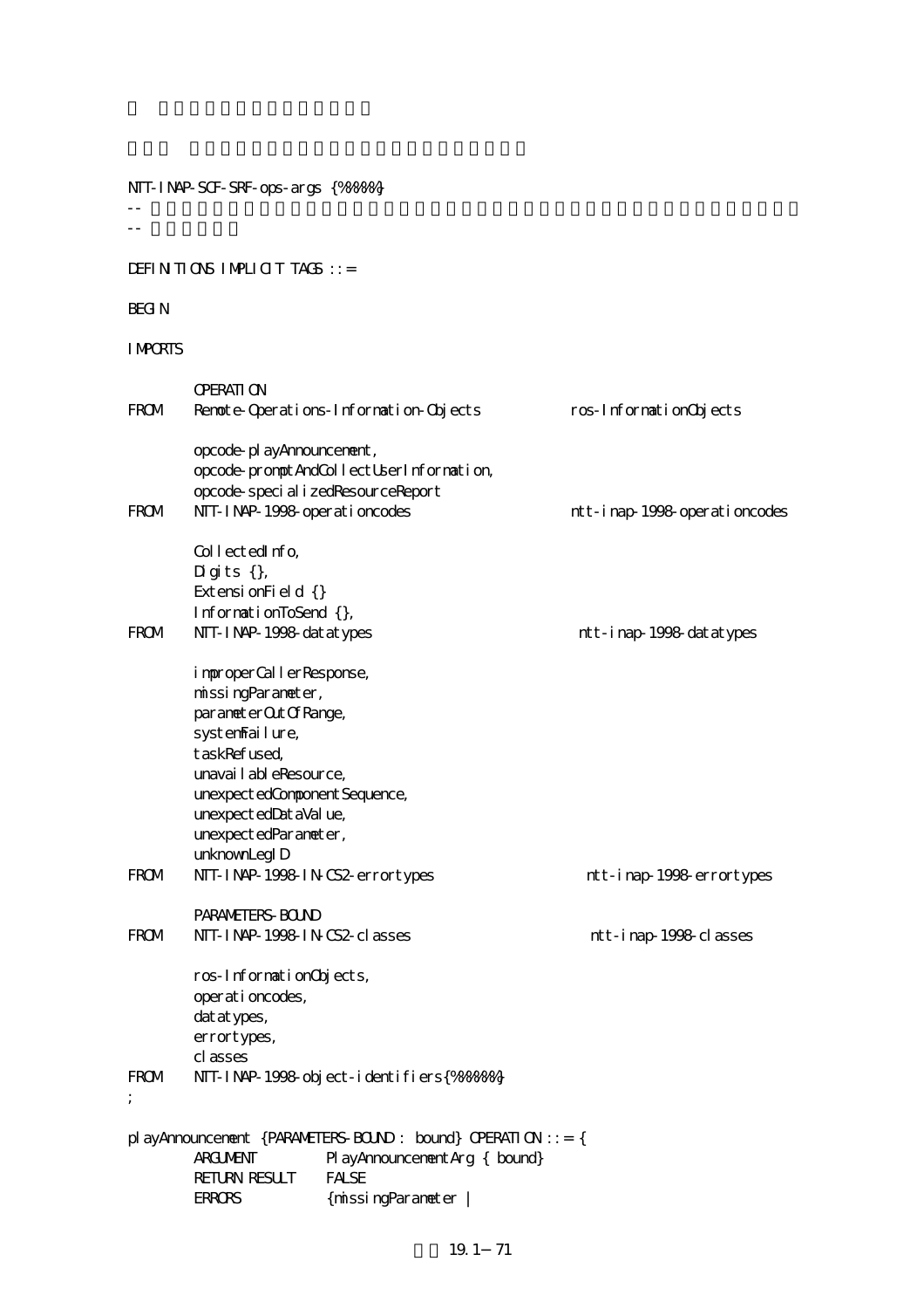```
NTT-INAP-SCF-SRF-ops-args {%%%%}
--
--

DEFINITIONS IMPLICIT TAGS ::=

BEGIN

IMPORTS

        OPERATION
FROM    Remote-Operations-Information-Objects            ros-InformationObjects

        opcode-playAnnouncement,
        opcode-promptAndCollectUserInformation,
        opcode-specializedResourceReport
FROM    NTT-INAP-1998-operationcodes                     ntt-inap-1998-operationcodes

        CollectedInfo,
        Digits {},
        ExtensionField {}
        InformationToSend {},
FROM    NTT-INAP-1998-datatypes                          ntt-inap-1998-datatypes

        improperCallerResponse,
        missingParameter,
        parameterOutOfRange,
        systemFailure,
        taskRefused,
        unavailableResource,
        unexpectedComponentSequence,
        unexpectedDataValue,
        unexpectedParameter,
        unknownLegID
FROM    NTT-INAP-1998-IN-CS2-errortypes                  ntt-inap-1998-errortypes

        PARAMETERS-BOUND
FROM    NTT-INAP-1998-IN-CS2-classes                     ntt-inap-1998-classes

        ros-InformationObjects,
        operationcodes,
        datatypes,
        errortypes,
        classes
FROM    NTT-INAP-1998-object-identifiers{%%%%%}
;

playAnnouncement {PARAMETERS-BOUND : bound} OPERATION ::= {
        ARGUMENT        PlayAnnouncementArg { bound}
        RETURN RESULT   FALSE
        ERRORS          {missingParameter |
```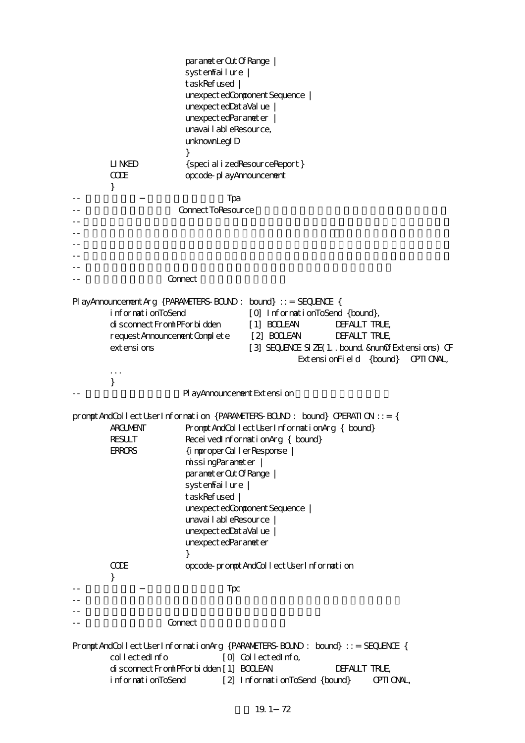```
                    parameterOutOfRange |
                    systemFailure |
                    taskRefused |
                    unexpectedComponentSequence |
                    unexpectedDataValue |
                    unexpectedParameter |
                    unavailableResource,
                    unknownLegID
                    }
        LINKED          {specializedResourceReport}
        CODE            opcode-playAnnouncement
        }
--              −                   Tpa
--                      ConnectToResource
--
--
--
--
--
--                  Connect

PlayAnnouncementArg {PARAMETERS-BOUND : bound} ::= SEQUENCE {
        informationToSend               [0] InformationToSend {bound},
        disconnectFromIPForbidden       [1] BOOLEAN         DEFAULT TRUE,
        requestAnnouncementComplete     [2] BOOLEAN         DEFAULT TRUE,
        extensions                      [3] SEQUENCE SIZE(1..bound.&numOfExtensions) OF
                                                ExtensionField {bound}  OPTIONAL,
        ...
        }
--                          PlayAnnouncementExtension

promptAndCollectUserInformation {PARAMETERS-BOUND : bound} OPERATION ::= {
        ARGUMENT        PromptAndCollectUserInformationArg { bound}
        RESULT          ReceivedInformationArg { bound}
        ERRORS          {improperCallerResponse |
                        missingParameter |
                        parameterOutOfRange |
                        systemFailure |
                        taskRefused |
                        unexpectedComponentSequence |
                        unavailableResource |
                        unexpectedDataValue |
                        unexpectedParameter
                        }
        CODE            opcode-promptAndCollectUserInformation
        }
--              −                   Tpc
--
--
--                  Connect

PromptAndCollectUserInformationArg {PARAMETERS-BOUND : bound} ::= SEQUENCE {
        collectedInfo               [0] CollectedInfo,
        disconnectFromIPForbidden   [1] BOOLEAN             DEFAULT TRUE,
        informationToSend           [2] InformationToSend {bound}     OPTIONAL,
```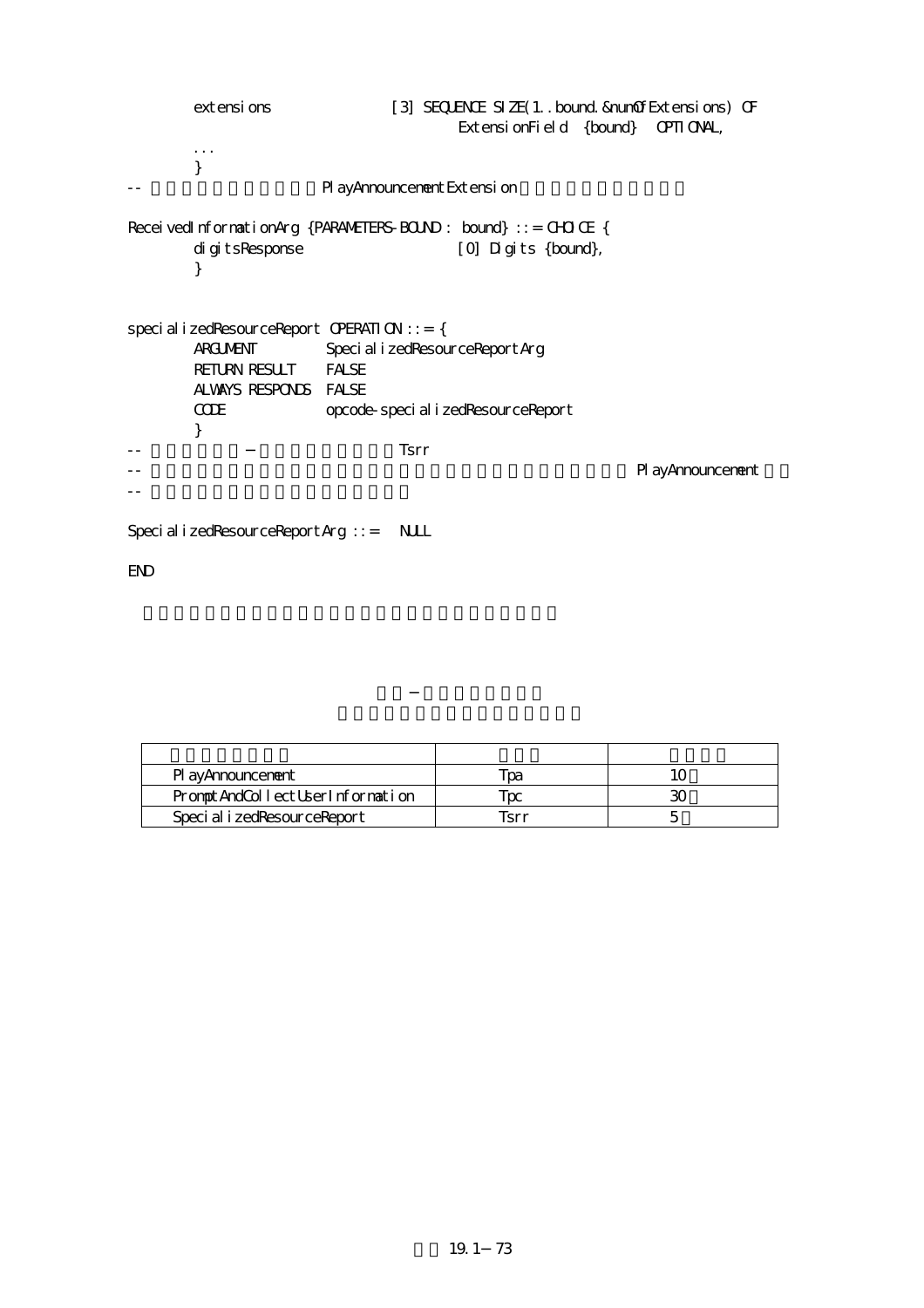```
        extensions              [3] SEQUENCE SIZE(1..bound.&numOfExtensions) OF
                                        ExtensionField {bound}  OPTIONAL,
        ...
        }
--                              PlayAnnouncementExtension

ReceivedInformationArg {PARAMETERS-BOUND : bound} ::= CHOICE {
        digitsResponse                  [0] Digits {bound},
        }


specializedResourceReport OPERATION ::= {
        ARGUMENT        SpecializedResourceReportArg
        RETURN RESULT   FALSE
        ALWAYS RESPONDS FALSE
        CODE            opcode-specializedResourceReport
        }
--                  −                   Tsrr
--                                                              PlayAnnouncement
--

SpecializedResourceReportArg ::=  NULL

END
```

|  |  |  |
|---|---|---|
| PlayAnnouncement | Tpa | 10 |
| PromptAndCollectUserInformation | Tpc | 30 |
| SpecializedResourceReport | Tsrr | 5 |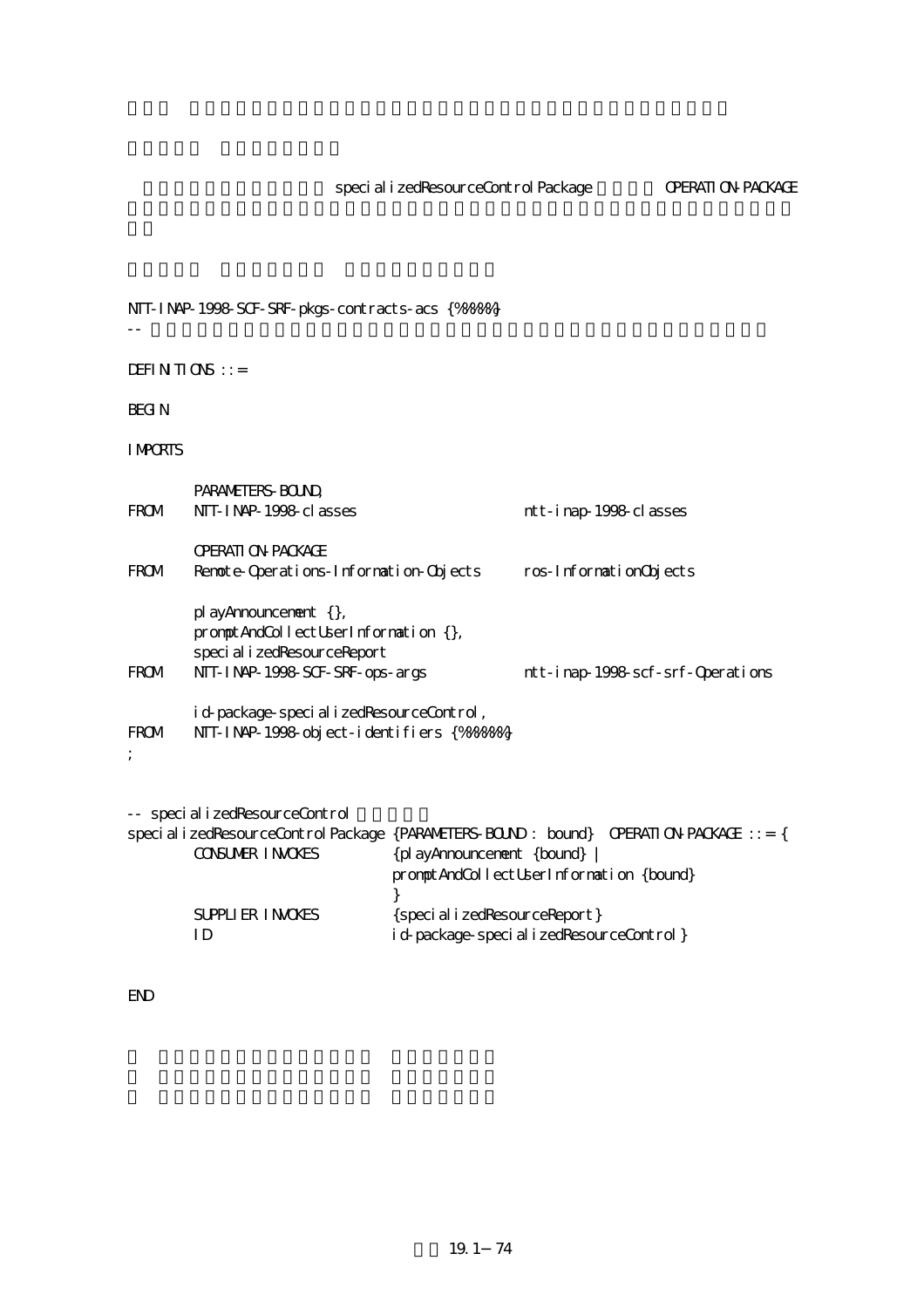specializedResourceControlPackage OPERATION-PACKAGE

```
NTT-INAP-1998-SCF-SRF-pkgs-contracts-acs {%%%%%}
--

DEFINITIONS ::=

BEGIN

IMPORTS

        PARAMETERS-BOUND,
FROM    NTT-INAP-1998-classes                   ntt-inap-1998-classes

        OPERATION-PACKAGE
FROM    Remote-Operations-Information-Objects   ros-InformationObjects

        playAnnouncement {},
        promptAndCollectUserInformation {},
        specializedResourceReport
FROM    NTT-INAP-1998-SCF-SRF-ops-args          ntt-inap-1998-scf-srf-Operations

        id-package-specializedResourceControl,
FROM    NTT-INAP-1998-object-identifiers {%%%%%%}
;


-- specializedResourceControl
specializedResourceControlPackage {PARAMETERS-BOUND : bound}  OPERATION-PACKAGE ::= {
        CONSUMER INVOKES        {playAnnouncement {bound} |
                                promptAndCollectUserInformation {bound}
                                }
        SUPPLIER INVOKES        {specializedResourceReport}
        ID                      id-package-specializedResourceControl}


END
```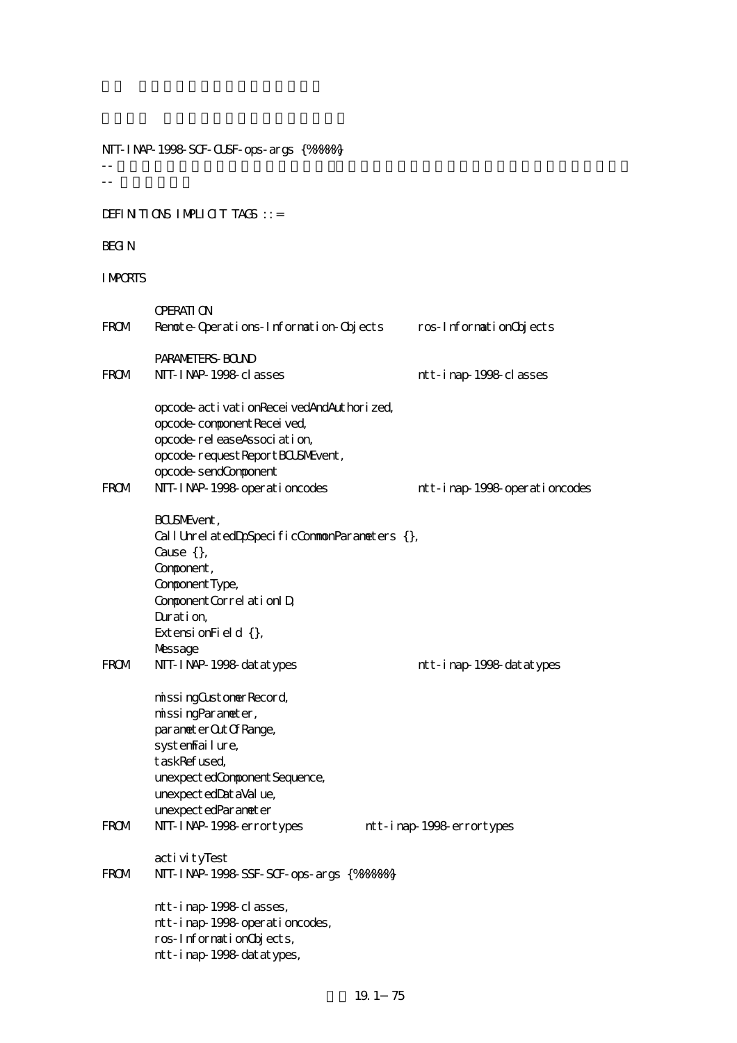```
NTT-INAP-1998-SCF-CUSF-ops-args {%%%%%}
--
--

DEFINITIONS IMPLICIT TAGS ::=

BEGIN

IMPORTS

        OPERATION
FROM    Remote-Operations-Information-Objects      ros-InformationObjects

        PARAMETERS-BOUND
FROM    NTT-INAP-1998-classes                      ntt-inap-1998-classes

        opcode-activationReceivedAndAuthorized,
        opcode-componentReceived,
        opcode-releaseAssociation,
        opcode-requestReportBCUSMEvent,
        opcode-sendComponent
FROM    NTT-INAP-1998-operationcodes               ntt-inap-1998-operationcodes

        BCUSMEvent,
        CallUnrelatedDpSpecificCommonParameters {},
        Cause {},
        Component,
        ComponentType,
        ComponentCorrelationID,
        Duration,
        ExtensionField {},
        Message
FROM    NTT-INAP-1998-datatypes                    ntt-inap-1998-datatypes

        missingCustomerRecord,
        missingParameter,
        parameterOutOfRange,
        systemFailure,
        taskRefused,
        unexpectedComponentSequence,
        unexpectedDataValue,
        unexpectedParameter
FROM    NTT-INAP-1998-errortypes               ntt-inap-1998-errortypes

        activityTest
FROM    NTT-INAP-1998-SSF-SCF-ops-args {%%%%%%}

        ntt-inap-1998-classes,
        ntt-inap-1998-operationcodes,
        ros-InformationObjects,
        ntt-inap-1998-datatypes,
```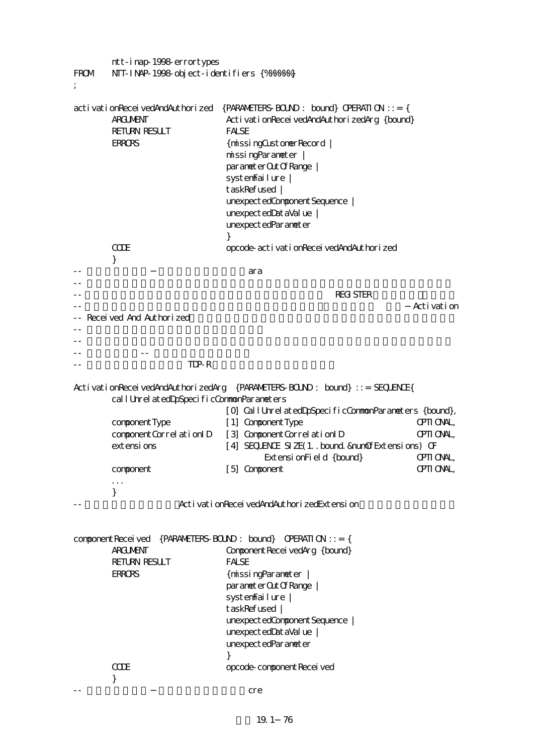```
        ntt-inap-1998-errortypes
FROM    NTT-INAP-1998-object-identifiers {%%%%%%}
;

activationReceivedAndAuthorized  {PARAMETERS-BOUND : bound} OPERATION ::= {
        ARGUMENT                ActivationReceivedAndAuthorizedArg {bound}
        RETURN RESULT           FALSE
        ERRORS                  {missingCustomerRecord |
                                missingParameter |
                                parameterOutOfRange |
                                systemFailure |
                                taskRefused |
                                unexpectedComponentSequence |
                                unexpectedDataValue |
                                unexpectedParameter
                                }
        CODE                    opcode-activationReceivedAndAuthorized
        }
--              −                       ara
--
--                                                              REGISTER
--                                                                          − Activation
-- Received And Authorized
--
--
--              --
--                          TDP-R

ActivationReceivedAndAuthorizedArg  {PARAMETERS-BOUND : bound} ::= SEQUENCE{
        callUnrelatedDpSpecificCommonParameters
                                [0] CallUnrelatedDpSpecificCommonParameters {bound},
        componentType           [1] ComponentType                       OPTIONAL,
        componentCorrelationID  [3] ComponentCorrelationID              OPTIONAL,
        extensions              [4] SEQUENCE SIZE(1..bound.&numOfExtensions) OF
                                        ExtensionField {bound}          OPTIONAL,
        component               [5] Component                           OPTIONAL,
        ...
        }
--                      ActivationReceivedAndAuthorizedExtension


componentReceived  {PARAMETERS-BOUND : bound}  OPERATION ::= {
        ARGUMENT                ComponentReceivedArg {bound}
        RETURN RESULT           FALSE
        ERRORS                  {missingParameter |
                                parameterOutOfRange |
                                systemFailure |
                                taskRefused |
                                unexpectedComponentSequence |
                                unexpectedDataValue |
                                unexpectedParameter
                                }
        CODE                    opcode-componentReceived
        }
--              −                       cre
```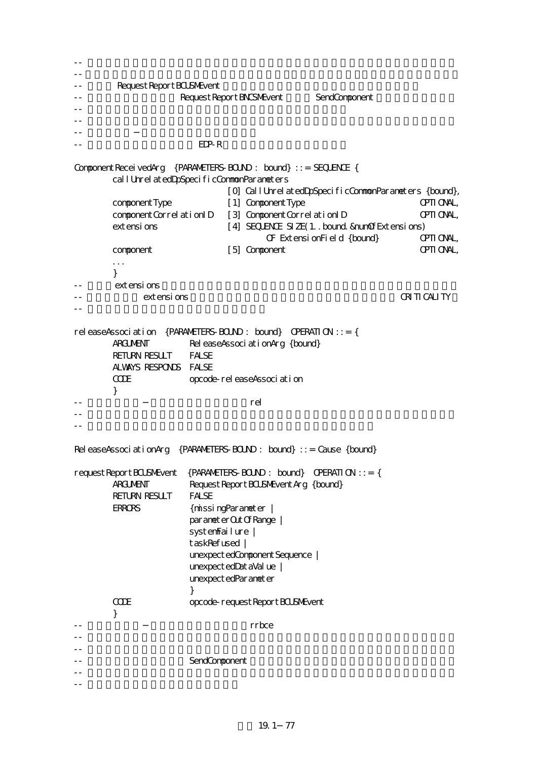```
--
--
--      RequestReportBCUSMEvent
--                         RequestReportBNCSMEvent        SendComponent
--
--
--      －
--                          EDP-R

ComponentReceivedArg  {PARAMETERS-BOUND : bound} ::= SEQUENCE {
        callUnrelatedDpSpecificCommonParameters
                                [0] CallUnrelatedDpSpecificCommonParameters {bound},
        componentType           [1] ComponentType                       OPTIONAL,
        componentCorrelationID  [3] ComponentCorrelationID              OPTIONAL,
        extensions              [4] SEQUENCE SIZE(1..bound.&numOfExtensions)
                                        OF ExtensionField {bound}       OPTIONAL,
        component               [5] Component                           OPTIONAL,
        ...
        }
--      extensions
--              extensions                                                    CRITICALITY
--

releaseAssociation  {PARAMETERS-BOUND : bound}  OPERATION ::= {
        ARGUMENT        ReleaseAssociationArg {bound}
        RETURN RESULT   FALSE
        ALWAYS RESPONDS FALSE
        CODE            opcode-releaseAssociation
        }
--          －                          rel
--
--

ReleaseAssociationArg  {PARAMETERS-BOUND : bound} ::= Cause {bound}

requestReportBCUSMEvent  {PARAMETERS-BOUND : bound}  OPERATION ::= {
        ARGUMENT        RequestReportBCUSMEventArg {bound}
        RETURN RESULT   FALSE
        ERRORS          {missingParameter |
                        parameterOutOfRange |
                        systemFailure |
                        taskRefused |
                        unexpectedComponentSequence |
                        unexpectedDataValue |
                        unexpectedParameter
                        }
        CODE            opcode-requestReportBCUSMEvent
        }
--          －                          rrbce
--
--
--                      SendComponent
--
--
```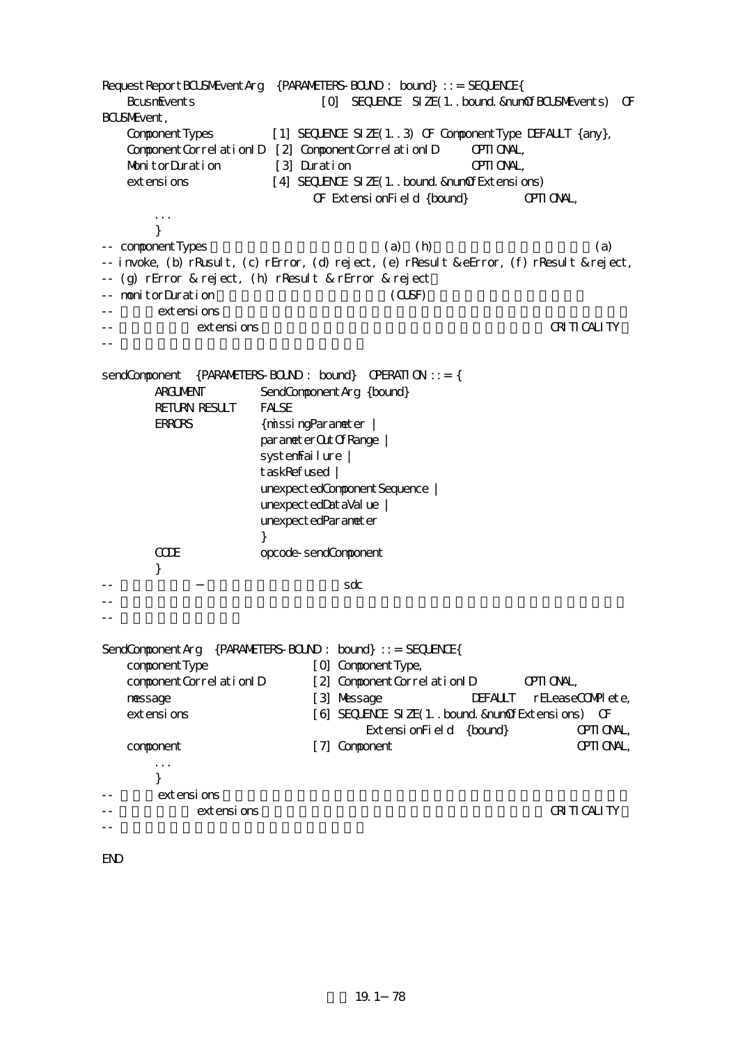```
RequestReportBCUSMEventArg  {PARAMETERS-BOUND : bound} ::= SEQUENCE{
    BcusmEvents                    [0]  SEQUENCE  SIZE(1..bound.&numOfBCUSMEvents)  OF
BCUSMEvent,
    ComponentTypes          [1] SEQUENCE SIZE(1..3) OF ComponentType DEFAULT {any},
    ComponentCorrelationID  [2] ComponentCorrelationID      OPTIONAL,
    MonitorDuration         [3] Duration                    OPTIONAL,
    extensions              [4] SEQUENCE SIZE(1..bound.&numOfExtensions)
                                  OF ExtensionField {bound}         OPTIONAL,
        ...
        }
-- componentTypes                              (a)  (h)                              (a)
-- invoke, (b) rRusult, (c) rError, (d) reject, (e) rResult & eError, (f) rResult & reject,
-- (g) rError & reject, (h) rResult & rError & reject
-- monitorDuration                             (CUSF)
--       extensions
--              extensions                                                         CRITICALITY
--

sendComponent  {PARAMETERS-BOUND : bound}  OPERATION ::= {
        ARGUMENT         SendComponentArg {bound}
        RETURN RESULT    FALSE
        ERRORS           {missingParameter |
                         parameterOutOfRange |
                         systemFailure |
                         taskRefused |
                         unexpectedComponentSequence |
                         unexpectedDataValue |
                         unexpectedParameter
                         }
        CODE             opcode-sendComponent
        }
--             −                          sdc
--
--

SendComponentArg  {PARAMETERS-BOUND : bound} ::= SEQUENCE{
    componentType               [0] ComponentType,
    componentCorrelationID      [2] ComponentCorrelationID        OPTIONAL,
    message                     [3] Message              DEFAULT   rELeaseCOMPlete,
    extensions                  [6] SEQUENCE SIZE(1..bound.&numOfExtensions)  OF
                                        ExtensionField  {bound}            OPTIONAL,
    component                   [7] Component                          OPTIONAL,
        ...
        }
--       extensions
--              extensions                                                         CRITICALITY
--

END
```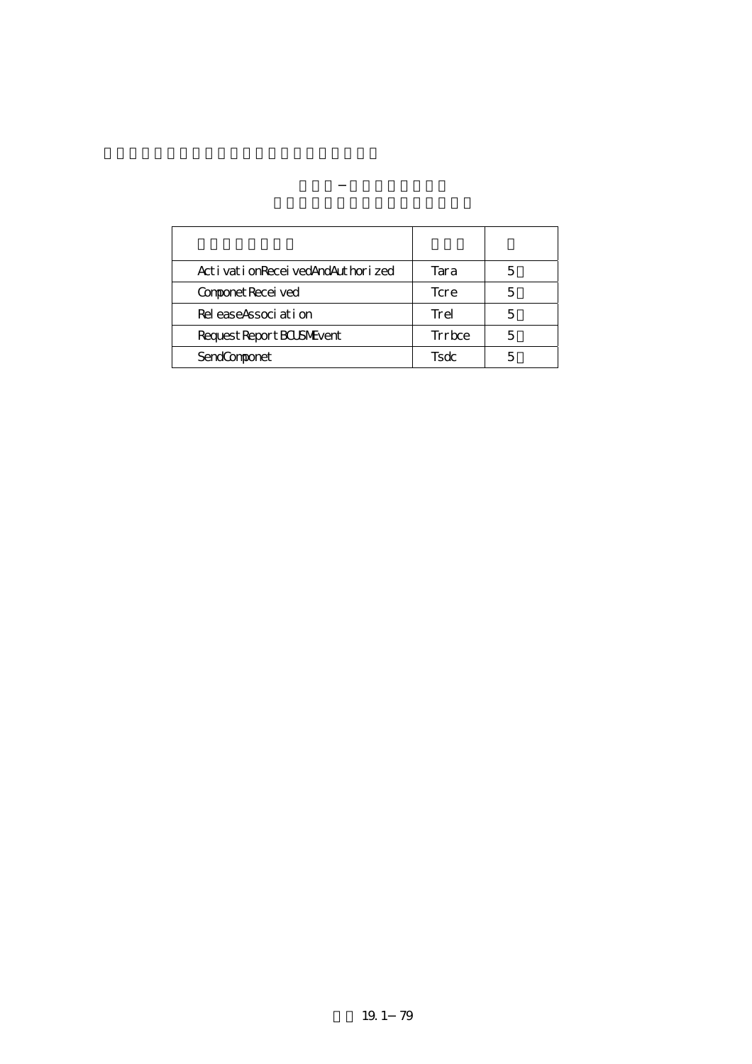| | | |
|---|---|---|
| ActivationReceivedAndAuthorized | Tara | 5 |
| ComponetReceived | Tcre | 5 |
| ReleaseAssociation | Trel | 5 |
| RequestReportBCUSMEvent | Trrbce | 5 |
| SendComponet | Tsdc | 5 |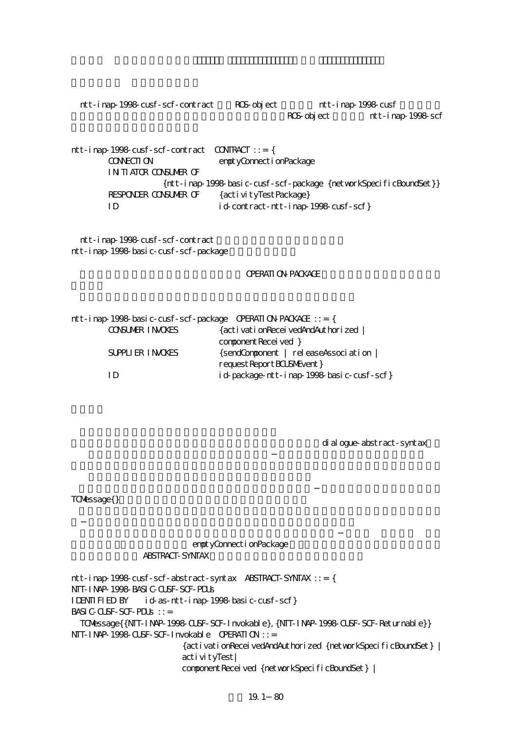ntt-inap-1998-cusf-scf-contract ROS-object ntt-inap-1998-cusf ROS-object ntt-inap-1998-scf

```
ntt-inap-1998-cusf-scf-contract  CONTRACT ::= {
        CONNECTION              emptyConnectionPackage
        INITIATOR CONSUMER OF
                   {ntt-inap-1998-basic-cusf-scf-package {networkSpecificBoundSet}}
        RESPONDER CONSUMER OF   {activityTestPackage}
        ID                      id-contract-ntt-inap-1998-cusf-scf}
```

ntt-inap-1998-cusf-scf-contract
ntt-inap-1998-basic-cusf-scf-package

OPERATION-PACKAGE

```
ntt-inap-1998-basic-cusf-scf-package  OPERATION-PACKAGE ::= {
        CONSUMER INVOKES        {activationReceivedAndAuthorized |
                                 componentReceived }
        SUPPLIER INVOKES        {sendComponent | releaseAssociation |
                                 requestReportBCUSMEvent}
        ID                      id-package-ntt-inap-1998-basic-cusf-scf}
```

dialogue-abstract-syntax

−

−

TCMessage{}

−

− 

emptyConnectionPackage
ABSTRACT-SYNTAX

```
ntt-inap-1998-cusf-scf-abstract-syntax  ABSTRACT-SYNTAX ::= {
NTT-INAP-1998-BASIC-CUSF-SCF-PDUs
IDENTIFIED BY    id-as-ntt-inap-1998-basic-cusf-scf}
BASIC-CUSF-SCF-PDUs ::=
  TCMessage{{NTT-INAP-1998-CUSF-SCF-Invokable}, {NTT-INAP-1998-CUSF-SCF-Returnable}}
NTT-INAP-1998-CUSF-SCF-Invokable  OPERATION ::=
                        {activationReceivedAndAuthorized {networkSpecificBoundSet} |
                        activityTest|
                        componentReceived {networkSpecificBoundSet} |
```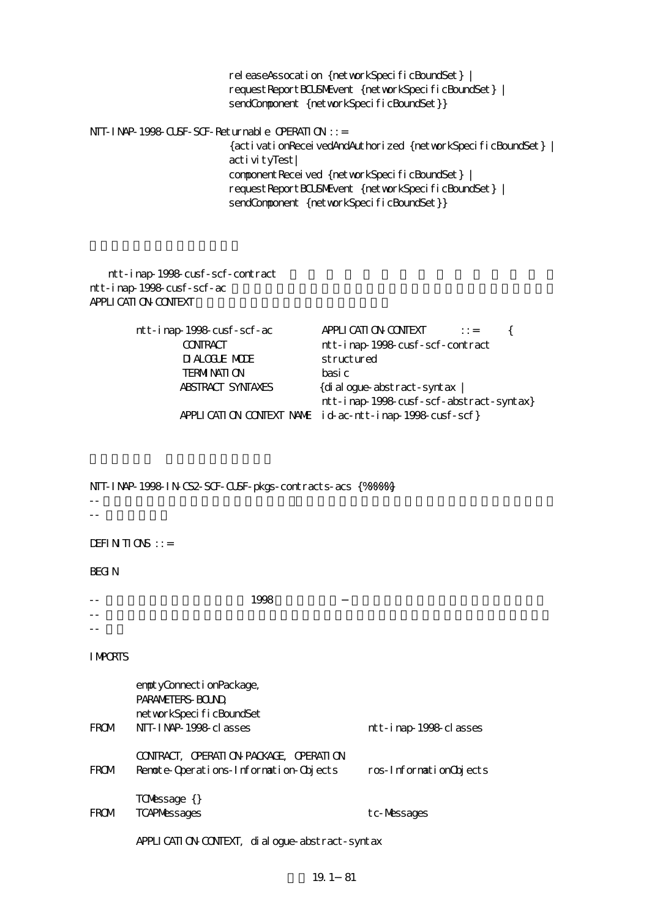```
                    releaseAssocation {networkSpecificBoundSet} |
                    requestReportBCUSMEvent {networkSpecificBoundSet} |
                    sendComponent {networkSpecificBoundSet}}

NTT-INAP-1998-CUSF-SCF-Returnable OPERATION ::=
                    {activationReceivedAndAuthorized {networkSpecificBoundSet} |
                    activityTest|
                    componentReceived {networkSpecificBoundSet} |
                    requestReportBCUSMEvent {networkSpecificBoundSet} |
                    sendComponent {networkSpecificBoundSet}}
```

ntt-inap-1998-cusf-scf-contract
ntt-inap-1998-cusf-scf-ac
APPLICATION-CONTEXT

```
    ntt-inap-1998-cusf-scf-ac        APPLICATION-CONTEXT    ::=    {
        CONTRACT                     ntt-inap-1998-cusf-scf-contract
        DIALOGUE MODE                structured
        TERMINATION                  basic
        ABSTRACT SYNTAXES            {dialogue-abstract-syntax |
                                     ntt-inap-1998-cusf-scf-abstract-syntax}
        APPLICATION CONTEXT NAME     id-ac-ntt-inap-1998-cusf-scf}
```

```
NTT-INAP-1998-IN-CS2-SCF-CUSF-pkgs-contracts-acs {%%%%}
--
--

DEFINITIONS ::=

BEGIN

--                          1998
--
--

IMPORTS

        emptyConnectionPackage,
        PARAMETERS-BOUND,
        networkSpecificBoundSet
FROM    NTT-INAP-1998-classes                    ntt-inap-1998-classes

        CONTRACT, OPERATION-PACKAGE, OPERATION
FROM    Remote-Operations-Information-Objects    ros-InformationObjects

        TCMessage {}
FROM    TCAPMessages                             tc-Messages

        APPLICATION-CONTEXT, dialogue-abstract-syntax
```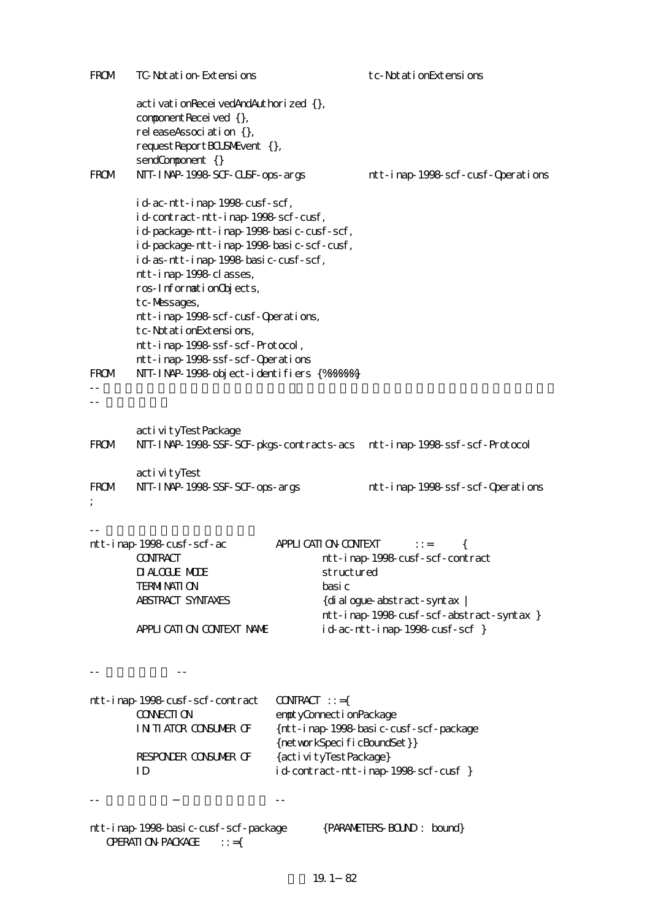```
FROM    TC-Notation-Extensions                      tc-NotationExtensions

        activationReceivedAndAuthorized {},
        componentReceived {},
        releaseAssociation {},
        requestReportBCUSMEvent {},
        sendComponent {}
FROM    NTT-INAP-1998-SCF-CUSF-ops-args             ntt-inap-1998-scf-cusf-Operations

        id-ac-ntt-inap-1998-cusf-scf,
        id-contract-ntt-inap-1998-scf-cusf,
        id-package-ntt-inap-1998-basic-cusf-scf,
        id-package-ntt-inap-1998-basic-scf-cusf,
        id-as-ntt-inap-1998-basic-cusf-scf,
        ntt-inap-1998-classes,
        ros-InformationObjects,
        tc-Messages,
        ntt-inap-1998-scf-cusf-Operations,
        tc-NotationExtensions,
        ntt-inap-1998-ssf-scf-Protocol,
        ntt-inap-1998-ssf-scf-Operations
FROM    NTT-INAP-1998-object-identifiers {%%%%%%}
--
--

        activityTestPackage
FROM    NTT-INAP-1998-SSF-SCF-pkgs-contracts-acs    ntt-inap-1998-ssf-scf-Protocol

        activityTest
FROM    NTT-INAP-1998-SSF-SCF-ops-args              ntt-inap-1998-ssf-scf-Operations
;

--
ntt-inap-1998-cusf-scf-ac          APPLICATION-CONTEXT        ::=       {
        CONTRACT                           ntt-inap-1998-cusf-scf-contract
        DIALOGUE MODE                      structured
        TERMINATION                        basic
        ABSTRACT SYNTAXES                  {dialogue-abstract-syntax |
                                           ntt-inap-1998-cusf-scf-abstract-syntax }
        APPLICATION CONTEXT NAME           id-ac-ntt-inap-1998-cusf-scf }


--              --

ntt-inap-1998-cusf-scf-contract    CONTRACT ::={
        CONNECTION                 emptyConnectionPackage
        INITIATOR CONSUMER OF      {ntt-inap-1998-basic-cusf-scf-package
                                   {networkSpecificBoundSet}}
        RESPONDER CONSUMER OF      {activityTestPackage}
        ID                         id-contract-ntt-inap-1998-scf-cusf }

--              −                     --

ntt-inap-1998-basic-cusf-scf-package        {PARAMETERS-BOUND : bound}
   OPERATION-PACKAGE     ::={
```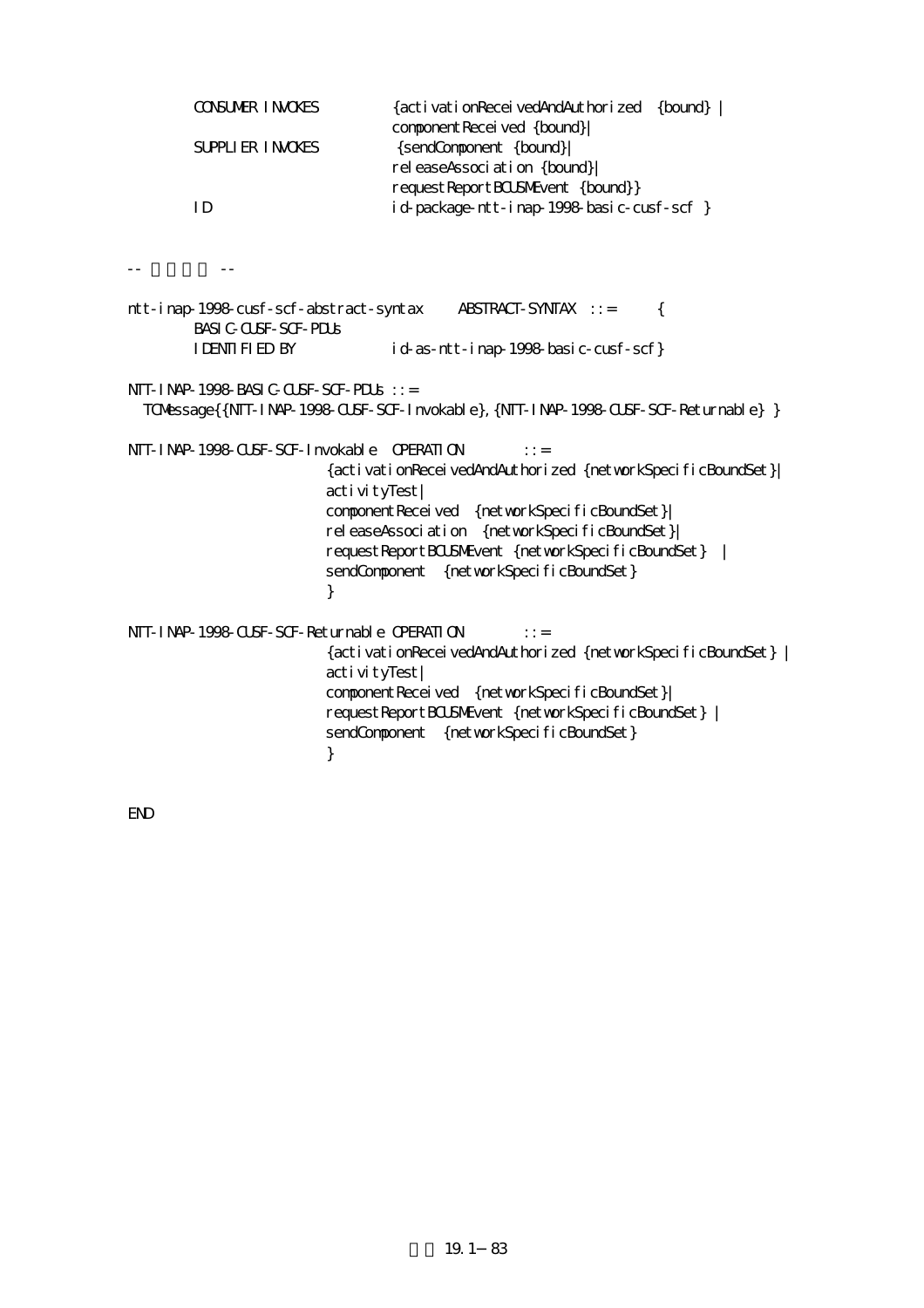```
        CONSUMER INVOKES          {activationReceivedAndAuthorized  {bound} |
                                  componentReceived {bound}|
        SUPPLIER INVOKES          {sendComponent {bound}|
                                  releaseAssociation {bound}|
                                  requestReportBCUSMEvent {bound}}
        ID                        id-package-ntt-inap-1998-basic-cusf-scf }


--          --

ntt-inap-1998-cusf-scf-abstract-syntax     ABSTRACT-SYNTAX  ::=      {
        BASIC-CUSF-SCF-PDUs
        IDENTIFIED BY             id-as-ntt-inap-1998-basic-cusf-scf}

NTT-INAP-1998-BASIC-CUSF-SCF-PDUs ::=
  TCMessage{{NTT-INAP-1998-CUSF-SCF-Invokable}, {NTT-INAP-1998-CUSF-SCF-Returnable} }

NTT-INAP-1998-CUSF-SCF-Invokable  OPERATION        ::=
                        {activationReceivedAndAuthorized {networkSpecificBoundSet}|
                        activityTest|
                        componentReceived  {networkSpecificBoundSet}|
                        releaseAssociation  {networkSpecificBoundSet}|
                        requestReportBCUSMEvent {networkSpecificBoundSet}  |
                        sendComponent  {networkSpecificBoundSet}
                        }

NTT-INAP-1998-CUSF-SCF-Returnable OPERATION        ::=
                        {activationReceivedAndAuthorized {networkSpecificBoundSet} |
                        activityTest|
                        componentReceived  {networkSpecificBoundSet}|
                        requestReportBCUSMEvent {networkSpecificBoundSet} |
                        sendComponent  {networkSpecificBoundSet}
                        }


END
```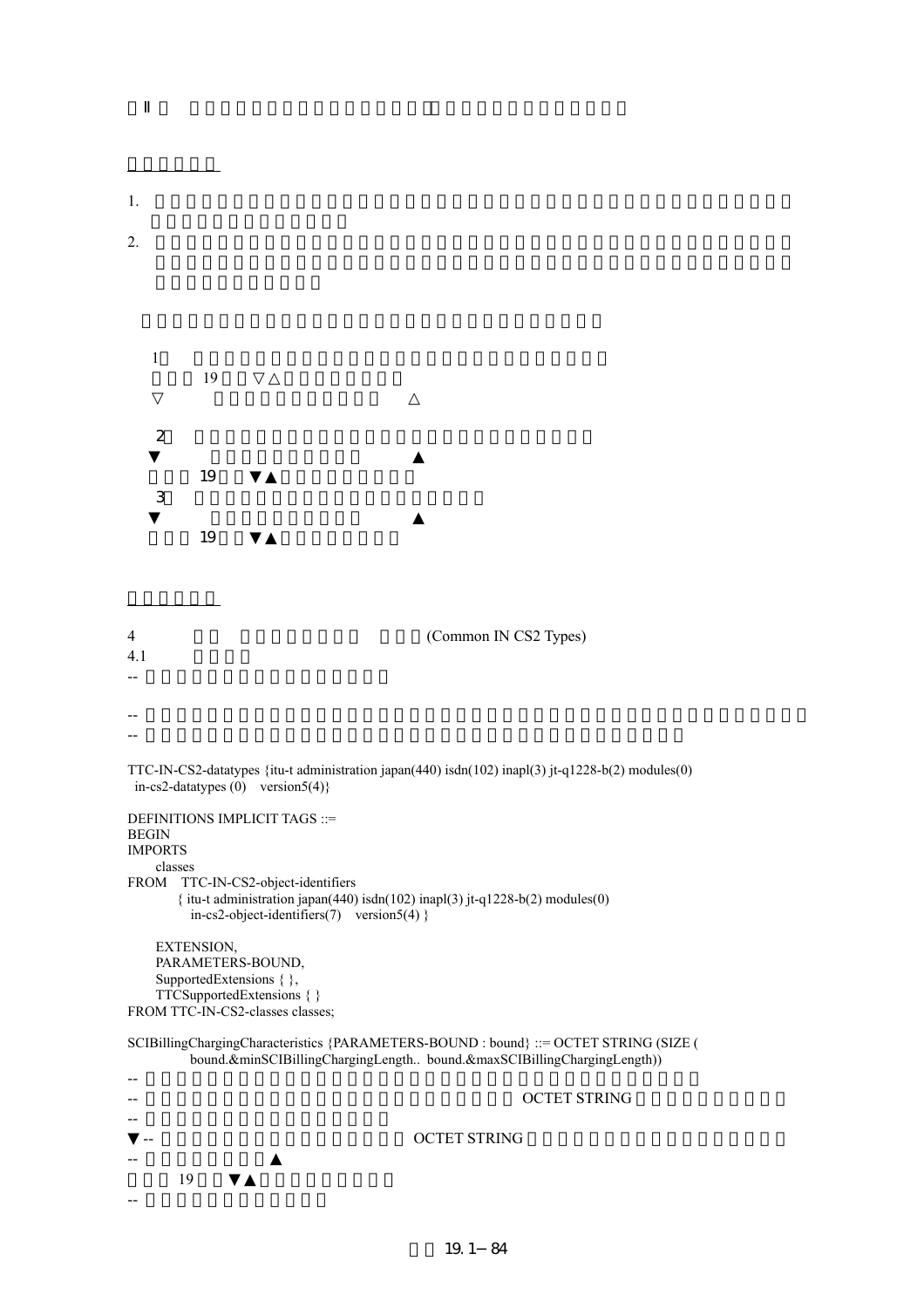Ⅱ

1.

2.

1

19 ▽△

▽ △

2

▼ ▲

19 ▼▲

3

▼ ▲

19 ▼▲

4 (Common IN CS2 Types)

4.1

--

--

--

```
TTC-IN-CS2-datatypes {itu-t administration japan(440) isdn(102) inapl(3) jt-q1228-b(2) modules(0)
  in-cs2-datatypes (0)   version5(4)}

DEFINITIONS IMPLICIT TAGS ::=
BEGIN
IMPORTS
    classes
FROM   TTC-IN-CS2-object-identifiers
         { itu-t administration japan(440) isdn(102) inapl(3) jt-q1228-b(2) modules(0)
            in-cs2-object-identifiers(7)   version5(4) }

      EXTENSION,
      PARAMETERS-BOUND,
      SupportedExtensions { },
      TTCSupportedExtensions { }
FROM TTC-IN-CS2-classes classes;

SCIBillingChargingCharacteristics {PARAMETERS-BOUND : bound} ::= OCTET STRING (SIZE (
            bound.&minSCIBillingChargingLength..  bound.&maxSCIBillingChargingLength))
--
--                                                         OCTET STRING
--
▼ --                                   OCTET STRING
--                  ▲
```

19 ▼▲

--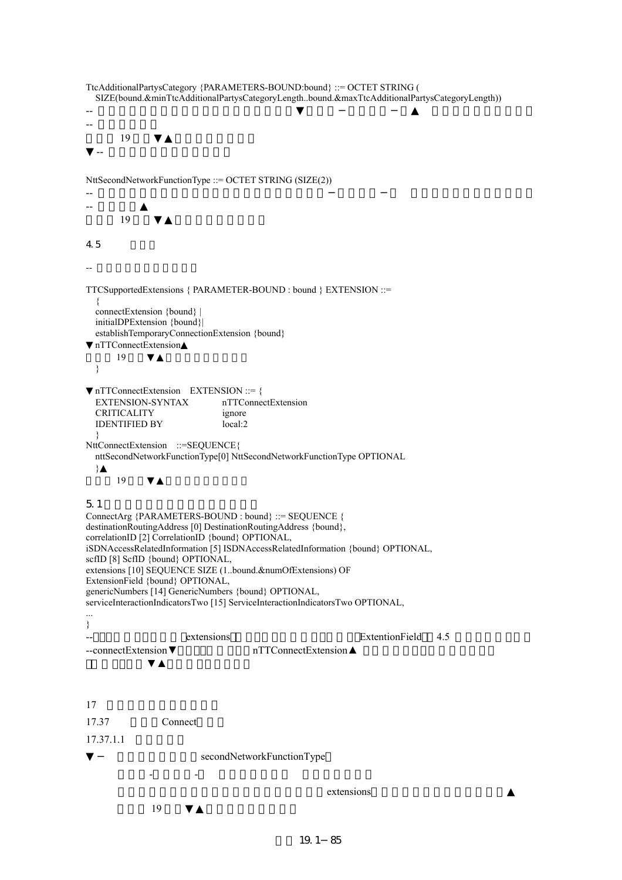```
TtcAdditionalPartysCategory {PARAMETERS-BOUND:bound} ::= OCTET STRING (
   SIZE(bound.&minTtcAdditionalPartysCategoryLength..bound.&maxTtcAdditionalPartysCategoryLength))
--                                        ▼       −         −  ▲
--
       19    ▼▲
▼ --

NttSecondNetworkFunctionType ::= OCTET STRING (SIZE(2))
--                                              −         −
--          ▲
       19    ▼▲
```

4.5

```
--

TTCSupportedExtensions { PARAMETER-BOUND : bound } EXTENSION ::=
   {
   connectExtension {bound} |
   initialDPExtension {bound}|
   establishTemporaryConnectionExtension {bound}
▼ nTTConnectExtension▲
       19    ▼▲
   }

▼ nTTConnectExtension    EXTENSION ::= {
   EXTENSION-SYNTAX          nTTConnectExtension
   CRITICALITY               ignore
   IDENTIFIED BY             local:2
   }
NttConnectExtension    ::=SEQUENCE{
   nttSecondNetworkFunctionType[0] NttSecondNetworkFunctionType OPTIONAL
   }▲
       19    ▼▲
```

5.1

```
ConnectArg {PARAMETERS-BOUND : bound} ::= SEQUENCE {
destinationRoutingAddress [0] DestinationRoutingAddress {bound},
correlationID [2] CorrelationID {bound} OPTIONAL,
iSDNAccessRelatedInformation [5] ISDNAccessRelatedInformation {bound} OPTIONAL,
scfID [8] ScfID {bound} OPTIONAL,
extensions [10] SEQUENCE SIZE (1..bound.&numOfExtensions) OF
ExtensionField {bound} OPTIONAL,
genericNumbers [14] GenericNumbers {bound} OPTIONAL,
serviceInteractionIndicatorsTwo [15] ServiceInteractionIndicatorsTwo OPTIONAL,
...
}
--                    extensions                              ExtentionField   4.5
--connectExtension▼                    nTTConnectExtension▲
              ▼▲
```

17

17.37 Connect

17.37.1.1

▼ − secondNetworkFunctionType

- -

extensions ▲

19 ▼▲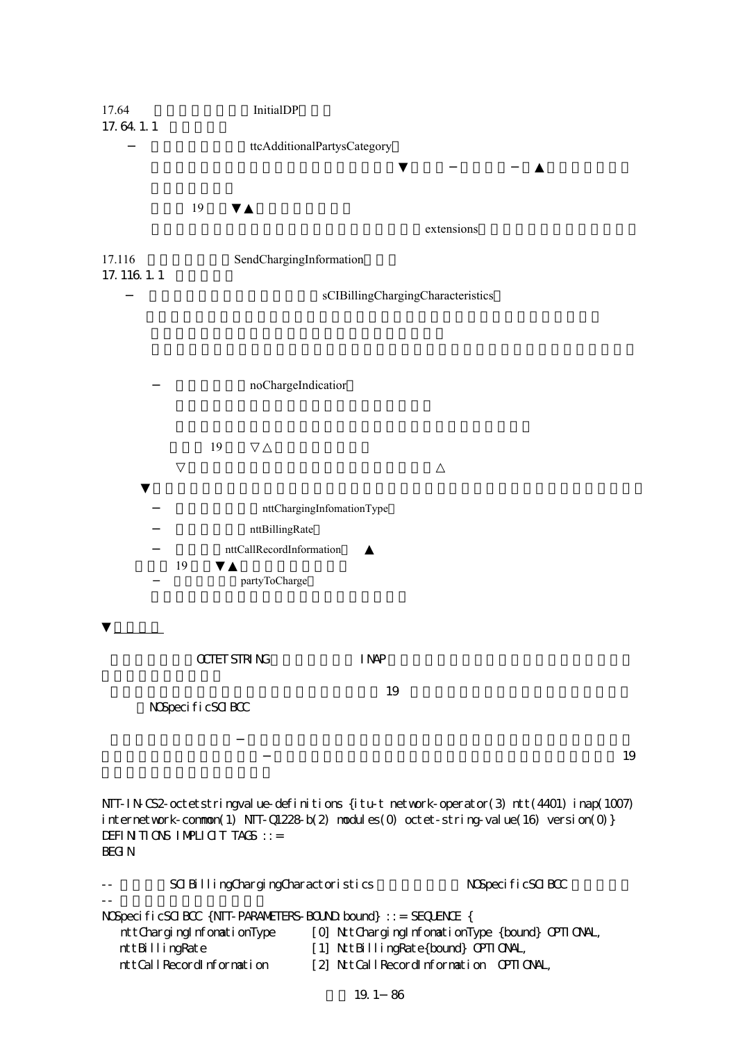17.64 InitialDP

17.64.1.1

− ttcAdditionalPartysCategory

▼ − − ▲

19 ▼▲

extensions

17.116 SendChargingInformation

17.116.1.1

− sCIBillingChargingCharacteristics

− noChargeIndicatior

19 ▽△

▽ △

▼

− nttChargingInfomationType

− nttBillingRate

− nttCallRecordInformation ▲

19 ▼▲

− partyToCharge

▼

OCTET STRING INAP

19

NOSpecificSCIBCC

−

− 19

```
NTT-IN-CS2-octetstringvalue-definitions {itu-t network-operator(3) ntt(4401) inap(1007)
internetwork-common(1) NTT-Q1228-b(2) modules(0) octet-string-value(16) version(0)}
DEFINITIONS IMPLICIT TAGS ::=
BEGIN

--         SCIBillingChargingCharactoristics              NOSpecificSCIBCC
--
NOSpecificSCIBCC {NTT-PARAMETERS-BOUND:bound} ::= SEQUENCE {
   nttChargingInfomationType      [0] NttChargingInfomationType {bound} OPTIONAL,
   nttBillingRate                 [1] NttBillingRate{bound} OPTIONAL,
   nttCallRecordInformation       [2] NttCallRecordInformation  OPTIONAL,
```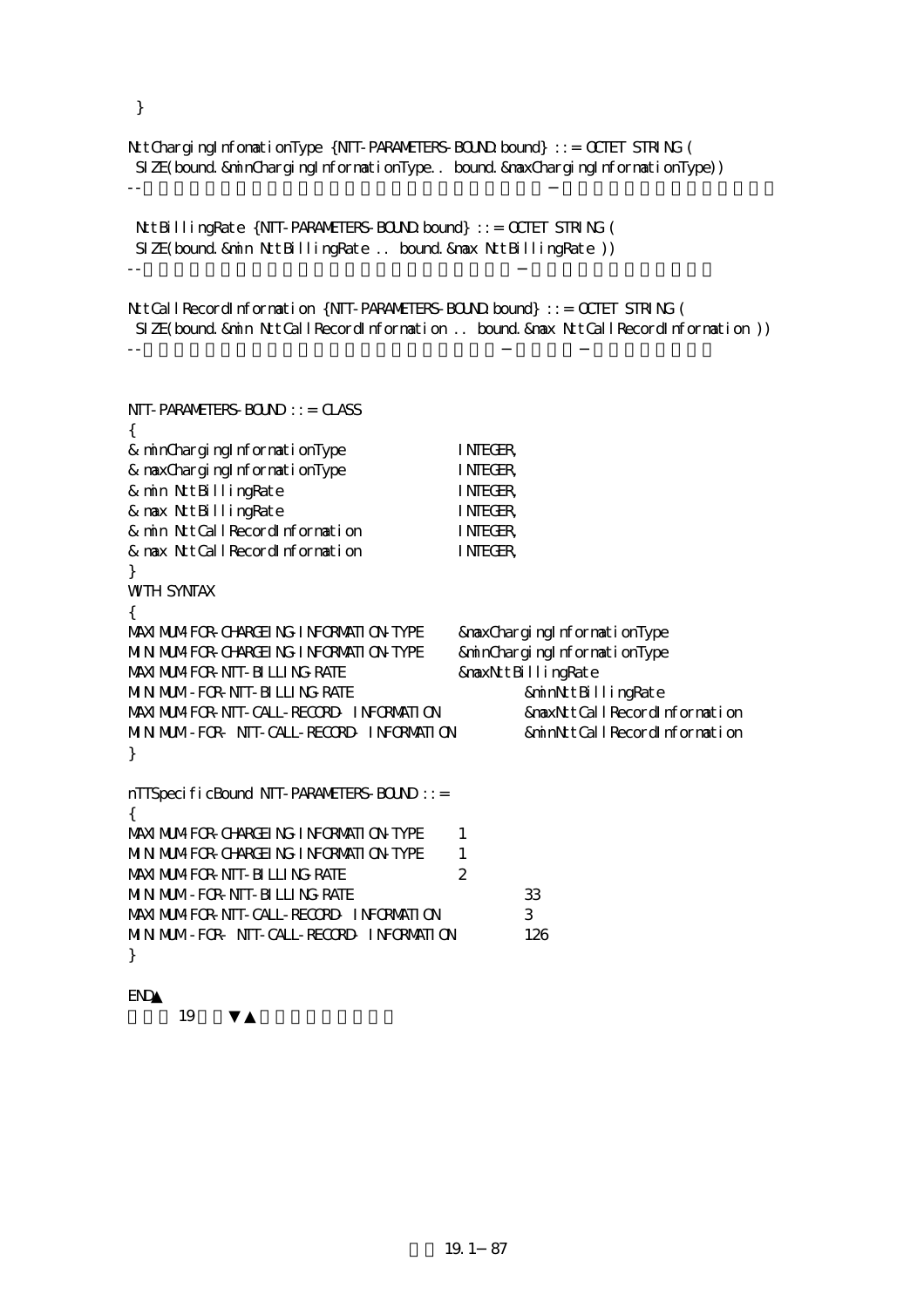```
}

NttChargingInfonationType {NTT-PARAMETERS-BOUND:bound} ::= OCTET STRING (
 SIZE(bound.&minChargingInformationType.. bound.&maxChargingInformationType))
--                                         −

 NttBillingRate {NTT-PARAMETERS-BOUND:bound} ::= OCTET STRING (
 SIZE(bound.&min NttBillingRate .. bound.&max NttBillingRate ))
--                                        −

NttCallRecordInformation {NTT-PARAMETERS-BOUND:bound} ::= OCTET STRING (
 SIZE(bound.&min NttCallRecordInformation .. bound.&max NttCallRecordInformation ))
--                                       −       −


NTT-PARAMETERS-BOUND ::= CLASS
{
& minChargingInformationType              INTEGER,
& maxChargingInformationType              INTEGER,
& min NttBillingRate                      INTEGER,
& max NttBillingRate                      INTEGER,
& min NttCallRecordInformation            INTEGER,
& max NttCallRecordInformation            INTEGER,
}
WITH SYNTAX
{
MAXIMUM-FOR-CHARGEING-INFORMATION-TYPE     &maxChargingInformationType
MINIMUM-FOR-CHARGEING-INFORMATION-TYPE     &minChargingInformationType
MAXIMUM-FOR-NTT-BILLING-RATE               &maxNttBillingRate
MINIMUM -FOR-NTT-BILLING-RATE                       &minNttBillingRate
MAXIMUM-FOR-NTT-CALL-RECORD- INFORMATION            &maxNttCallRecordInformation
MINIMUM -FOR- NTT-CALL-RECORD- INFORMATION          &minNttCallRecordInformation
}

nTTSpecificBound NTT-PARAMETERS-BOUND ::=
{
MAXIMUM-FOR-CHARGEING-INFORMATION-TYPE     1
MINIMUM-FOR-CHARGEING-INFORMATION-TYPE     1
MAXIMUM-FOR-NTT-BILLING-RATE               2
MINIMUM -FOR-NTT-BILLING-RATE                       33
MAXIMUM-FOR-NTT-CALL-RECORD- INFORMATION            3
MINIMUM -FOR- NTT-CALL-RECORD- INFORMATION          126
}

END▲
```

19　▼▲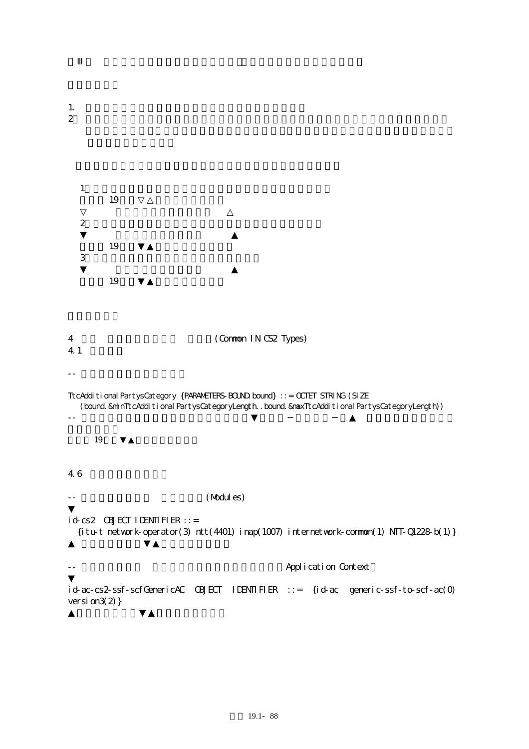III

1.
2

1
19 ▽△
▽ △
2
▼ ▲
19 ▼▲
3
▼ ▲
19 ▼▲

4 (Common IN CS2 Types)
4.1

--

```
TtcAdditionalPartysCategory {PARAMETERS-BOUND:bound} ::= OCTET STRING (SIZE
  (bound.&minTtcAdditionalPartysCategoryLength..bound.&maxTtcAdditionalPartysCategoryLength))
-- ▼ − − ▲
```

19 ▼▲

4.6

```
-- (Modules)
▼
id-cs2 OBJECT IDENTIFIER ::=
  {itu-t network-operator(3) ntt(4401) inap(1007) internetwork-common(1) NTT-Q1228-b(1)}
▲ ▼▲
```

```
-- Application Context
▼
id-ac-cs2-ssf-scfGenericAC OBJECT IDENTIFIER ::= {id-ac generic-ssf-to-scf-ac(0)
version3(2)}
▲ ▼▲
```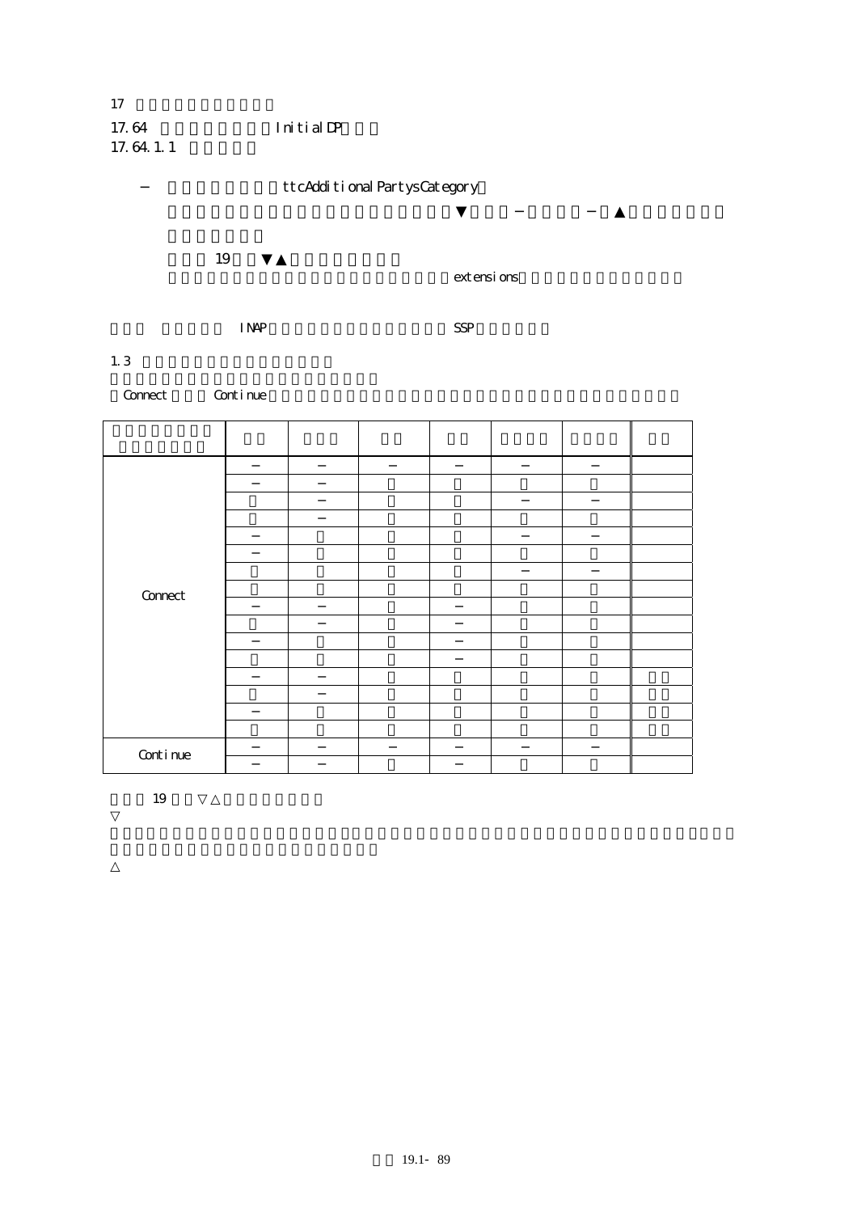17

17.64 InitialDP

17.64.1.1

− ttcAdditionalPartysCategory

▼ − − ▲

19 ▼▲

extensions

INAP SSP

1.3

Connect Continue

| | | | | | | | |
|---|---|---|---|---|---|---|---|
| Connect | − | − | − | − | − | − | |
| | − | − | | | | | |
| | | − | | | − | − | |
| | | − | | | | | |
| | − | | | | − | − | |
| | − | | | | | | |
| | | | | | − | − | |
| | | | | | | | |
| | − | − | | − | | | |
| | | − | | − | | | |
| | − | | | − | | | |
| | | | | − | | | |
| | − | − | | | | | |
| | | − | | | | | |
| | − | | | | | | |
| | | | | | | | |
| Continue | − | − | − | − | − | − | |
| | − | − | | − | | | |

19 ▽△

▽

△